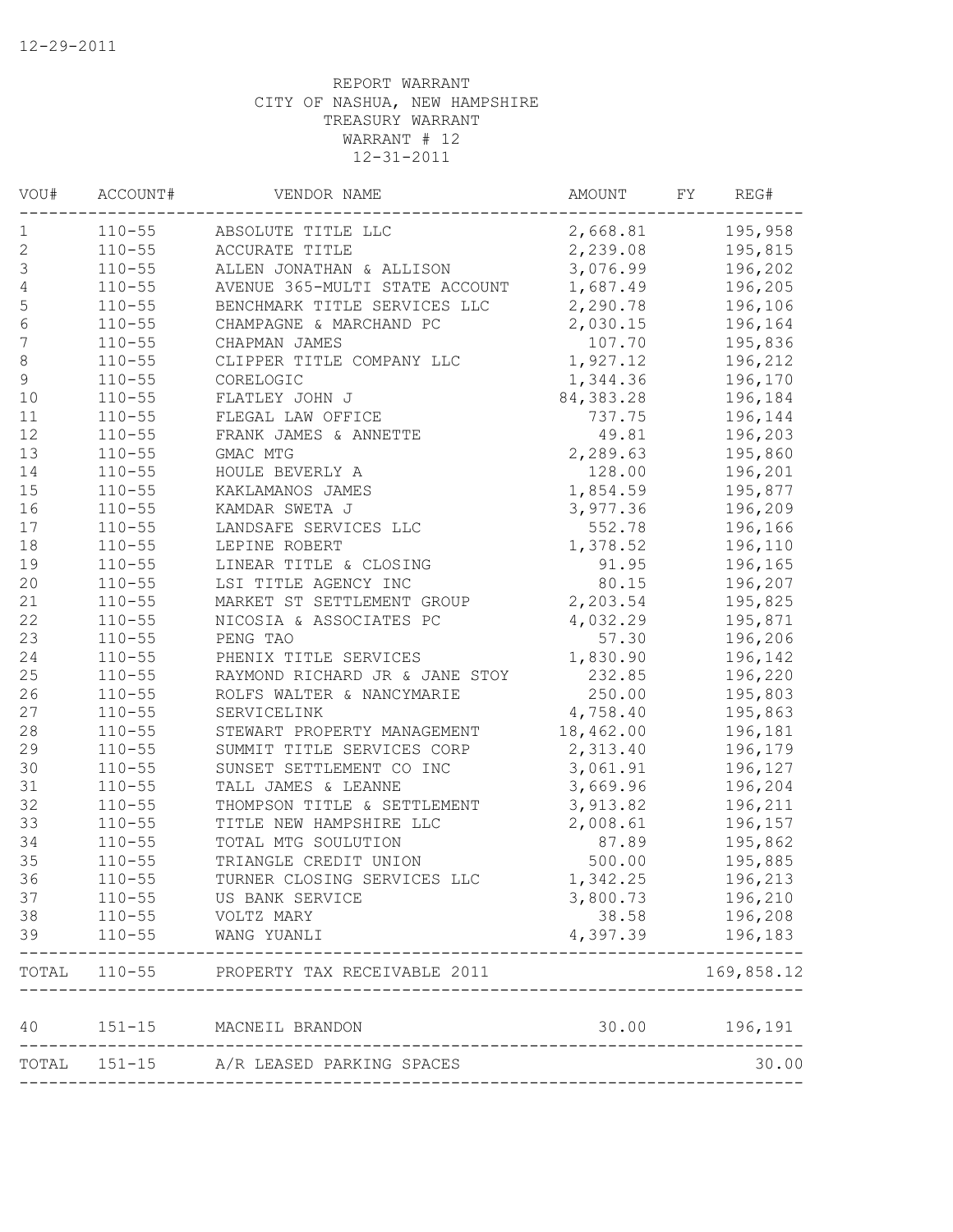12-29-2011

REPORT WARRANT
CITY OF NASHUA, NEW HAMPSHIRE
TREASURY WARRANT
WARRANT # 12
12-31-2011

| VOU# | ACCOUNT# | VENDOR NAME | AMOUNT | FY | REG# |
|---|---|---|---|---|---|
| 1 | 110-55 | ABSOLUTE TITLE LLC | 2,668.81 | | 195,958 |
| 2 | 110-55 | ACCURATE TITLE | 2,239.08 | | 195,815 |
| 3 | 110-55 | ALLEN JONATHAN & ALLISON | 3,076.99 | | 196,202 |
| 4 | 110-55 | AVENUE 365-MULTI STATE ACCOUNT | 1,687.49 | | 196,205 |
| 5 | 110-55 | BENCHMARK TITLE SERVICES LLC | 2,290.78 | | 196,106 |
| 6 | 110-55 | CHAMPAGNE & MARCHAND PC | 2,030.15 | | 196,164 |
| 7 | 110-55 | CHAPMAN JAMES | 107.70 | | 195,836 |
| 8 | 110-55 | CLIPPER TITLE COMPANY LLC | 1,927.12 | | 196,212 |
| 9 | 110-55 | CORELOGIC | 1,344.36 | | 196,170 |
| 10 | 110-55 | FLATLEY JOHN J | 84,383.28 | | 196,184 |
| 11 | 110-55 | FLEGAL LAW OFFICE | 737.75 | | 196,144 |
| 12 | 110-55 | FRANK JAMES & ANNETTE | 49.81 | | 196,203 |
| 13 | 110-55 | GMAC MTG | 2,289.63 | | 195,860 |
| 14 | 110-55 | HOULE BEVERLY A | 128.00 | | 196,201 |
| 15 | 110-55 | KAKLAMANOS JAMES | 1,854.59 | | 195,877 |
| 16 | 110-55 | KAMDAR SWETA J | 3,977.36 | | 196,209 |
| 17 | 110-55 | LANDSAFE SERVICES LLC | 552.78 | | 196,166 |
| 18 | 110-55 | LEPINE ROBERT | 1,378.52 | | 196,110 |
| 19 | 110-55 | LINEAR TITLE & CLOSING | 91.95 | | 196,165 |
| 20 | 110-55 | LSI TITLE AGENCY INC | 80.15 | | 196,207 |
| 21 | 110-55 | MARKET ST SETTLEMENT GROUP | 2,203.54 | | 195,825 |
| 22 | 110-55 | NICOSIA & ASSOCIATES PC | 4,032.29 | | 195,871 |
| 23 | 110-55 | PENG TAO | 57.30 | | 196,206 |
| 24 | 110-55 | PHENIX TITLE SERVICES | 1,830.90 | | 196,142 |
| 25 | 110-55 | RAYMOND RICHARD JR & JANE STOY | 232.85 | | 196,220 |
| 26 | 110-55 | ROLFS WALTER & NANCYMARIE | 250.00 | | 195,803 |
| 27 | 110-55 | SERVICELINK | 4,758.40 | | 195,863 |
| 28 | 110-55 | STEWART PROPERTY MANAGEMENT | 18,462.00 | | 196,181 |
| 29 | 110-55 | SUMMIT TITLE SERVICES CORP | 2,313.40 | | 196,179 |
| 30 | 110-55 | SUNSET SETTLEMENT CO INC | 3,061.91 | | 196,127 |
| 31 | 110-55 | TALL JAMES & LEANNE | 3,669.96 | | 196,204 |
| 32 | 110-55 | THOMPSON TITLE & SETTLEMENT | 3,913.82 | | 196,211 |
| 33 | 110-55 | TITLE NEW HAMPSHIRE LLC | 2,008.61 | | 196,157 |
| 34 | 110-55 | TOTAL MTG SOULUTION | 87.89 | | 195,862 |
| 35 | 110-55 | TRIANGLE CREDIT UNION | 500.00 | | 195,885 |
| 36 | 110-55 | TURNER CLOSING SERVICES LLC | 1,342.25 | | 196,213 |
| 37 | 110-55 | US BANK SERVICE | 3,800.73 | | 196,210 |
| 38 | 110-55 | VOLTZ MARY | 38.58 | | 196,208 |
| 39 | 110-55 | WANG YUANLI | 4,397.39 | | 196,183 |
| TOTAL | 110-55 | PROPERTY TAX RECEIVABLE 2011 | | | 169,858.12 |
| 40 | 151-15 | MACNEIL BRANDON | 30.00 | | 196,191 |
| TOTAL | 151-15 | A/R LEASED PARKING SPACES | | | 30.00 |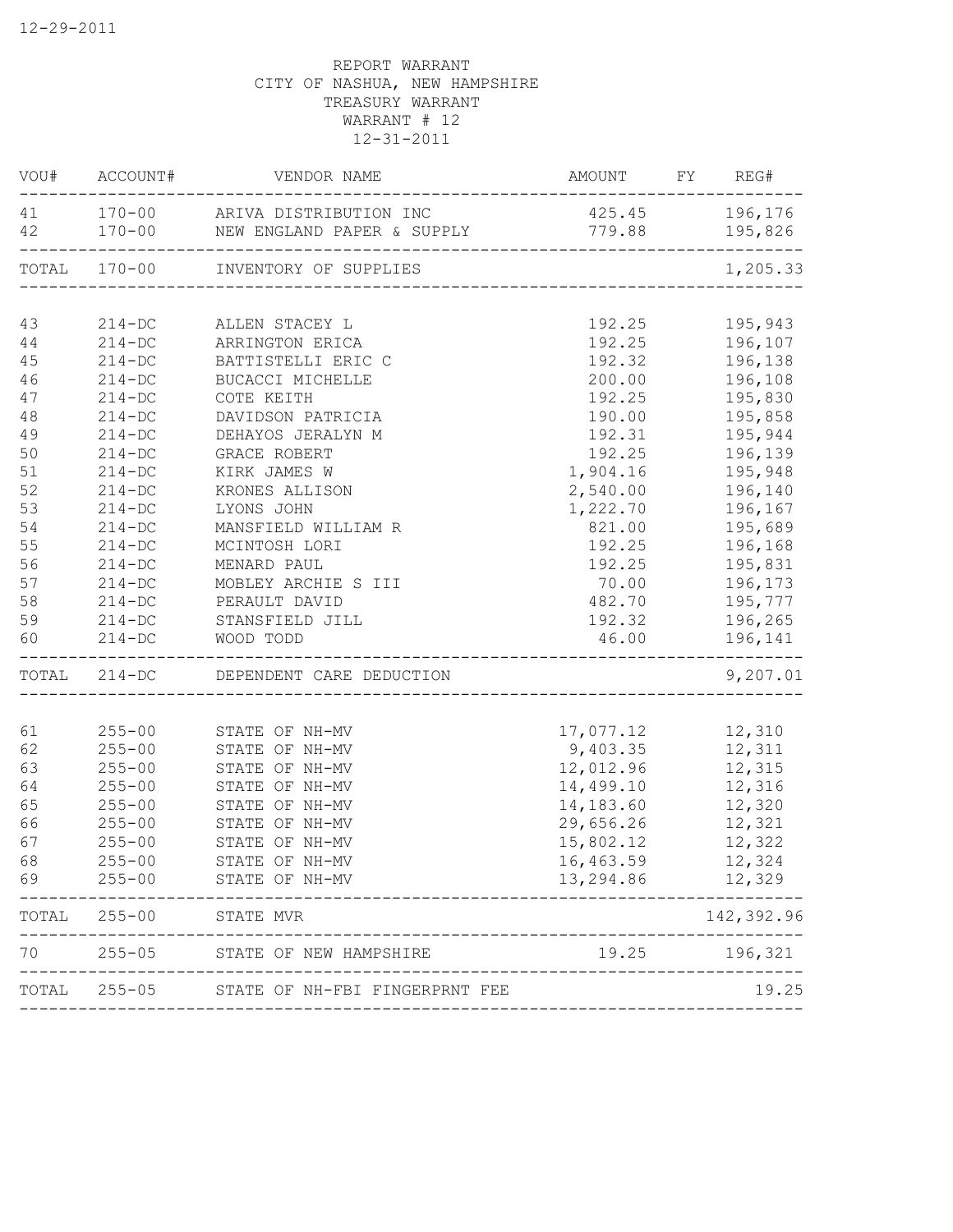12-29-2011

REPORT WARRANT
CITY OF NASHUA, NEW HAMPSHIRE
TREASURY WARRANT
WARRANT # 12
12-31-2011

| VOU# | ACCOUNT# | VENDOR NAME | AMOUNT | FY | REG# |
|---|---|---|---|---|---|
| 41 | 170-00 | ARIVA DISTRIBUTION INC | 425.45 | | 196,176 |
| 42 | 170-00 | NEW ENGLAND PAPER & SUPPLY | 779.88 | | 195,826 |
| TOTAL | 170-00 | INVENTORY OF SUPPLIES | | | 1,205.33 |
| 43 | 214-DC | ALLEN STACEY L | 192.25 | | 195,943 |
| 44 | 214-DC | ARRINGTON ERICA | 192.25 | | 196,107 |
| 45 | 214-DC | BATTISTELLI ERIC C | 192.32 | | 196,138 |
| 46 | 214-DC | BUCACCI MICHELLE | 200.00 | | 196,108 |
| 47 | 214-DC | COTE KEITH | 192.25 | | 195,830 |
| 48 | 214-DC | DAVIDSON PATRICIA | 190.00 | | 195,858 |
| 49 | 214-DC | DEHAYOS JERALYN M | 192.31 | | 195,944 |
| 50 | 214-DC | GRACE ROBERT | 192.25 | | 196,139 |
| 51 | 214-DC | KIRK JAMES W | 1,904.16 | | 195,948 |
| 52 | 214-DC | KRONES ALLISON | 2,540.00 | | 196,140 |
| 53 | 214-DC | LYONS JOHN | 1,222.70 | | 196,167 |
| 54 | 214-DC | MANSFIELD WILLIAM R | 821.00 | | 195,689 |
| 55 | 214-DC | MCINTOSH LORI | 192.25 | | 196,168 |
| 56 | 214-DC | MENARD PAUL | 192.25 | | 195,831 |
| 57 | 214-DC | MOBLEY ARCHIE S III | 70.00 | | 196,173 |
| 58 | 214-DC | PERAULT DAVID | 482.70 | | 195,777 |
| 59 | 214-DC | STANSFIELD JILL | 192.32 | | 196,265 |
| 60 | 214-DC | WOOD TODD | 46.00 | | 196,141 |
| TOTAL | 214-DC | DEPENDENT CARE DEDUCTION | | | 9,207.01 |
| 61 | 255-00 | STATE OF NH-MV | 17,077.12 | | 12,310 |
| 62 | 255-00 | STATE OF NH-MV | 9,403.35 | | 12,311 |
| 63 | 255-00 | STATE OF NH-MV | 12,012.96 | | 12,315 |
| 64 | 255-00 | STATE OF NH-MV | 14,499.10 | | 12,316 |
| 65 | 255-00 | STATE OF NH-MV | 14,183.60 | | 12,320 |
| 66 | 255-00 | STATE OF NH-MV | 29,656.26 | | 12,321 |
| 67 | 255-00 | STATE OF NH-MV | 15,802.12 | | 12,322 |
| 68 | 255-00 | STATE OF NH-MV | 16,463.59 | | 12,324 |
| 69 | 255-00 | STATE OF NH-MV | 13,294.86 | | 12,329 |
| TOTAL | 255-00 | STATE MVR | | | 142,392.96 |
| 70 | 255-05 | STATE OF NEW HAMPSHIRE | 19.25 | | 196,321 |
| TOTAL | 255-05 | STATE OF NH-FBI FINGERPRNT FEE | | | 19.25 |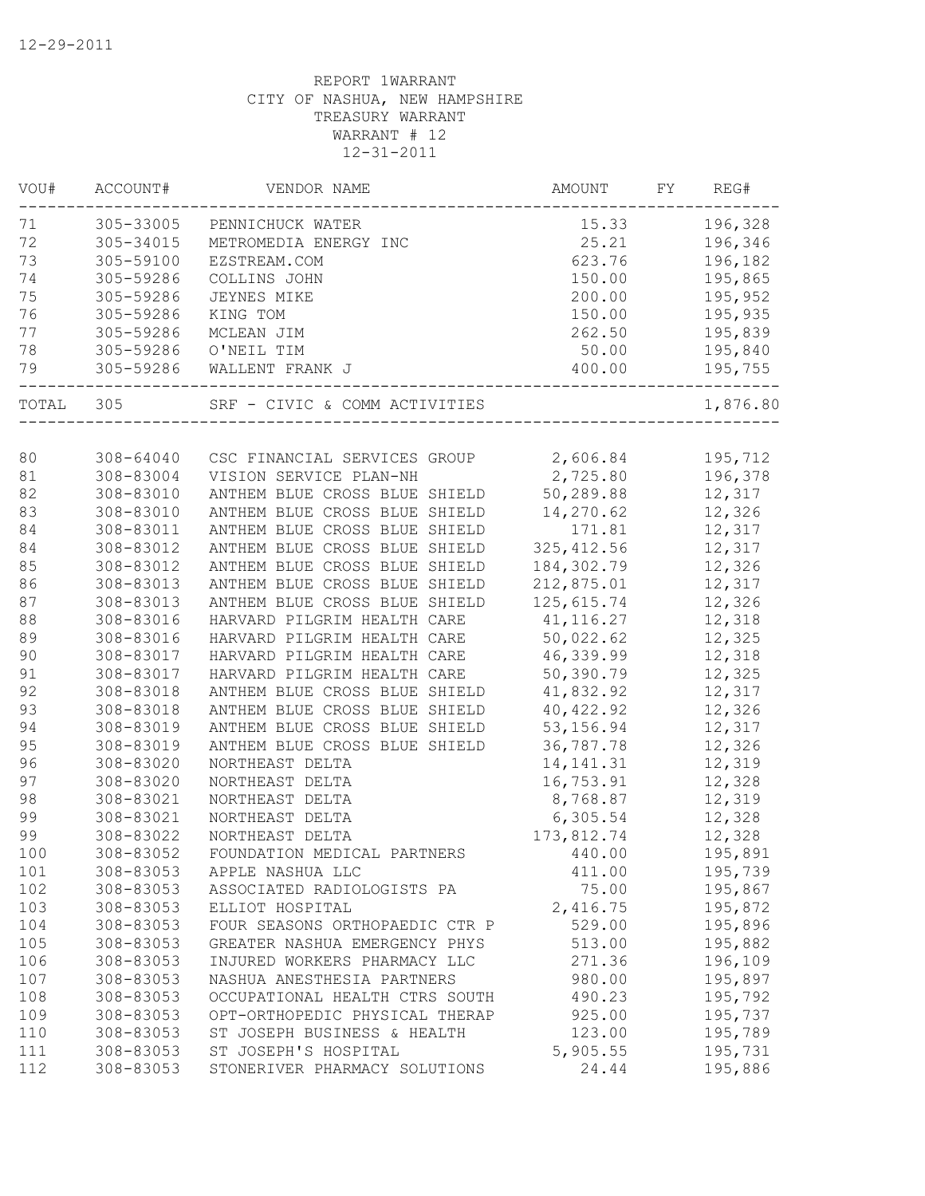12-29-2011

REPORT 1WARRANT
CITY OF NASHUA, NEW HAMPSHIRE
TREASURY WARRANT
WARRANT # 12
12-31-2011

| VOU# | ACCOUNT# | VENDOR NAME | AMOUNT | FY | REG# |
|---|---|---|---|---|---|
| 71 | 305-33005 | PENNICHUCK WATER | 15.33 | | 196,328 |
| 72 | 305-34015 | METROMEDIA ENERGY INC | 25.21 | | 196,346 |
| 73 | 305-59100 | EZSTREAM.COM | 623.76 | | 196,182 |
| 74 | 305-59286 | COLLINS JOHN | 150.00 | | 195,865 |
| 75 | 305-59286 | JEYNES MIKE | 200.00 | | 195,952 |
| 76 | 305-59286 | KING TOM | 150.00 | | 195,935 |
| 77 | 305-59286 | MCLEAN JIM | 262.50 | | 195,839 |
| 78 | 305-59286 | O'NEIL TIM | 50.00 | | 195,840 |
| 79 | 305-59286 | WALLENT FRANK J | 400.00 | | 195,755 |
| TOTAL | 305 | SRF - CIVIC & COMM ACTIVITIES | | | 1,876.80 |
| 80 | 308-64040 | CSC FINANCIAL SERVICES GROUP | 2,606.84 | | 195,712 |
| 81 | 308-83004 | VISION SERVICE PLAN-NH | 2,725.80 | | 196,378 |
| 82 | 308-83010 | ANTHEM BLUE CROSS BLUE SHIELD | 50,289.88 | | 12,317 |
| 83 | 308-83010 | ANTHEM BLUE CROSS BLUE SHIELD | 14,270.62 | | 12,326 |
| 84 | 308-83011 | ANTHEM BLUE CROSS BLUE SHIELD | 171.81 | | 12,317 |
| 84 | 308-83012 | ANTHEM BLUE CROSS BLUE SHIELD | 325,412.56 | | 12,317 |
| 85 | 308-83012 | ANTHEM BLUE CROSS BLUE SHIELD | 184,302.79 | | 12,326 |
| 86 | 308-83013 | ANTHEM BLUE CROSS BLUE SHIELD | 212,875.01 | | 12,317 |
| 87 | 308-83013 | ANTHEM BLUE CROSS BLUE SHIELD | 125,615.74 | | 12,326 |
| 88 | 308-83016 | HARVARD PILGRIM HEALTH CARE | 41,116.27 | | 12,318 |
| 89 | 308-83016 | HARVARD PILGRIM HEALTH CARE | 50,022.62 | | 12,325 |
| 90 | 308-83017 | HARVARD PILGRIM HEALTH CARE | 46,339.99 | | 12,318 |
| 91 | 308-83017 | HARVARD PILGRIM HEALTH CARE | 50,390.79 | | 12,325 |
| 92 | 308-83018 | ANTHEM BLUE CROSS BLUE SHIELD | 41,832.92 | | 12,317 |
| 93 | 308-83018 | ANTHEM BLUE CROSS BLUE SHIELD | 40,422.92 | | 12,326 |
| 94 | 308-83019 | ANTHEM BLUE CROSS BLUE SHIELD | 53,156.94 | | 12,317 |
| 95 | 308-83019 | ANTHEM BLUE CROSS BLUE SHIELD | 36,787.78 | | 12,326 |
| 96 | 308-83020 | NORTHEAST DELTA | 14,141.31 | | 12,319 |
| 97 | 308-83020 | NORTHEAST DELTA | 16,753.91 | | 12,328 |
| 98 | 308-83021 | NORTHEAST DELTA | 8,768.87 | | 12,319 |
| 99 | 308-83021 | NORTHEAST DELTA | 6,305.54 | | 12,328 |
| 99 | 308-83022 | NORTHEAST DELTA | 173,812.74 | | 12,328 |
| 100 | 308-83052 | FOUNDATION MEDICAL PARTNERS | 440.00 | | 195,891 |
| 101 | 308-83053 | APPLE NASHUA LLC | 411.00 | | 195,739 |
| 102 | 308-83053 | ASSOCIATED RADIOLOGISTS PA | 75.00 | | 195,867 |
| 103 | 308-83053 | ELLIOT HOSPITAL | 2,416.75 | | 195,872 |
| 104 | 308-83053 | FOUR SEASONS ORTHOPAEDIC CTR P | 529.00 | | 195,896 |
| 105 | 308-83053 | GREATER NASHUA EMERGENCY PHYS | 513.00 | | 195,882 |
| 106 | 308-83053 | INJURED WORKERS PHARMACY LLC | 271.36 | | 196,109 |
| 107 | 308-83053 | NASHUA ANESTHESIA PARTNERS | 980.00 | | 195,897 |
| 108 | 308-83053 | OCCUPATIONAL HEALTH CTRS SOUTH | 490.23 | | 195,792 |
| 109 | 308-83053 | OPT-ORTHOPEDIC PHYSICAL THERAP | 925.00 | | 195,737 |
| 110 | 308-83053 | ST JOSEPH BUSINESS & HEALTH | 123.00 | | 195,789 |
| 111 | 308-83053 | ST JOSEPH'S HOSPITAL | 5,905.55 | | 195,731 |
| 112 | 308-83053 | STONERIVER PHARMACY SOLUTIONS | 24.44 | | 195,886 |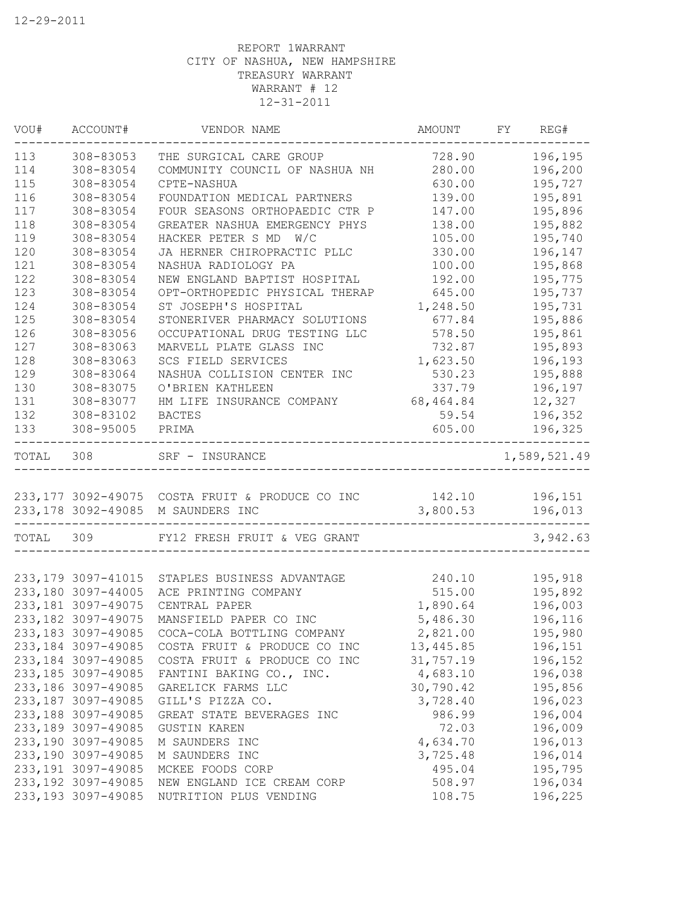12-29-2011

REPORT 1WARRANT
CITY OF NASHUA, NEW HAMPSHIRE
TREASURY WARRANT
WARRANT # 12
12-31-2011

| VOU# | ACCOUNT# | VENDOR NAME | AMOUNT | FY | REG# |
|---|---|---|---|---|---|
| 113 | 308-83053 | THE SURGICAL CARE GROUP | 728.90 | | 196,195 |
| 114 | 308-83054 | COMMUNITY COUNCIL OF NASHUA NH | 280.00 | | 196,200 |
| 115 | 308-83054 | CPTE-NASHUA | 630.00 | | 195,727 |
| 116 | 308-83054 | FOUNDATION MEDICAL PARTNERS | 139.00 | | 195,891 |
| 117 | 308-83054 | FOUR SEASONS ORTHOPAEDIC CTR P | 147.00 | | 195,896 |
| 118 | 308-83054 | GREATER NASHUA EMERGENCY PHYS | 138.00 | | 195,882 |
| 119 | 308-83054 | HACKER PETER S MD W/C | 105.00 | | 195,740 |
| 120 | 308-83054 | JA HERNER CHIROPRACTIC PLLC | 330.00 | | 196,147 |
| 121 | 308-83054 | NASHUA RADIOLOGY PA | 100.00 | | 195,868 |
| 122 | 308-83054 | NEW ENGLAND BAPTIST HOSPITAL | 192.00 | | 195,775 |
| 123 | 308-83054 | OPT-ORTHOPEDIC PHYSICAL THERAP | 645.00 | | 195,737 |
| 124 | 308-83054 | ST JOSEPH'S HOSPITAL | 1,248.50 | | 195,731 |
| 125 | 308-83054 | STONERIVER PHARMACY SOLUTIONS | 677.84 | | 195,886 |
| 126 | 308-83056 | OCCUPATIONAL DRUG TESTING LLC | 578.50 | | 195,861 |
| 127 | 308-83063 | MARVELL PLATE GLASS INC | 732.87 | | 195,893 |
| 128 | 308-83063 | SCS FIELD SERVICES | 1,623.50 | | 196,193 |
| 129 | 308-83064 | NASHUA COLLISION CENTER INC | 530.23 | | 195,888 |
| 130 | 308-83075 | O'BRIEN KATHLEEN | 337.79 | | 196,197 |
| 131 | 308-83077 | HM LIFE INSURANCE COMPANY | 68,464.84 | | 12,327 |
| 132 | 308-83102 | BACTES | 59.54 | | 196,352 |
| 133 | 308-95005 | PRIMA | 605.00 | | 196,325 |
| TOTAL | 308 | SRF - INSURANCE | | | 1,589,521.49 |
| 233,177 | 3092-49075 | COSTA FRUIT & PRODUCE CO INC | 142.10 | | 196,151 |
| 233,178 | 3092-49085 | M SAUNDERS INC | 3,800.53 | | 196,013 |
| TOTAL | 309 | FY12 FRESH FRUIT & VEG GRANT | | | 3,942.63 |
| 233,179 | 3097-41015 | STAPLES BUSINESS ADVANTAGE | 240.10 | | 195,918 |
| 233,180 | 3097-44005 | ACE PRINTING COMPANY | 515.00 | | 195,892 |
| 233,181 | 3097-49075 | CENTRAL PAPER | 1,890.64 | | 196,003 |
| 233,182 | 3097-49075 | MANSFIELD PAPER CO INC | 5,486.30 | | 196,116 |
| 233,183 | 3097-49085 | COCA-COLA BOTTLING COMPANY | 2,821.00 | | 195,980 |
| 233,184 | 3097-49085 | COSTA FRUIT & PRODUCE CO INC | 13,445.85 | | 196,151 |
| 233,184 | 3097-49085 | COSTA FRUIT & PRODUCE CO INC | 31,757.19 | | 196,152 |
| 233,185 | 3097-49085 | FANTINI BAKING CO., INC. | 4,683.10 | | 196,038 |
| 233,186 | 3097-49085 | GARELICK FARMS LLC | 30,790.42 | | 195,856 |
| 233,187 | 3097-49085 | GILL'S PIZZA CO. | 3,728.40 | | 196,023 |
| 233,188 | 3097-49085 | GREAT STATE BEVERAGES INC | 986.99 | | 196,004 |
| 233,189 | 3097-49085 | GUSTIN KAREN | 72.03 | | 196,009 |
| 233,190 | 3097-49085 | M SAUNDERS INC | 4,634.70 | | 196,013 |
| 233,190 | 3097-49085 | M SAUNDERS INC | 3,725.48 | | 196,014 |
| 233,191 | 3097-49085 | MCKEE FOODS CORP | 495.04 | | 195,795 |
| 233,192 | 3097-49085 | NEW ENGLAND ICE CREAM CORP | 508.97 | | 196,034 |
| 233,193 | 3097-49085 | NUTRITION PLUS VENDING | 108.75 | | 196,225 |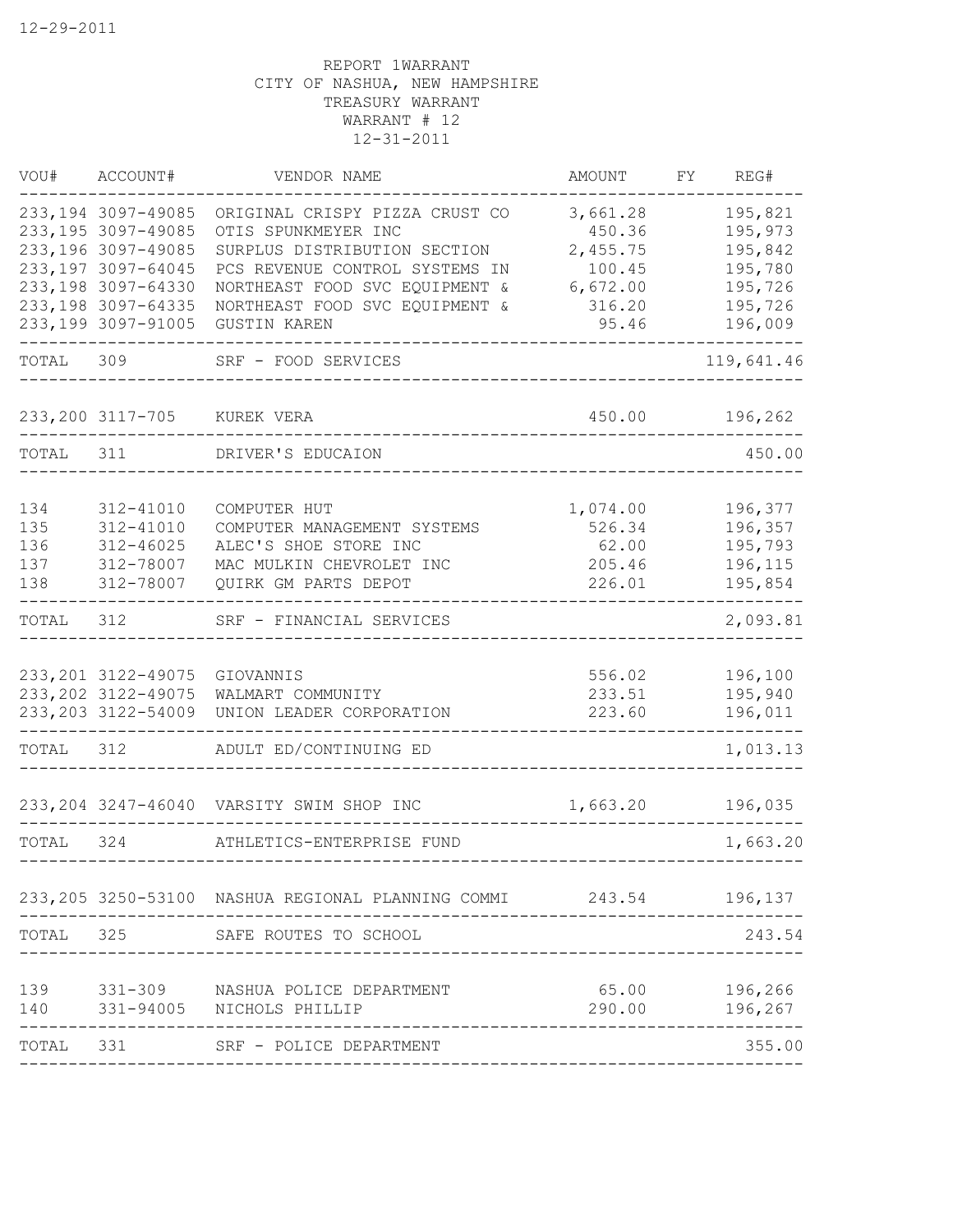12-29-2011

REPORT 1WARRANT
CITY OF NASHUA, NEW HAMPSHIRE
TREASURY WARRANT
WARRANT # 12
12-31-2011

| VOU# | ACCOUNT# | VENDOR NAME | AMOUNT | FY | REG# |
|---|---|---|---|---|---|
| 233,194 | 3097-49085 | ORIGINAL CRISPY PIZZA CRUST CO | 3,661.28 | | 195,821 |
| 233,195 | 3097-49085 | OTIS SPUNKMEYER INC | 450.36 | | 195,973 |
| 233,196 | 3097-49085 | SURPLUS DISTRIBUTION SECTION | 2,455.75 | | 195,842 |
| 233,197 | 3097-64045 | PCS REVENUE CONTROL SYSTEMS IN | 100.45 | | 195,780 |
| 233,198 | 3097-64330 | NORTHEAST FOOD SVC EQUIPMENT & | 6,672.00 | | 195,726 |
| 233,198 | 3097-64335 | NORTHEAST FOOD SVC EQUIPMENT & | 316.20 | | 195,726 |
| 233,199 | 3097-91005 | GUSTIN KAREN | 95.46 | | 196,009 |
| TOTAL | 309 | SRF - FOOD SERVICES | | | 119,641.46 |
| 233,200 | 3117-705 | KUREK VERA | 450.00 | | 196,262 |
| TOTAL | 311 | DRIVER'S EDUCAION | | | 450.00 |
| 134 | 312-41010 | COMPUTER HUT | 1,074.00 | | 196,377 |
| 135 | 312-41010 | COMPUTER MANAGEMENT SYSTEMS | 526.34 | | 196,357 |
| 136 | 312-46025 | ALEC'S SHOE STORE INC | 62.00 | | 195,793 |
| 137 | 312-78007 | MAC MULKIN CHEVROLET INC | 205.46 | | 196,115 |
| 138 | 312-78007 | QUIRK GM PARTS DEPOT | 226.01 | | 195,854 |
| TOTAL | 312 | SRF - FINANCIAL SERVICES | | | 2,093.81 |
| 233,201 | 3122-49075 | GIOVANNIS | 556.02 | | 196,100 |
| 233,202 | 3122-49075 | WALMART COMMUNITY | 233.51 | | 195,940 |
| 233,203 | 3122-54009 | UNION LEADER CORPORATION | 223.60 | | 196,011 |
| TOTAL | 312 | ADULT ED/CONTINUING ED | | | 1,013.13 |
| 233,204 | 3247-46040 | VARSITY SWIM SHOP INC | 1,663.20 | | 196,035 |
| TOTAL | 324 | ATHLETICS-ENTERPRISE FUND | | | 1,663.20 |
| 233,205 | 3250-53100 | NASHUA REGIONAL PLANNING COMMI | 243.54 | | 196,137 |
| TOTAL | 325 | SAFE ROUTES TO SCHOOL | | | 243.54 |
| 139 | 331-309 | NASHUA POLICE DEPARTMENT | 65.00 | | 196,266 |
| 140 | 331-94005 | NICHOLS PHILLIP | 290.00 | | 196,267 |
| TOTAL | 331 | SRF - POLICE DEPARTMENT | | | 355.00 |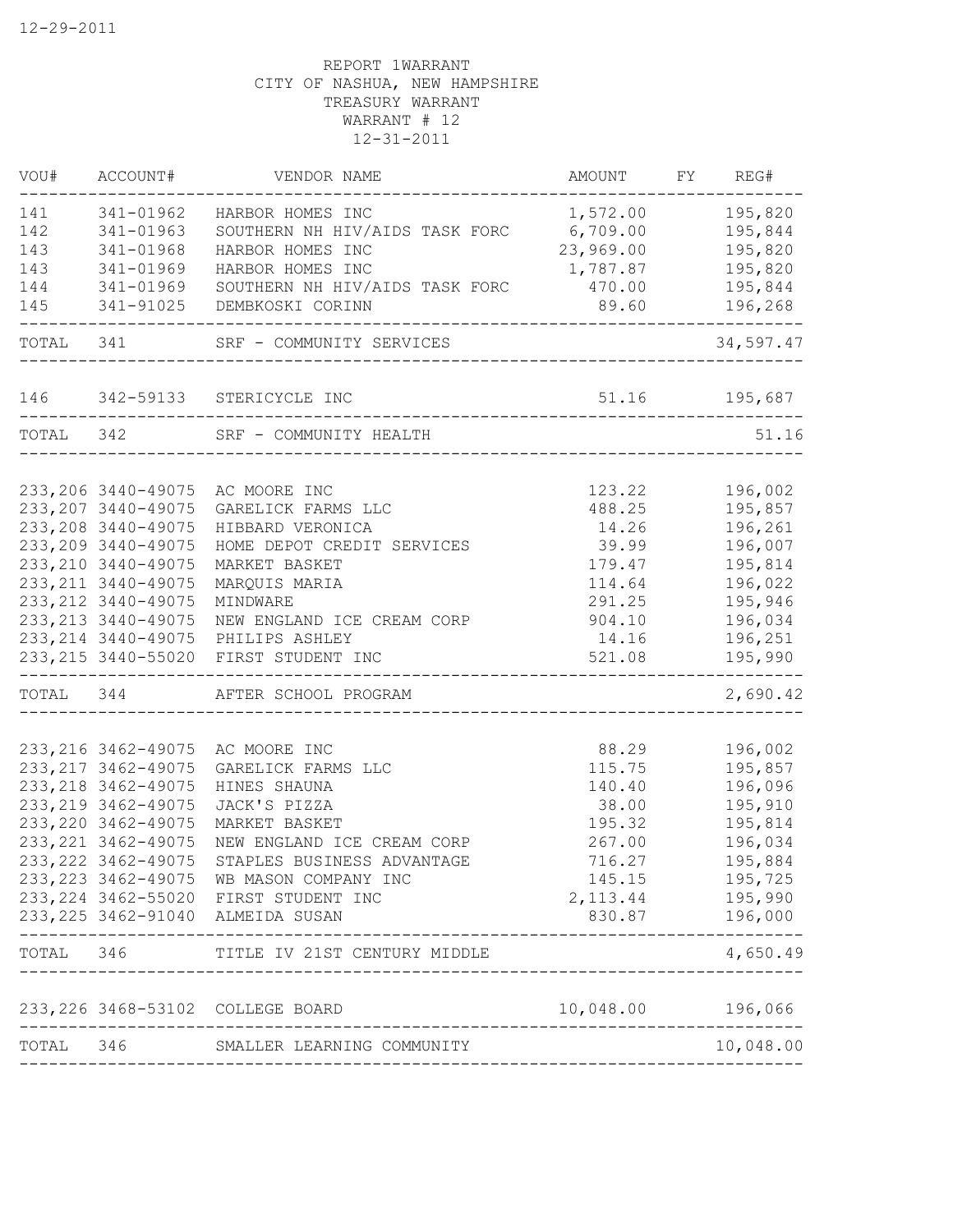12-29-2011

REPORT 1WARRANT
CITY OF NASHUA, NEW HAMPSHIRE
TREASURY WARRANT
WARRANT # 12
12-31-2011

| VOU# | ACCOUNT# | VENDOR NAME | AMOUNT | FY | REG# |
|---|---|---|---|---|---|
| 141 | 341-01962 | HARBOR HOMES INC | 1,572.00 | | 195,820 |
| 142 | 341-01963 | SOUTHERN NH HIV/AIDS TASK FORC | 6,709.00 | | 195,844 |
| 143 | 341-01968 | HARBOR HOMES INC | 23,969.00 | | 195,820 |
| 143 | 341-01969 | HARBOR HOMES INC | 1,787.87 | | 195,820 |
| 144 | 341-01969 | SOUTHERN NH HIV/AIDS TASK FORC | 470.00 | | 195,844 |
| 145 | 341-91025 | DEMBKOSKI CORINN | 89.60 | | 196,268 |
| TOTAL | 341 | SRF - COMMUNITY SERVICES | | | 34,597.47 |
| 146 | 342-59133 | STERICYCLE INC | 51.16 | | 195,687 |
| TOTAL | 342 | SRF - COMMUNITY HEALTH | | | 51.16 |
| 233,206 | 3440-49075 | AC MOORE INC | 123.22 | | 196,002 |
| 233,207 | 3440-49075 | GARELICK FARMS LLC | 488.25 | | 195,857 |
| 233,208 | 3440-49075 | HIBBARD VERONICA | 14.26 | | 196,261 |
| 233,209 | 3440-49075 | HOME DEPOT CREDIT SERVICES | 39.99 | | 196,007 |
| 233,210 | 3440-49075 | MARKET BASKET | 179.47 | | 195,814 |
| 233,211 | 3440-49075 | MARQUIS MARIA | 114.64 | | 196,022 |
| 233,212 | 3440-49075 | MINDWARE | 291.25 | | 195,946 |
| 233,213 | 3440-49075 | NEW ENGLAND ICE CREAM CORP | 904.10 | | 196,034 |
| 233,214 | 3440-49075 | PHILIPS ASHLEY | 14.16 | | 196,251 |
| 233,215 | 3440-55020 | FIRST STUDENT INC | 521.08 | | 195,990 |
| TOTAL | 344 | AFTER SCHOOL PROGRAM | | | 2,690.42 |
| 233,216 | 3462-49075 | AC MOORE INC | 88.29 | | 196,002 |
| 233,217 | 3462-49075 | GARELICK FARMS LLC | 115.75 | | 195,857 |
| 233,218 | 3462-49075 | HINES SHAUNA | 140.40 | | 196,096 |
| 233,219 | 3462-49075 | JACK'S PIZZA | 38.00 | | 195,910 |
| 233,220 | 3462-49075 | MARKET BASKET | 195.32 | | 195,814 |
| 233,221 | 3462-49075 | NEW ENGLAND ICE CREAM CORP | 267.00 | | 196,034 |
| 233,222 | 3462-49075 | STAPLES BUSINESS ADVANTAGE | 716.27 | | 195,884 |
| 233,223 | 3462-49075 | WB MASON COMPANY INC | 145.15 | | 195,725 |
| 233,224 | 3462-55020 | FIRST STUDENT INC | 2,113.44 | | 195,990 |
| 233,225 | 3462-91040 | ALMEIDA SUSAN | 830.87 | | 196,000 |
| TOTAL | 346 | TITLE IV 21ST CENTURY MIDDLE | | | 4,650.49 |
| 233,226 | 3468-53102 | COLLEGE BOARD | 10,048.00 | | 196,066 |
| TOTAL | 346 | SMALLER LEARNING COMMUNITY | | | 10,048.00 |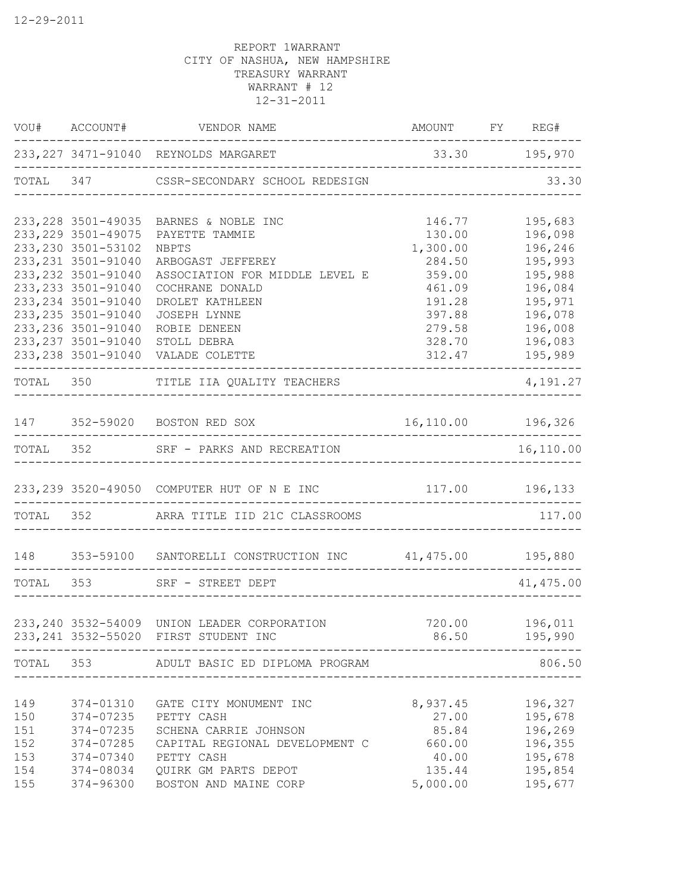12-29-2011

REPORT 1WARRANT
CITY OF NASHUA, NEW HAMPSHIRE
TREASURY WARRANT
WARRANT # 12
12-31-2011

| VOU# | ACCOUNT# | VENDOR NAME | AMOUNT | FY | REG# |
|---|---|---|---|---|---|
| 233,227 | 3471-91040 | REYNOLDS MARGARET | 33.30 | | 195,970 |
| TOTAL | 347 | CSSR-SECONDARY SCHOOL REDESIGN | | | 33.30 |
| 233,228 | 3501-49035 | BARNES & NOBLE INC | 146.77 | | 195,683 |
| 233,229 | 3501-49075 | PAYETTE TAMMIE | 130.00 | | 196,098 |
| 233,230 | 3501-53102 | NBPTS | 1,300.00 | | 196,246 |
| 233,231 | 3501-91040 | ARBOGAST JEFFEREY | 284.50 | | 195,993 |
| 233,232 | 3501-91040 | ASSOCIATION FOR MIDDLE LEVEL E | 359.00 | | 195,988 |
| 233,233 | 3501-91040 | COCHRANE DONALD | 461.09 | | 196,084 |
| 233,234 | 3501-91040 | DROLET KATHLEEN | 191.28 | | 195,971 |
| 233,235 | 3501-91040 | JOSEPH LYNNE | 397.88 | | 196,078 |
| 233,236 | 3501-91040 | ROBIE DENEEN | 279.58 | | 196,008 |
| 233,237 | 3501-91040 | STOLL DEBRA | 328.70 | | 196,083 |
| 233,238 | 3501-91040 | VALADE COLETTE | 312.47 | | 195,989 |
| TOTAL | 350 | TITLE IIA QUALITY TEACHERS | | | 4,191.27 |
| 147 | 352-59020 | BOSTON RED SOX | 16,110.00 | | 196,326 |
| TOTAL | 352 | SRF - PARKS AND RECREATION | | | 16,110.00 |
| 233,239 | 3520-49050 | COMPUTER HUT OF N E INC | 117.00 | | 196,133 |
| TOTAL | 352 | ARRA TITLE IID 21C CLASSROOMS | | | 117.00 |
| 148 | 353-59100 | SANTORELLI CONSTRUCTION INC | 41,475.00 | | 195,880 |
| TOTAL | 353 | SRF - STREET DEPT | | | 41,475.00 |
| 233,240 | 3532-54009 | UNION LEADER CORPORATION | 720.00 | | 196,011 |
| 233,241 | 3532-55020 | FIRST STUDENT INC | 86.50 | | 195,990 |
| TOTAL | 353 | ADULT BASIC ED DIPLOMA PROGRAM | | | 806.50 |
| 149 | 374-01310 | GATE CITY MONUMENT INC | 8,937.45 | | 196,327 |
| 150 | 374-07235 | PETTY CASH | 27.00 | | 195,678 |
| 151 | 374-07235 | SCHENA CARRIE JOHNSON | 85.84 | | 196,269 |
| 152 | 374-07285 | CAPITAL REGIONAL DEVELOPMENT C | 660.00 | | 196,355 |
| 153 | 374-07340 | PETTY CASH | 40.00 | | 195,678 |
| 154 | 374-08034 | QUIRK GM PARTS DEPOT | 135.44 | | 195,854 |
| 155 | 374-96300 | BOSTON AND MAINE CORP | 5,000.00 | | 195,677 |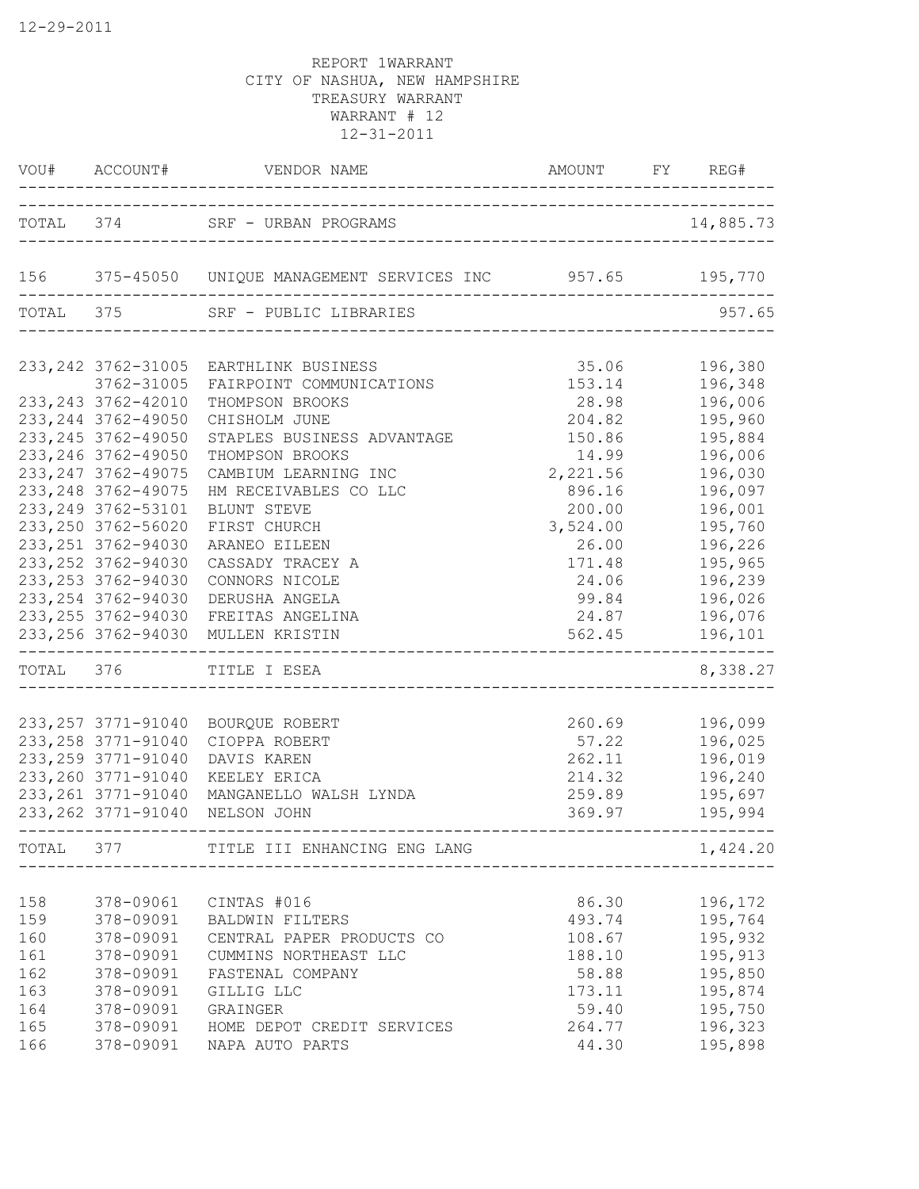12-29-2011

REPORT 1WARRANT
CITY OF NASHUA, NEW HAMPSHIRE
TREASURY WARRANT
WARRANT # 12
12-31-2011

| VOU# | ACCOUNT# | VENDOR NAME | AMOUNT | FY | REG# |
|---|---|---|---|---|---|
| TOTAL | 374 | SRF - URBAN PROGRAMS | | | 14,885.73 |
| 156 | 375-45050 | UNIQUE MANAGEMENT SERVICES INC | 957.65 | | 195,770 |
| TOTAL | 375 | SRF - PUBLIC LIBRARIES | | | 957.65 |
| 233,242 | 3762-31005 | EARTHLINK BUSINESS | 35.06 | | 196,380 |
| | 3762-31005 | FAIRPOINT COMMUNICATIONS | 153.14 | | 196,348 |
| 233,243 | 3762-42010 | THOMPSON BROOKS | 28.98 | | 196,006 |
| 233,244 | 3762-49050 | CHISHOLM JUNE | 204.82 | | 195,960 |
| 233,245 | 3762-49050 | STAPLES BUSINESS ADVANTAGE | 150.86 | | 195,884 |
| 233,246 | 3762-49050 | THOMPSON BROOKS | 14.99 | | 196,006 |
| 233,247 | 3762-49075 | CAMBIUM LEARNING INC | 2,221.56 | | 196,030 |
| 233,248 | 3762-49075 | HM RECEIVABLES CO LLC | 896.16 | | 196,097 |
| 233,249 | 3762-53101 | BLUNT STEVE | 200.00 | | 196,001 |
| 233,250 | 3762-56020 | FIRST CHURCH | 3,524.00 | | 195,760 |
| 233,251 | 3762-94030 | ARANEO EILEEN | 26.00 | | 196,226 |
| 233,252 | 3762-94030 | CASSADY TRACEY A | 171.48 | | 195,965 |
| 233,253 | 3762-94030 | CONNORS NICOLE | 24.06 | | 196,239 |
| 233,254 | 3762-94030 | DERUSHA ANGELA | 99.84 | | 196,026 |
| 233,255 | 3762-94030 | FREITAS ANGELINA | 24.87 | | 196,076 |
| 233,256 | 3762-94030 | MULLEN KRISTIN | 562.45 | | 196,101 |
| TOTAL | 376 | TITLE I ESEA | | | 8,338.27 |
| 233,257 | 3771-91040 | BOURQUE ROBERT | 260.69 | | 196,099 |
| 233,258 | 3771-91040 | CIOPPA ROBERT | 57.22 | | 196,025 |
| 233,259 | 3771-91040 | DAVIS KAREN | 262.11 | | 196,019 |
| 233,260 | 3771-91040 | KEELEY ERICA | 214.32 | | 196,240 |
| 233,261 | 3771-91040 | MANGANELLO WALSH LYNDA | 259.89 | | 195,697 |
| 233,262 | 3771-91040 | NELSON JOHN | 369.97 | | 195,994 |
| TOTAL | 377 | TITLE III ENHANCING ENG LANG | | | 1,424.20 |
| 158 | 378-09061 | CINTAS #016 | 86.30 | | 196,172 |
| 159 | 378-09091 | BALDWIN FILTERS | 493.74 | | 195,764 |
| 160 | 378-09091 | CENTRAL PAPER PRODUCTS CO | 108.67 | | 195,932 |
| 161 | 378-09091 | CUMMINS NORTHEAST LLC | 188.10 | | 195,913 |
| 162 | 378-09091 | FASTENAL COMPANY | 58.88 | | 195,850 |
| 163 | 378-09091 | GILLIG LLC | 173.11 | | 195,874 |
| 164 | 378-09091 | GRAINGER | 59.40 | | 195,750 |
| 165 | 378-09091 | HOME DEPOT CREDIT SERVICES | 264.77 | | 196,323 |
| 166 | 378-09091 | NAPA AUTO PARTS | 44.30 | | 195,898 |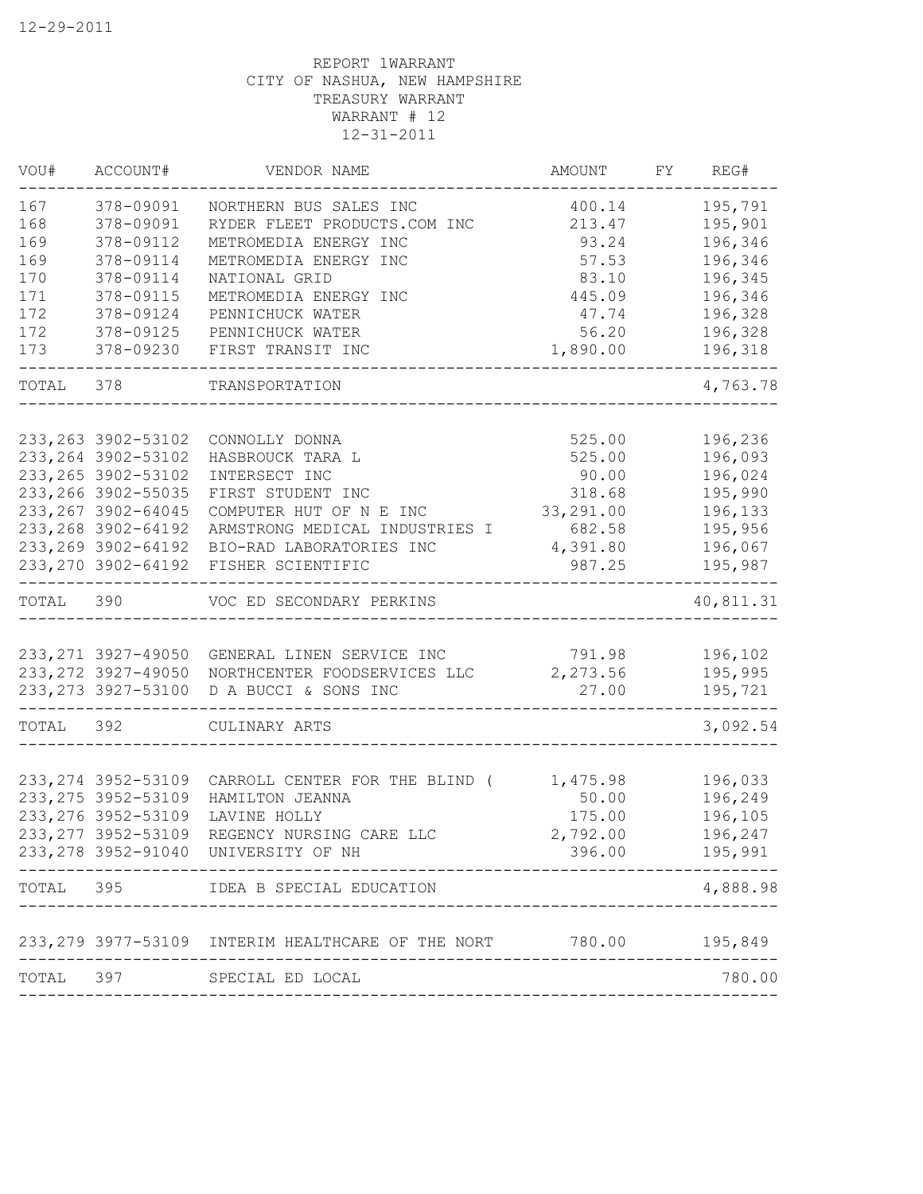12-29-2011

REPORT 1WARRANT
CITY OF NASHUA, NEW HAMPSHIRE
TREASURY WARRANT
WARRANT # 12
12-31-2011

| VOU# | ACCOUNT# | VENDOR NAME | AMOUNT | FY | REG# |
|---|---|---|---|---|---|
| 167 | 378-09091 | NORTHERN BUS SALES INC | 400.14 | | 195,791 |
| 168 | 378-09091 | RYDER FLEET PRODUCTS.COM INC | 213.47 | | 195,901 |
| 169 | 378-09112 | METROMEDIA ENERGY INC | 93.24 | | 196,346 |
| 169 | 378-09114 | METROMEDIA ENERGY INC | 57.53 | | 196,346 |
| 170 | 378-09114 | NATIONAL GRID | 83.10 | | 196,345 |
| 171 | 378-09115 | METROMEDIA ENERGY INC | 445.09 | | 196,346 |
| 172 | 378-09124 | PENNICHUCK WATER | 47.74 | | 196,328 |
| 172 | 378-09125 | PENNICHUCK WATER | 56.20 | | 196,328 |
| 173 | 378-09230 | FIRST TRANSIT INC | 1,890.00 | | 196,318 |
| TOTAL | 378 | TRANSPORTATION | | | 4,763.78 |
| 233,263 | 3902-53102 | CONNOLLY DONNA | 525.00 | | 196,236 |
| 233,264 | 3902-53102 | HASBROUCK TARA L | 525.00 | | 196,093 |
| 233,265 | 3902-53102 | INTERSECT INC | 90.00 | | 196,024 |
| 233,266 | 3902-55035 | FIRST STUDENT INC | 318.68 | | 195,990 |
| 233,267 | 3902-64045 | COMPUTER HUT OF N E INC | 33,291.00 | | 196,133 |
| 233,268 | 3902-64192 | ARMSTRONG MEDICAL INDUSTRIES I | 682.58 | | 195,956 |
| 233,269 | 3902-64192 | BIO-RAD LABORATORIES INC | 4,391.80 | | 196,067 |
| 233,270 | 3902-64192 | FISHER SCIENTIFIC | 987.25 | | 195,987 |
| TOTAL | 390 | VOC ED SECONDARY PERKINS | | | 40,811.31 |
| 233,271 | 3927-49050 | GENERAL LINEN SERVICE INC | 791.98 | | 196,102 |
| 233,272 | 3927-49050 | NORTHCENTER FOODSERVICES LLC | 2,273.56 | | 195,995 |
| 233,273 | 3927-53100 | D A BUCCI & SONS INC | 27.00 | | 195,721 |
| TOTAL | 392 | CULINARY ARTS | | | 3,092.54 |
| 233,274 | 3952-53109 | CARROLL CENTER FOR THE BLIND ( | 1,475.98 | | 196,033 |
| 233,275 | 3952-53109 | HAMILTON JEANNA | 50.00 | | 196,249 |
| 233,276 | 3952-53109 | LAVINE HOLLY | 175.00 | | 196,105 |
| 233,277 | 3952-53109 | REGENCY NURSING CARE LLC | 2,792.00 | | 196,247 |
| 233,278 | 3952-91040 | UNIVERSITY OF NH | 396.00 | | 195,991 |
| TOTAL | 395 | IDEA B SPECIAL EDUCATION | | | 4,888.98 |
| 233,279 | 3977-53109 | INTERIM HEALTHCARE OF THE NORT | 780.00 | | 195,849 |
| TOTAL | 397 | SPECIAL ED LOCAL | | | 780.00 |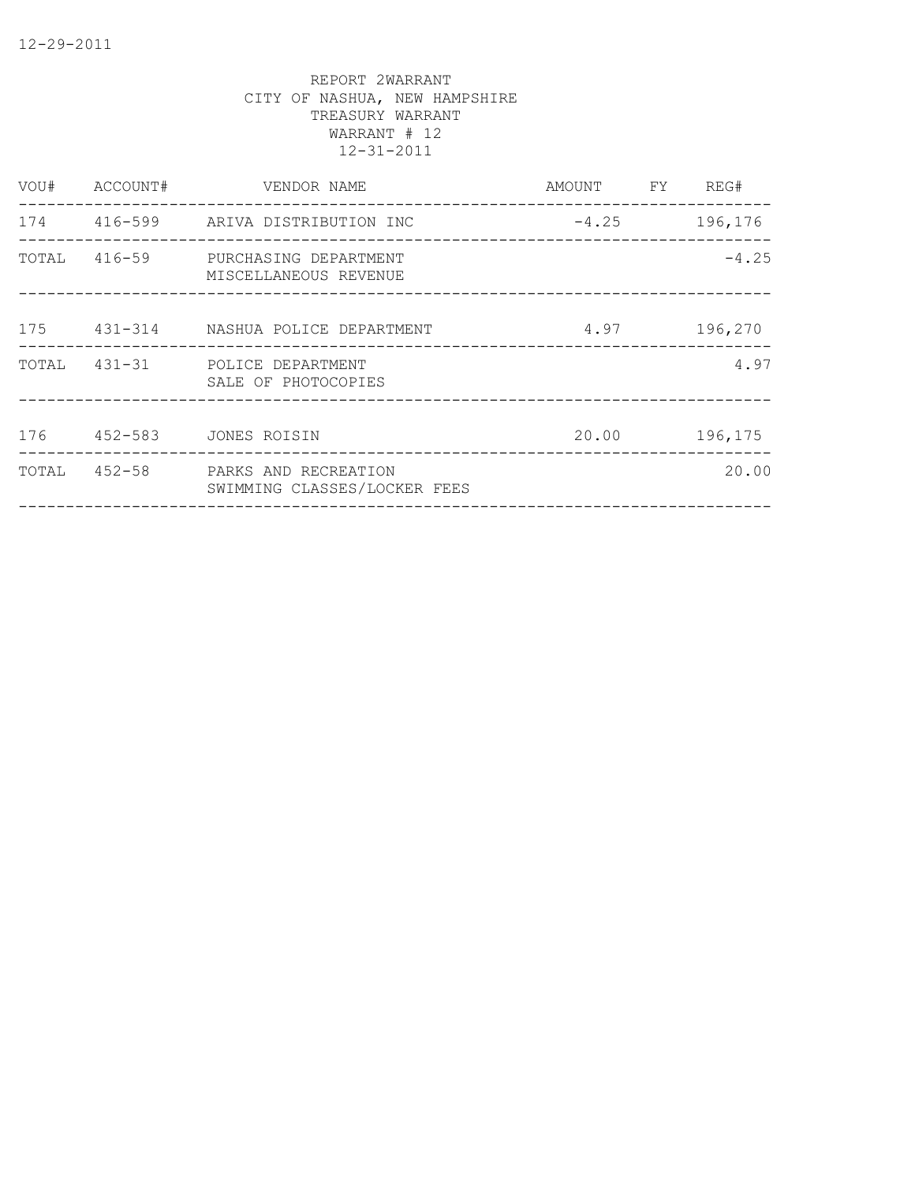12-29-2011

REPORT 2WARRANT
CITY OF NASHUA, NEW HAMPSHIRE
TREASURY WARRANT
WARRANT # 12
12-31-2011

| VOU# | ACCOUNT# | VENDOR NAME | AMOUNT | FY | REG# |
|---|---|---|---|---|---|
| 174 | 416-599 | ARIVA DISTRIBUTION INC | -4.25 | | 196,176 |
| TOTAL | 416-59 | PURCHASING DEPARTMENT MISCELLANEOUS REVENUE | | | -4.25 |
| 175 | 431-314 | NASHUA POLICE DEPARTMENT | 4.97 | | 196,270 |
| TOTAL | 431-31 | POLICE DEPARTMENT SALE OF PHOTOCOPIES | | | 4.97 |
| 176 | 452-583 | JONES ROISIN | 20.00 | | 196,175 |
| TOTAL | 452-58 | PARKS AND RECREATION SWIMMING CLASSES/LOCKER FEES | | | 20.00 |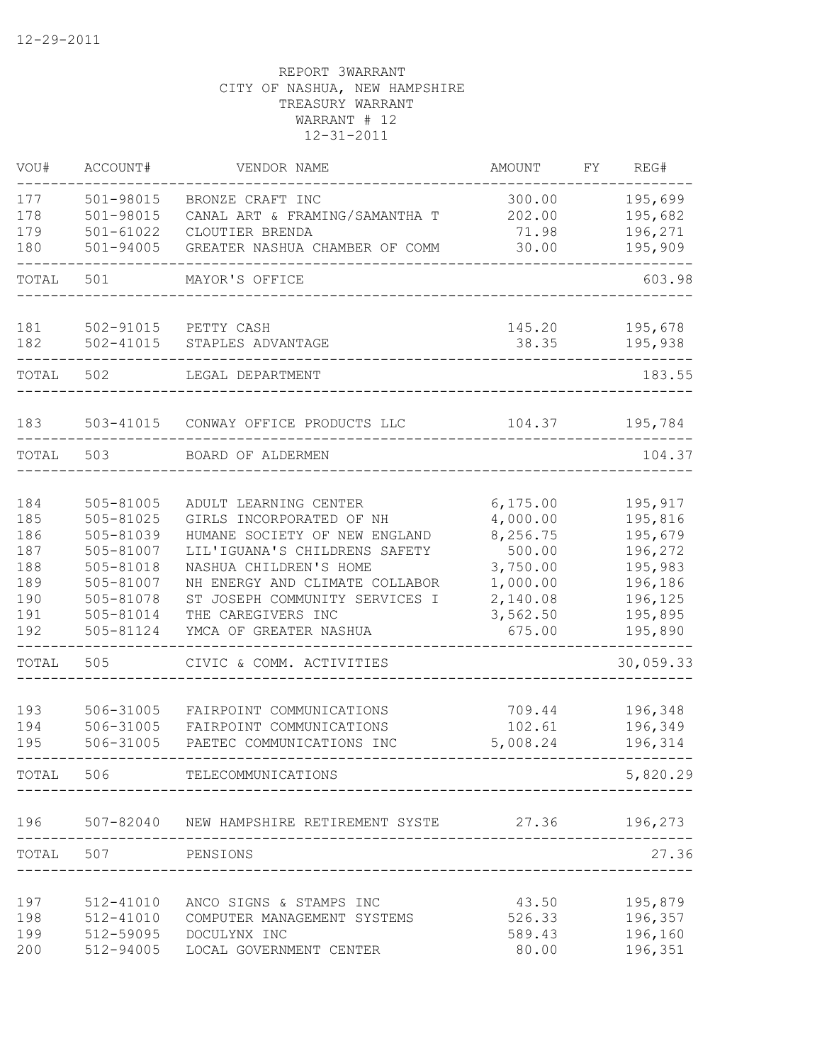12-29-2011

REPORT 3WARRANT
CITY OF NASHUA, NEW HAMPSHIRE
TREASURY WARRANT
WARRANT # 12
12-31-2011

| VOU# | ACCOUNT# | VENDOR NAME | AMOUNT | FY | REG# |
|---|---|---|---|---|---|
| 177 | 501-98015 | BRONZE CRAFT INC | 300.00 | | 195,699 |
| 178 | 501-98015 | CANAL ART & FRAMING/SAMANTHA T | 202.00 | | 195,682 |
| 179 | 501-61022 | CLOUTIER BRENDA | 71.98 | | 196,271 |
| 180 | 501-94005 | GREATER NASHUA CHAMBER OF COMM | 30.00 | | 195,909 |
| TOTAL | 501 | MAYOR'S OFFICE | | | 603.98 |
| 181 | 502-91015 | PETTY CASH | 145.20 | | 195,678 |
| 182 | 502-41015 | STAPLES ADVANTAGE | 38.35 | | 195,938 |
| TOTAL | 502 | LEGAL DEPARTMENT | | | 183.55 |
| 183 | 503-41015 | CONWAY OFFICE PRODUCTS LLC | 104.37 | | 195,784 |
| TOTAL | 503 | BOARD OF ALDERMEN | | | 104.37 |
| 184 | 505-81005 | ADULT LEARNING CENTER | 6,175.00 | | 195,917 |
| 185 | 505-81025 | GIRLS INCORPORATED OF NH | 4,000.00 | | 195,816 |
| 186 | 505-81039 | HUMANE SOCIETY OF NEW ENGLAND | 8,256.75 | | 195,679 |
| 187 | 505-81007 | LIL'IGUANA'S CHILDRENS SAFETY | 500.00 | | 196,272 |
| 188 | 505-81018 | NASHUA CHILDREN'S HOME | 3,750.00 | | 195,983 |
| 189 | 505-81007 | NH ENERGY AND CLIMATE COLLABOR | 1,000.00 | | 196,186 |
| 190 | 505-81078 | ST JOSEPH COMMUNITY SERVICES I | 2,140.08 | | 196,125 |
| 191 | 505-81014 | THE CAREGIVERS INC | 3,562.50 | | 195,895 |
| 192 | 505-81124 | YMCA OF GREATER NASHUA | 675.00 | | 195,890 |
| TOTAL | 505 | CIVIC & COMM. ACTIVITIES | | | 30,059.33 |
| 193 | 506-31005 | FAIRPOINT COMMUNICATIONS | 709.44 | | 196,348 |
| 194 | 506-31005 | FAIRPOINT COMMUNICATIONS | 102.61 | | 196,349 |
| 195 | 506-31005 | PAETEC COMMUNICATIONS INC | 5,008.24 | | 196,314 |
| TOTAL | 506 | TELECOMMUNICATIONS | | | 5,820.29 |
| 196 | 507-82040 | NEW HAMPSHIRE RETIREMENT SYSTE | 27.36 | | 196,273 |
| TOTAL | 507 | PENSIONS | | | 27.36 |
| 197 | 512-41010 | ANCO SIGNS & STAMPS INC | 43.50 | | 195,879 |
| 198 | 512-41010 | COMPUTER MANAGEMENT SYSTEMS | 526.33 | | 196,357 |
| 199 | 512-59095 | DOCULYNX INC | 589.43 | | 196,160 |
| 200 | 512-94005 | LOCAL GOVERNMENT CENTER | 80.00 | | 196,351 |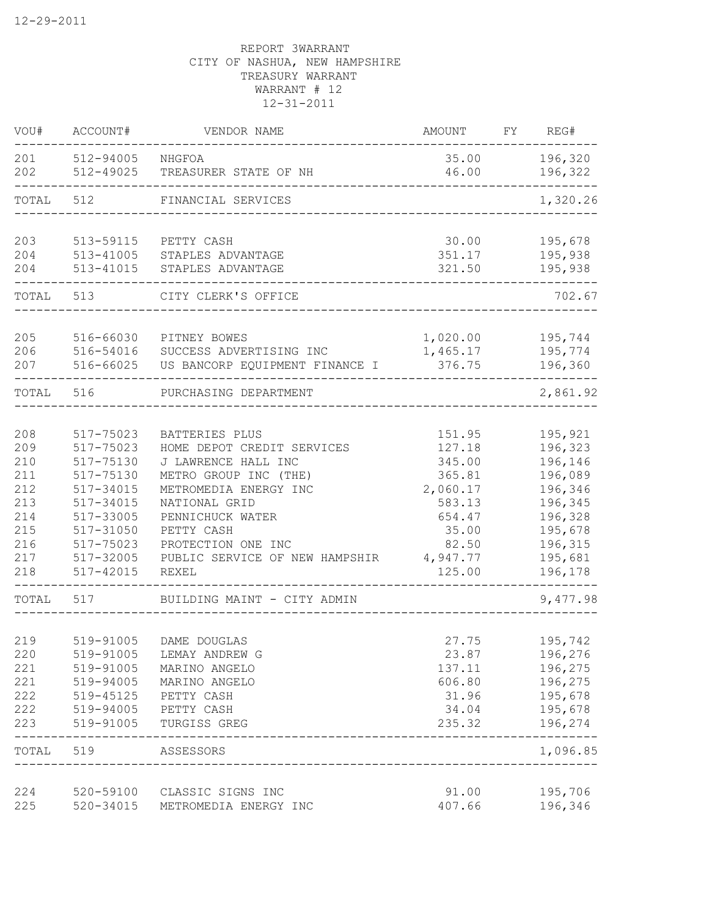12-29-2011

REPORT 3WARRANT
CITY OF NASHUA, NEW HAMPSHIRE
TREASURY WARRANT
WARRANT # 12
12-31-2011

| VOU# | ACCOUNT# | VENDOR NAME | AMOUNT | FY | REG# |
|---|---|---|---|---|---|
| 201 | 512-94005 | NHGFOA | 35.00 | | 196,320 |
| 202 | 512-49025 | TREASURER STATE OF NH | 46.00 | | 196,322 |
| TOTAL | 512 | FINANCIAL SERVICES | | | 1,320.26 |
| 203 | 513-59115 | PETTY CASH | 30.00 | | 195,678 |
| 204 | 513-41005 | STAPLES ADVANTAGE | 351.17 | | 195,938 |
| 204 | 513-41015 | STAPLES ADVANTAGE | 321.50 | | 195,938 |
| TOTAL | 513 | CITY CLERK'S OFFICE | | | 702.67 |
| 205 | 516-66030 | PITNEY BOWES | 1,020.00 | | 195,744 |
| 206 | 516-54016 | SUCCESS ADVERTISING INC | 1,465.17 | | 195,774 |
| 207 | 516-66025 | US BANCORP EQUIPMENT FINANCE I | 376.75 | | 196,360 |
| TOTAL | 516 | PURCHASING DEPARTMENT | | | 2,861.92 |
| 208 | 517-75023 | BATTERIES PLUS | 151.95 | | 195,921 |
| 209 | 517-75023 | HOME DEPOT CREDIT SERVICES | 127.18 | | 196,323 |
| 210 | 517-75130 | J LAWRENCE HALL INC | 345.00 | | 196,146 |
| 211 | 517-75130 | METRO GROUP INC (THE) | 365.81 | | 196,089 |
| 212 | 517-34015 | METROMEDIA ENERGY INC | 2,060.17 | | 196,346 |
| 213 | 517-34015 | NATIONAL GRID | 583.13 | | 196,345 |
| 214 | 517-33005 | PENNICHUCK WATER | 654.47 | | 196,328 |
| 215 | 517-31050 | PETTY CASH | 35.00 | | 195,678 |
| 216 | 517-75023 | PROTECTION ONE INC | 82.50 | | 196,315 |
| 217 | 517-32005 | PUBLIC SERVICE OF NEW HAMPSHIR | 4,947.77 | | 195,681 |
| 218 | 517-42015 | REXEL | 125.00 | | 196,178 |
| TOTAL | 517 | BUILDING MAINT - CITY ADMIN | | | 9,477.98 |
| 219 | 519-91005 | DAME DOUGLAS | 27.75 | | 195,742 |
| 220 | 519-91005 | LEMAY ANDREW G | 23.87 | | 196,276 |
| 221 | 519-91005 | MARINO ANGELO | 137.11 | | 196,275 |
| 221 | 519-94005 | MARINO ANGELO | 606.80 | | 196,275 |
| 222 | 519-45125 | PETTY CASH | 31.96 | | 195,678 |
| 222 | 519-94005 | PETTY CASH | 34.04 | | 195,678 |
| 223 | 519-91005 | TURGISS GREG | 235.32 | | 196,274 |
| TOTAL | 519 | ASSESSORS | | | 1,096.85 |
| 224 | 520-59100 | CLASSIC SIGNS INC | 91.00 | | 195,706 |
| 225 | 520-34015 | METROMEDIA ENERGY INC | 407.66 | | 196,346 |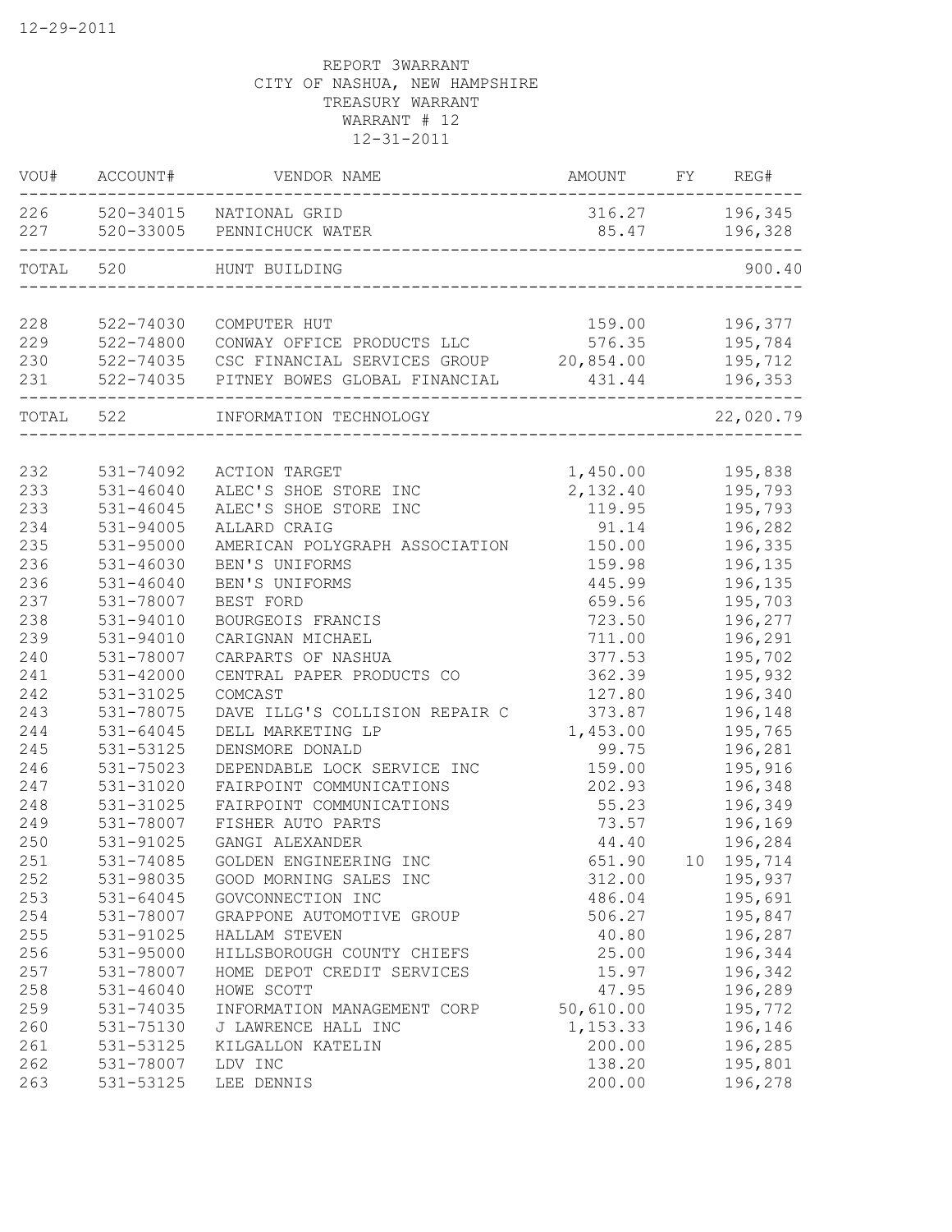12-29-2011

REPORT 3WARRANT
CITY OF NASHUA, NEW HAMPSHIRE
TREASURY WARRANT
WARRANT # 12
12-31-2011

| VOU# | ACCOUNT# | VENDOR NAME | AMOUNT | FY | REG# |
|---|---|---|---|---|---|
| 226 | 520-34015 | NATIONAL GRID | 316.27 | | 196,345 |
| 227 | 520-33005 | PENNICHUCK WATER | 85.47 | | 196,328 |
| TOTAL | 520 | HUNT BUILDING | | | 900.40 |
| 228 | 522-74030 | COMPUTER HUT | 159.00 | | 196,377 |
| 229 | 522-74800 | CONWAY OFFICE PRODUCTS LLC | 576.35 | | 195,784 |
| 230 | 522-74035 | CSC FINANCIAL SERVICES GROUP | 20,854.00 | | 195,712 |
| 231 | 522-74035 | PITNEY BOWES GLOBAL FINANCIAL | 431.44 | | 196,353 |
| TOTAL | 522 | INFORMATION TECHNOLOGY | | | 22,020.79 |
| 232 | 531-74092 | ACTION TARGET | 1,450.00 | | 195,838 |
| 233 | 531-46040 | ALEC'S SHOE STORE INC | 2,132.40 | | 195,793 |
| 233 | 531-46045 | ALEC'S SHOE STORE INC | 119.95 | | 195,793 |
| 234 | 531-94005 | ALLARD CRAIG | 91.14 | | 196,282 |
| 235 | 531-95000 | AMERICAN POLYGRAPH ASSOCIATION | 150.00 | | 196,335 |
| 236 | 531-46030 | BEN'S UNIFORMS | 159.98 | | 196,135 |
| 236 | 531-46040 | BEN'S UNIFORMS | 445.99 | | 196,135 |
| 237 | 531-78007 | BEST FORD | 659.56 | | 195,703 |
| 238 | 531-94010 | BOURGEOIS FRANCIS | 723.50 | | 196,277 |
| 239 | 531-94010 | CARIGNAN MICHAEL | 711.00 | | 196,291 |
| 240 | 531-78007 | CARPARTS OF NASHUA | 377.53 | | 195,702 |
| 241 | 531-42000 | CENTRAL PAPER PRODUCTS CO | 362.39 | | 195,932 |
| 242 | 531-31025 | COMCAST | 127.80 | | 196,340 |
| 243 | 531-78075 | DAVE ILLG'S COLLISION REPAIR C | 373.87 | | 196,148 |
| 244 | 531-64045 | DELL MARKETING LP | 1,453.00 | | 195,765 |
| 245 | 531-53125 | DENSMORE DONALD | 99.75 | | 196,281 |
| 246 | 531-75023 | DEPENDABLE LOCK SERVICE INC | 159.00 | | 195,916 |
| 247 | 531-31020 | FAIRPOINT COMMUNICATIONS | 202.93 | | 196,348 |
| 248 | 531-31025 | FAIRPOINT COMMUNICATIONS | 55.23 | | 196,349 |
| 249 | 531-78007 | FISHER AUTO PARTS | 73.57 | | 196,169 |
| 250 | 531-91025 | GANGI ALEXANDER | 44.40 | | 196,284 |
| 251 | 531-74085 | GOLDEN ENGINEERING INC | 651.90 | 10 | 195,714 |
| 252 | 531-98035 | GOOD MORNING SALES INC | 312.00 | | 195,937 |
| 253 | 531-64045 | GOVCONNECTION INC | 486.04 | | 195,691 |
| 254 | 531-78007 | GRAPPONE AUTOMOTIVE GROUP | 506.27 | | 195,847 |
| 255 | 531-91025 | HALLAM STEVEN | 40.80 | | 196,287 |
| 256 | 531-95000 | HILLSBOROUGH COUNTY CHIEFS | 25.00 | | 196,344 |
| 257 | 531-78007 | HOME DEPOT CREDIT SERVICES | 15.97 | | 196,342 |
| 258 | 531-46040 | HOWE SCOTT | 47.95 | | 196,289 |
| 259 | 531-74035 | INFORMATION MANAGEMENT CORP | 50,610.00 | | 195,772 |
| 260 | 531-75130 | J LAWRENCE HALL INC | 1,153.33 | | 196,146 |
| 261 | 531-53125 | KILGALLON KATELIN | 200.00 | | 196,285 |
| 262 | 531-78007 | LDV INC | 138.20 | | 195,801 |
| 263 | 531-53125 | LEE DENNIS | 200.00 | | 196,278 |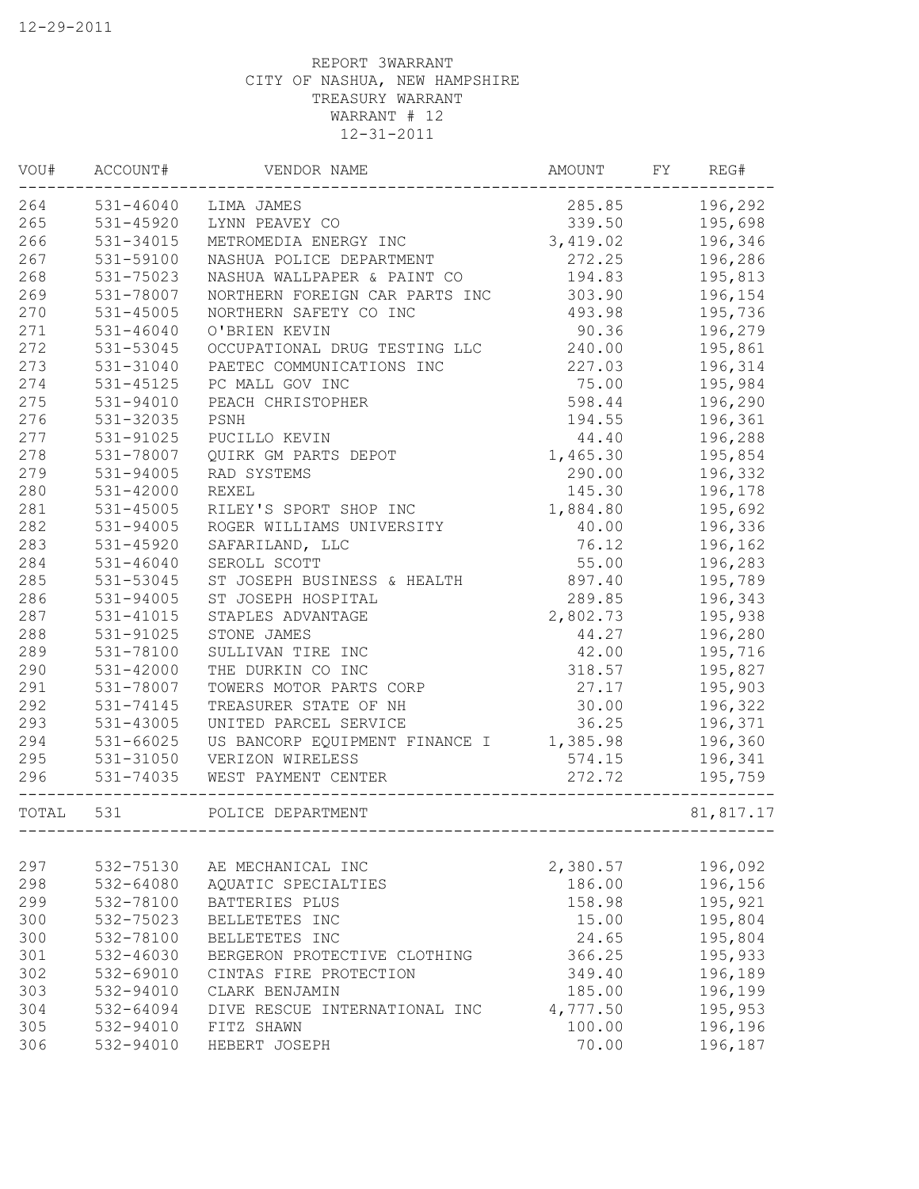12-29-2011

REPORT 3WARRANT
CITY OF NASHUA, NEW HAMPSHIRE
TREASURY WARRANT
WARRANT # 12
12-31-2011

| VOU# | ACCOUNT# | VENDOR NAME | AMOUNT | FY | REG# |
|---|---|---|---|---|---|
| 264 | 531-46040 | LIMA JAMES | 285.85 | | 196,292 |
| 265 | 531-45920 | LYNN PEAVEY CO | 339.50 | | 195,698 |
| 266 | 531-34015 | METROMEDIA ENERGY INC | 3,419.02 | | 196,346 |
| 267 | 531-59100 | NASHUA POLICE DEPARTMENT | 272.25 | | 196,286 |
| 268 | 531-75023 | NASHUA WALLPAPER & PAINT CO | 194.83 | | 195,813 |
| 269 | 531-78007 | NORTHERN FOREIGN CAR PARTS INC | 303.90 | | 196,154 |
| 270 | 531-45005 | NORTHERN SAFETY CO INC | 493.98 | | 195,736 |
| 271 | 531-46040 | O'BRIEN KEVIN | 90.36 | | 196,279 |
| 272 | 531-53045 | OCCUPATIONAL DRUG TESTING LLC | 240.00 | | 195,861 |
| 273 | 531-31040 | PAETEC COMMUNICATIONS INC | 227.03 | | 196,314 |
| 274 | 531-45125 | PC MALL GOV INC | 75.00 | | 195,984 |
| 275 | 531-94010 | PEACH CHRISTOPHER | 598.44 | | 196,290 |
| 276 | 531-32035 | PSNH | 194.55 | | 196,361 |
| 277 | 531-91025 | PUCILLO KEVIN | 44.40 | | 196,288 |
| 278 | 531-78007 | QUIRK GM PARTS DEPOT | 1,465.30 | | 195,854 |
| 279 | 531-94005 | RAD SYSTEMS | 290.00 | | 196,332 |
| 280 | 531-42000 | REXEL | 145.30 | | 196,178 |
| 281 | 531-45005 | RILEY'S SPORT SHOP INC | 1,884.80 | | 195,692 |
| 282 | 531-94005 | ROGER WILLIAMS UNIVERSITY | 40.00 | | 196,336 |
| 283 | 531-45920 | SAFARILAND, LLC | 76.12 | | 196,162 |
| 284 | 531-46040 | SEROLL SCOTT | 55.00 | | 196,283 |
| 285 | 531-53045 | ST JOSEPH BUSINESS & HEALTH | 897.40 | | 195,789 |
| 286 | 531-94005 | ST JOSEPH HOSPITAL | 289.85 | | 196,343 |
| 287 | 531-41015 | STAPLES ADVANTAGE | 2,802.73 | | 195,938 |
| 288 | 531-91025 | STONE JAMES | 44.27 | | 196,280 |
| 289 | 531-78100 | SULLIVAN TIRE INC | 42.00 | | 195,716 |
| 290 | 531-42000 | THE DURKIN CO INC | 318.57 | | 195,827 |
| 291 | 531-78007 | TOWERS MOTOR PARTS CORP | 27.17 | | 195,903 |
| 292 | 531-74145 | TREASURER STATE OF NH | 30.00 | | 196,322 |
| 293 | 531-43005 | UNITED PARCEL SERVICE | 36.25 | | 196,371 |
| 294 | 531-66025 | US BANCORP EQUIPMENT FINANCE I | 1,385.98 | | 196,360 |
| 295 | 531-31050 | VERIZON WIRELESS | 574.15 | | 196,341 |
| 296 | 531-74035 | WEST PAYMENT CENTER | 272.72 | | 195,759 |
| TOTAL | 531 | POLICE DEPARTMENT | | | 81,817.17 |
| 297 | 532-75130 | AE MECHANICAL INC | 2,380.57 | | 196,092 |
| 298 | 532-64080 | AQUATIC SPECIALTIES | 186.00 | | 196,156 |
| 299 | 532-78100 | BATTERIES PLUS | 158.98 | | 195,921 |
| 300 | 532-75023 | BELLETETES INC | 15.00 | | 195,804 |
| 300 | 532-78100 | BELLETETES INC | 24.65 | | 195,804 |
| 301 | 532-46030 | BERGERON PROTECTIVE CLOTHING | 366.25 | | 195,933 |
| 302 | 532-69010 | CINTAS FIRE PROTECTION | 349.40 | | 196,189 |
| 303 | 532-94010 | CLARK BENJAMIN | 185.00 | | 196,199 |
| 304 | 532-64094 | DIVE RESCUE INTERNATIONAL INC | 4,777.50 | | 195,953 |
| 305 | 532-94010 | FITZ SHAWN | 100.00 | | 196,196 |
| 306 | 532-94010 | HEBERT JOSEPH | 70.00 | | 196,187 |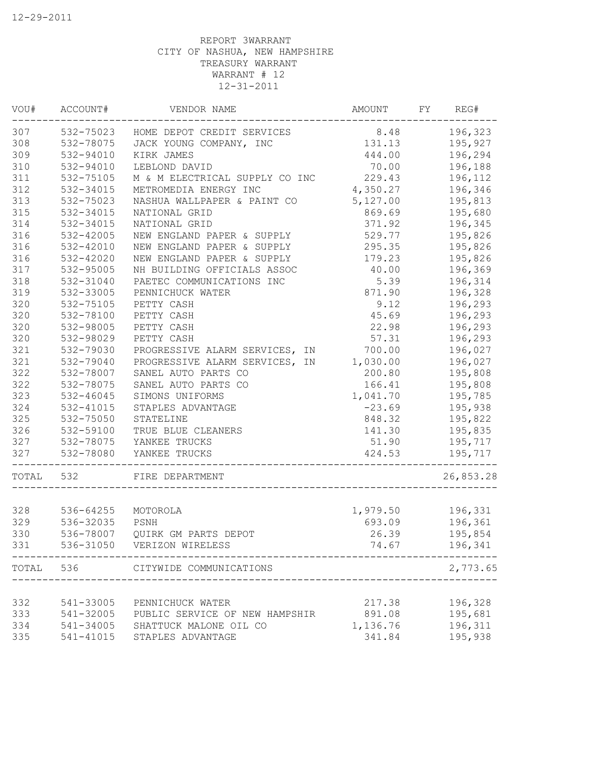12-29-2011

REPORT 3WARRANT
CITY OF NASHUA, NEW HAMPSHIRE
TREASURY WARRANT
WARRANT # 12
12-31-2011

| VOU# | ACCOUNT# | VENDOR NAME | AMOUNT | FY | REG# |
|---|---|---|---|---|---|
| 307 | 532-75023 | HOME DEPOT CREDIT SERVICES | 8.48 | | 196,323 |
| 308 | 532-78075 | JACK YOUNG COMPANY, INC | 131.13 | | 195,927 |
| 309 | 532-94010 | KIRK JAMES | 444.00 | | 196,294 |
| 310 | 532-94010 | LEBLOND DAVID | 70.00 | | 196,188 |
| 311 | 532-75105 | M & M ELECTRICAL SUPPLY CO INC | 229.43 | | 196,112 |
| 312 | 532-34015 | METROMEDIA ENERGY INC | 4,350.27 | | 196,346 |
| 313 | 532-75023 | NASHUA WALLPAPER & PAINT CO | 5,127.00 | | 195,813 |
| 315 | 532-34015 | NATIONAL GRID | 869.69 | | 195,680 |
| 314 | 532-34015 | NATIONAL GRID | 371.92 | | 196,345 |
| 316 | 532-42005 | NEW ENGLAND PAPER & SUPPLY | 529.77 | | 195,826 |
| 316 | 532-42010 | NEW ENGLAND PAPER & SUPPLY | 295.35 | | 195,826 |
| 316 | 532-42020 | NEW ENGLAND PAPER & SUPPLY | 179.23 | | 195,826 |
| 317 | 532-95005 | NH BUILDING OFFICIALS ASSOC | 40.00 | | 196,369 |
| 318 | 532-31040 | PAETEC COMMUNICATIONS INC | 5.39 | | 196,314 |
| 319 | 532-33005 | PENNICHUCK WATER | 871.90 | | 196,328 |
| 320 | 532-75105 | PETTY CASH | 9.12 | | 196,293 |
| 320 | 532-78100 | PETTY CASH | 45.69 | | 196,293 |
| 320 | 532-98005 | PETTY CASH | 22.98 | | 196,293 |
| 320 | 532-98029 | PETTY CASH | 57.31 | | 196,293 |
| 321 | 532-79030 | PROGRESSIVE ALARM SERVICES, IN | 700.00 | | 196,027 |
| 321 | 532-79040 | PROGRESSIVE ALARM SERVICES, IN | 1,030.00 | | 196,027 |
| 322 | 532-78007 | SANEL AUTO PARTS CO | 200.80 | | 195,808 |
| 322 | 532-78075 | SANEL AUTO PARTS CO | 166.41 | | 195,808 |
| 323 | 532-46045 | SIMONS UNIFORMS | 1,041.70 | | 195,785 |
| 324 | 532-41015 | STAPLES ADVANTAGE | -23.69 | | 195,938 |
| 325 | 532-75050 | STATELINE | 848.32 | | 195,822 |
| 326 | 532-59100 | TRUE BLUE CLEANERS | 141.30 | | 195,835 |
| 327 | 532-78075 | YANKEE TRUCKS | 51.90 | | 195,717 |
| 327 | 532-78080 | YANKEE TRUCKS | 424.53 | | 195,717 |
| TOTAL | 532 | FIRE DEPARTMENT | | | 26,853.28 |
| 328 | 536-64255 | MOTOROLA | 1,979.50 | | 196,331 |
| 329 | 536-32035 | PSNH | 693.09 | | 196,361 |
| 330 | 536-78007 | QUIRK GM PARTS DEPOT | 26.39 | | 195,854 |
| 331 | 536-31050 | VERIZON WIRELESS | 74.67 | | 196,341 |
| TOTAL | 536 | CITYWIDE COMMUNICATIONS | | | 2,773.65 |
| 332 | 541-33005 | PENNICHUCK WATER | 217.38 | | 196,328 |
| 333 | 541-32005 | PUBLIC SERVICE OF NEW HAMPSHIR | 891.08 | | 195,681 |
| 334 | 541-34005 | SHATTUCK MALONE OIL CO | 1,136.76 | | 196,311 |
| 335 | 541-41015 | STAPLES ADVANTAGE | 341.84 | | 195,938 |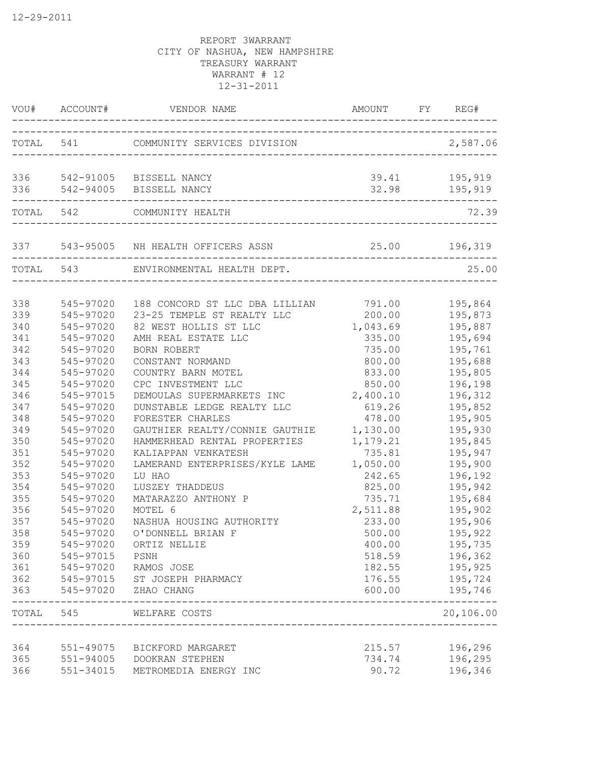REPORT 3WARRANT
CITY OF NASHUA, NEW HAMPSHIRE
TREASURY WARRANT
WARRANT # 12
12-31-2011

| VOU# | ACCOUNT# | VENDOR NAME | AMOUNT | FY | REG# |
|---|---|---|---|---|---|
| TOTAL | 541 | COMMUNITY SERVICES DIVISION | | | 2,587.06 |
| 336 | 542-91005 | BISSELL NANCY | 39.41 | | 195,919 |
| 336 | 542-94005 | BISSELL NANCY | 32.98 | | 195,919 |
| TOTAL | 542 | COMMUNITY HEALTH | | | 72.39 |
| 337 | 543-95005 | NH HEALTH OFFICERS ASSN | 25.00 | | 196,319 |
| TOTAL | 543 | ENVIRONMENTAL HEALTH DEPT. | | | 25.00 |
| 338 | 545-97020 | 188 CONCORD ST LLC DBA LILLIAN | 791.00 | | 195,864 |
| 339 | 545-97020 | 23-25 TEMPLE ST REALTY LLC | 200.00 | | 195,873 |
| 340 | 545-97020 | 82 WEST HOLLIS ST LLC | 1,043.69 | | 195,887 |
| 341 | 545-97020 | AMH REAL ESTATE LLC | 335.00 | | 195,694 |
| 342 | 545-97020 | BORN ROBERT | 735.00 | | 195,761 |
| 343 | 545-97020 | CONSTANT NORMAND | 800.00 | | 195,688 |
| 344 | 545-97020 | COUNTRY BARN MOTEL | 833.00 | | 195,805 |
| 345 | 545-97020 | CPC INVESTMENT LLC | 850.00 | | 196,198 |
| 346 | 545-97015 | DEMOULAS SUPERMARKETS INC | 2,400.10 | | 196,312 |
| 347 | 545-97020 | DUNSTABLE LEDGE REALTY LLC | 619.26 | | 195,852 |
| 348 | 545-97020 | FORESTER CHARLES | 478.00 | | 195,905 |
| 349 | 545-97020 | GAUTHIER REALTY/CONNIE GAUTHIE | 1,130.00 | | 195,930 |
| 350 | 545-97020 | HAMMERHEAD RENTAL PROPERTIES | 1,179.21 | | 195,845 |
| 351 | 545-97020 | KALIAPPAN VENKATESH | 735.81 | | 195,947 |
| 352 | 545-97020 | LAMERAND ENTERPRISES/KYLE LAME | 1,050.00 | | 195,900 |
| 353 | 545-97020 | LU HAO | 242.65 | | 196,192 |
| 354 | 545-97020 | LUSZEY THADDEUS | 825.00 | | 195,942 |
| 355 | 545-97020 | MATARAZZO ANTHONY P | 735.71 | | 195,684 |
| 356 | 545-97020 | MOTEL 6 | 2,511.88 | | 195,902 |
| 357 | 545-97020 | NASHUA HOUSING AUTHORITY | 233.00 | | 195,906 |
| 358 | 545-97020 | O'DONNELL BRIAN F | 500.00 | | 195,922 |
| 359 | 545-97020 | ORTIZ NELLIE | 400.00 | | 195,735 |
| 360 | 545-97015 | PSNH | 518.59 | | 196,362 |
| 361 | 545-97020 | RAMOS JOSE | 182.55 | | 195,925 |
| 362 | 545-97015 | ST JOSEPH PHARMACY | 176.55 | | 195,724 |
| 363 | 545-97020 | ZHAO CHANG | 600.00 | | 195,746 |
| TOTAL | 545 | WELFARE COSTS | | | 20,106.00 |
| 364 | 551-49075 | BICKFORD MARGARET | 215.57 | | 196,296 |
| 365 | 551-94005 | DOOKRAN STEPHEN | 734.74 | | 196,295 |
| 366 | 551-34015 | METROMEDIA ENERGY INC | 90.72 | | 196,346 |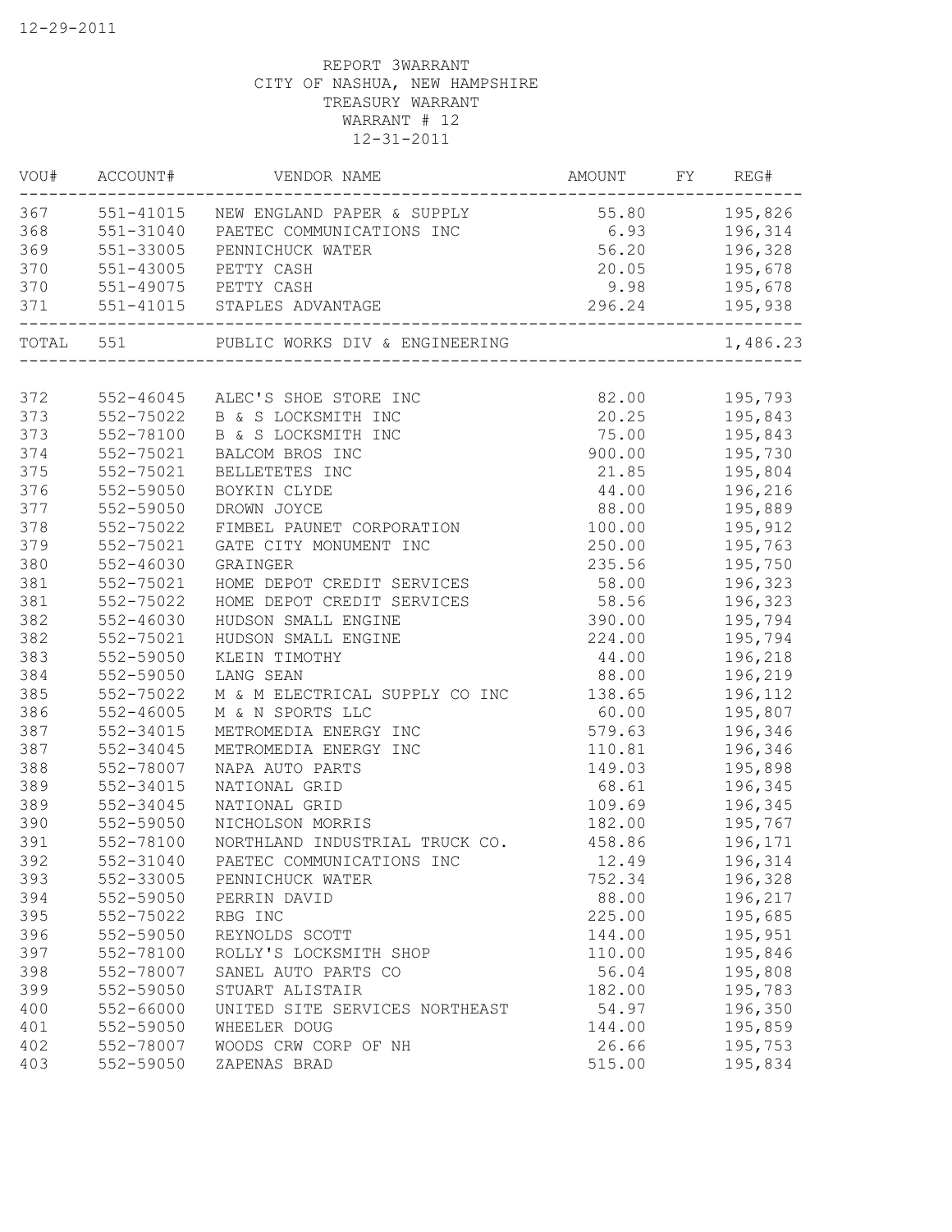12-29-2011

REPORT 3WARRANT
CITY OF NASHUA, NEW HAMPSHIRE
TREASURY WARRANT
WARRANT # 12
12-31-2011

| VOU# | ACCOUNT# | VENDOR NAME | AMOUNT | FY | REG# |
|---|---|---|---|---|---|
| 367 | 551-41015 | NEW ENGLAND PAPER & SUPPLY | 55.80 | | 195,826 |
| 368 | 551-31040 | PAETEC COMMUNICATIONS INC | 6.93 | | 196,314 |
| 369 | 551-33005 | PENNICHUCK WATER | 56.20 | | 196,328 |
| 370 | 551-43005 | PETTY CASH | 20.05 | | 195,678 |
| 370 | 551-49075 | PETTY CASH | 9.98 | | 195,678 |
| 371 | 551-41015 | STAPLES ADVANTAGE | 296.24 | | 195,938 |
| TOTAL | 551 | PUBLIC WORKS DIV & ENGINEERING | | | 1,486.23 |
| 372 | 552-46045 | ALEC'S SHOE STORE INC | 82.00 | | 195,793 |
| 373 | 552-75022 | B & S LOCKSMITH INC | 20.25 | | 195,843 |
| 373 | 552-78100 | B & S LOCKSMITH INC | 75.00 | | 195,843 |
| 374 | 552-75021 | BALCOM BROS INC | 900.00 | | 195,730 |
| 375 | 552-75021 | BELLETETES INC | 21.85 | | 195,804 |
| 376 | 552-59050 | BOYKIN CLYDE | 44.00 | | 196,216 |
| 377 | 552-59050 | DROWN JOYCE | 88.00 | | 195,889 |
| 378 | 552-75022 | FIMBEL PAUNET CORPORATION | 100.00 | | 195,912 |
| 379 | 552-75021 | GATE CITY MONUMENT INC | 250.00 | | 195,763 |
| 380 | 552-46030 | GRAINGER | 235.56 | | 195,750 |
| 381 | 552-75021 | HOME DEPOT CREDIT SERVICES | 58.00 | | 196,323 |
| 381 | 552-75022 | HOME DEPOT CREDIT SERVICES | 58.56 | | 196,323 |
| 382 | 552-46030 | HUDSON SMALL ENGINE | 390.00 | | 195,794 |
| 382 | 552-75021 | HUDSON SMALL ENGINE | 224.00 | | 195,794 |
| 383 | 552-59050 | KLEIN TIMOTHY | 44.00 | | 196,218 |
| 384 | 552-59050 | LANG SEAN | 88.00 | | 196,219 |
| 385 | 552-75022 | M & M ELECTRICAL SUPPLY CO INC | 138.65 | | 196,112 |
| 386 | 552-46005 | M & N SPORTS LLC | 60.00 | | 195,807 |
| 387 | 552-34015 | METROMEDIA ENERGY INC | 579.63 | | 196,346 |
| 387 | 552-34045 | METROMEDIA ENERGY INC | 110.81 | | 196,346 |
| 388 | 552-78007 | NAPA AUTO PARTS | 149.03 | | 195,898 |
| 389 | 552-34015 | NATIONAL GRID | 68.61 | | 196,345 |
| 389 | 552-34045 | NATIONAL GRID | 109.69 | | 196,345 |
| 390 | 552-59050 | NICHOLSON MORRIS | 182.00 | | 195,767 |
| 391 | 552-78100 | NORTHLAND INDUSTRIAL TRUCK CO. | 458.86 | | 196,171 |
| 392 | 552-31040 | PAETEC COMMUNICATIONS INC | 12.49 | | 196,314 |
| 393 | 552-33005 | PENNICHUCK WATER | 752.34 | | 196,328 |
| 394 | 552-59050 | PERRIN DAVID | 88.00 | | 196,217 |
| 395 | 552-75022 | RBG INC | 225.00 | | 195,685 |
| 396 | 552-59050 | REYNOLDS SCOTT | 144.00 | | 195,951 |
| 397 | 552-78100 | ROLLY'S LOCKSMITH SHOP | 110.00 | | 195,846 |
| 398 | 552-78007 | SANEL AUTO PARTS CO | 56.04 | | 195,808 |
| 399 | 552-59050 | STUART ALISTAIR | 182.00 | | 195,783 |
| 400 | 552-66000 | UNITED SITE SERVICES NORTHEAST | 54.97 | | 196,350 |
| 401 | 552-59050 | WHEELER DOUG | 144.00 | | 195,859 |
| 402 | 552-78007 | WOODS CRW CORP OF NH | 26.66 | | 195,753 |
| 403 | 552-59050 | ZAPENAS BRAD | 515.00 | | 195,834 |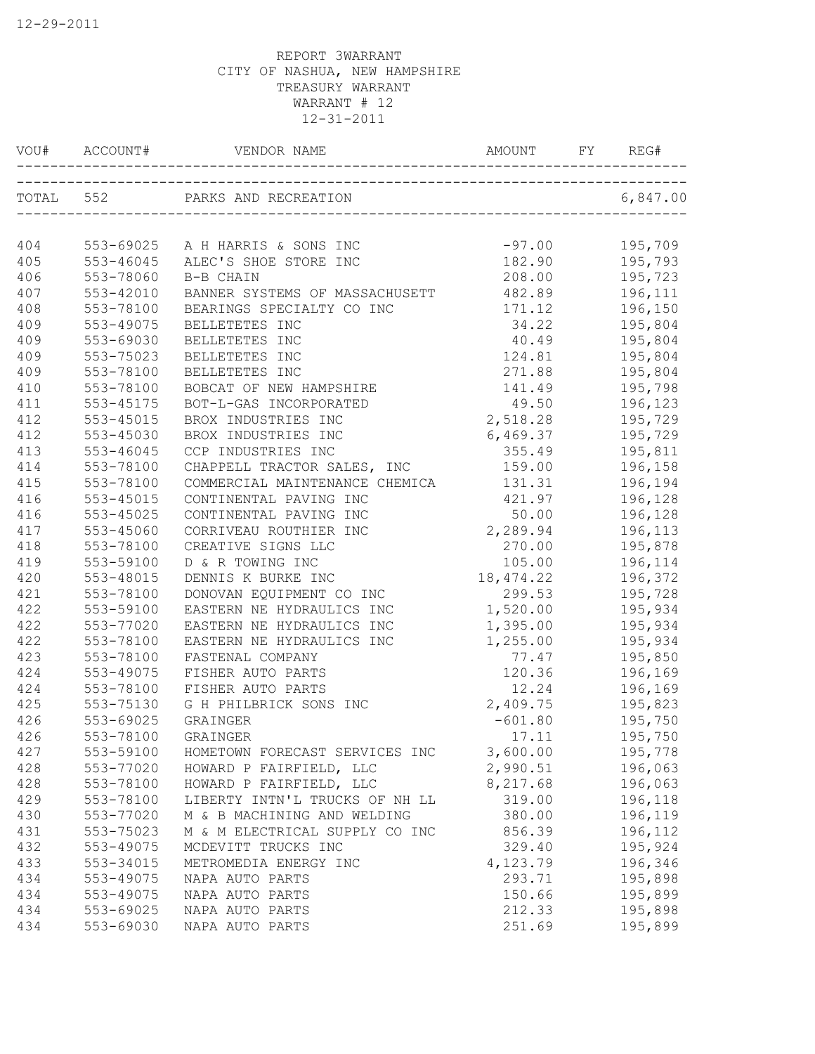12-29-2011

REPORT 3WARRANT
CITY OF NASHUA, NEW HAMPSHIRE
TREASURY WARRANT
WARRANT # 12
12-31-2011

| VOU# | ACCOUNT# | VENDOR NAME | AMOUNT | FY | REG# |
|---|---|---|---|---|---|
| TOTAL | 552 | PARKS AND RECREATION | | | 6,847.00 |
| 404 | 553-69025 | A H HARRIS & SONS INC | -97.00 | | 195,709 |
| 405 | 553-46045 | ALEC'S SHOE STORE INC | 182.90 | | 195,793 |
| 406 | 553-78060 | B-B CHAIN | 208.00 | | 195,723 |
| 407 | 553-42010 | BANNER SYSTEMS OF MASSACHUSETT | 482.89 | | 196,111 |
| 408 | 553-78100 | BEARINGS SPECIALTY CO INC | 171.12 | | 196,150 |
| 409 | 553-49075 | BELLETETES INC | 34.22 | | 195,804 |
| 409 | 553-69030 | BELLETETES INC | 40.49 | | 195,804 |
| 409 | 553-75023 | BELLETETES INC | 124.81 | | 195,804 |
| 409 | 553-78100 | BELLETETES INC | 271.88 | | 195,804 |
| 410 | 553-78100 | BOBCAT OF NEW HAMPSHIRE | 141.49 | | 195,798 |
| 411 | 553-45175 | BOT-L-GAS INCORPORATED | 49.50 | | 196,123 |
| 412 | 553-45015 | BROX INDUSTRIES INC | 2,518.28 | | 195,729 |
| 412 | 553-45030 | BROX INDUSTRIES INC | 6,469.37 | | 195,729 |
| 413 | 553-46045 | CCP INDUSTRIES INC | 355.49 | | 195,811 |
| 414 | 553-78100 | CHAPPELL TRACTOR SALES, INC | 159.00 | | 196,158 |
| 415 | 553-78100 | COMMERCIAL MAINTENANCE CHEMICA | 131.31 | | 196,194 |
| 416 | 553-45015 | CONTINENTAL PAVING INC | 421.97 | | 196,128 |
| 416 | 553-45025 | CONTINENTAL PAVING INC | 50.00 | | 196,128 |
| 417 | 553-45060 | CORRIVEAU ROUTHIER INC | 2,289.94 | | 196,113 |
| 418 | 553-78100 | CREATIVE SIGNS LLC | 270.00 | | 195,878 |
| 419 | 553-59100 | D & R TOWING INC | 105.00 | | 196,114 |
| 420 | 553-48015 | DENNIS K BURKE INC | 18,474.22 | | 196,372 |
| 421 | 553-78100 | DONOVAN EQUIPMENT CO INC | 299.53 | | 195,728 |
| 422 | 553-59100 | EASTERN NE HYDRAULICS INC | 1,520.00 | | 195,934 |
| 422 | 553-77020 | EASTERN NE HYDRAULICS INC | 1,395.00 | | 195,934 |
| 422 | 553-78100 | EASTERN NE HYDRAULICS INC | 1,255.00 | | 195,934 |
| 423 | 553-78100 | FASTENAL COMPANY | 77.47 | | 195,850 |
| 424 | 553-49075 | FISHER AUTO PARTS | 120.36 | | 196,169 |
| 424 | 553-78100 | FISHER AUTO PARTS | 12.24 | | 196,169 |
| 425 | 553-75130 | G H PHILBRICK SONS INC | 2,409.75 | | 195,823 |
| 426 | 553-69025 | GRAINGER | -601.80 | | 195,750 |
| 426 | 553-78100 | GRAINGER | 17.11 | | 195,750 |
| 427 | 553-59100 | HOMETOWN FORECAST SERVICES INC | 3,600.00 | | 195,778 |
| 428 | 553-77020 | HOWARD P FAIRFIELD, LLC | 2,990.51 | | 196,063 |
| 428 | 553-78100 | HOWARD P FAIRFIELD, LLC | 8,217.68 | | 196,063 |
| 429 | 553-78100 | LIBERTY INTN'L TRUCKS OF NH LL | 319.00 | | 196,118 |
| 430 | 553-77020 | M & B MACHINING AND WELDING | 380.00 | | 196,119 |
| 431 | 553-75023 | M & M ELECTRICAL SUPPLY CO INC | 856.39 | | 196,112 |
| 432 | 553-49075 | MCDEVITT TRUCKS INC | 329.40 | | 195,924 |
| 433 | 553-34015 | METROMEDIA ENERGY INC | 4,123.79 | | 196,346 |
| 434 | 553-49075 | NAPA AUTO PARTS | 293.71 | | 195,898 |
| 434 | 553-49075 | NAPA AUTO PARTS | 150.66 | | 195,899 |
| 434 | 553-69025 | NAPA AUTO PARTS | 212.33 | | 195,898 |
| 434 | 553-69030 | NAPA AUTO PARTS | 251.69 | | 195,899 |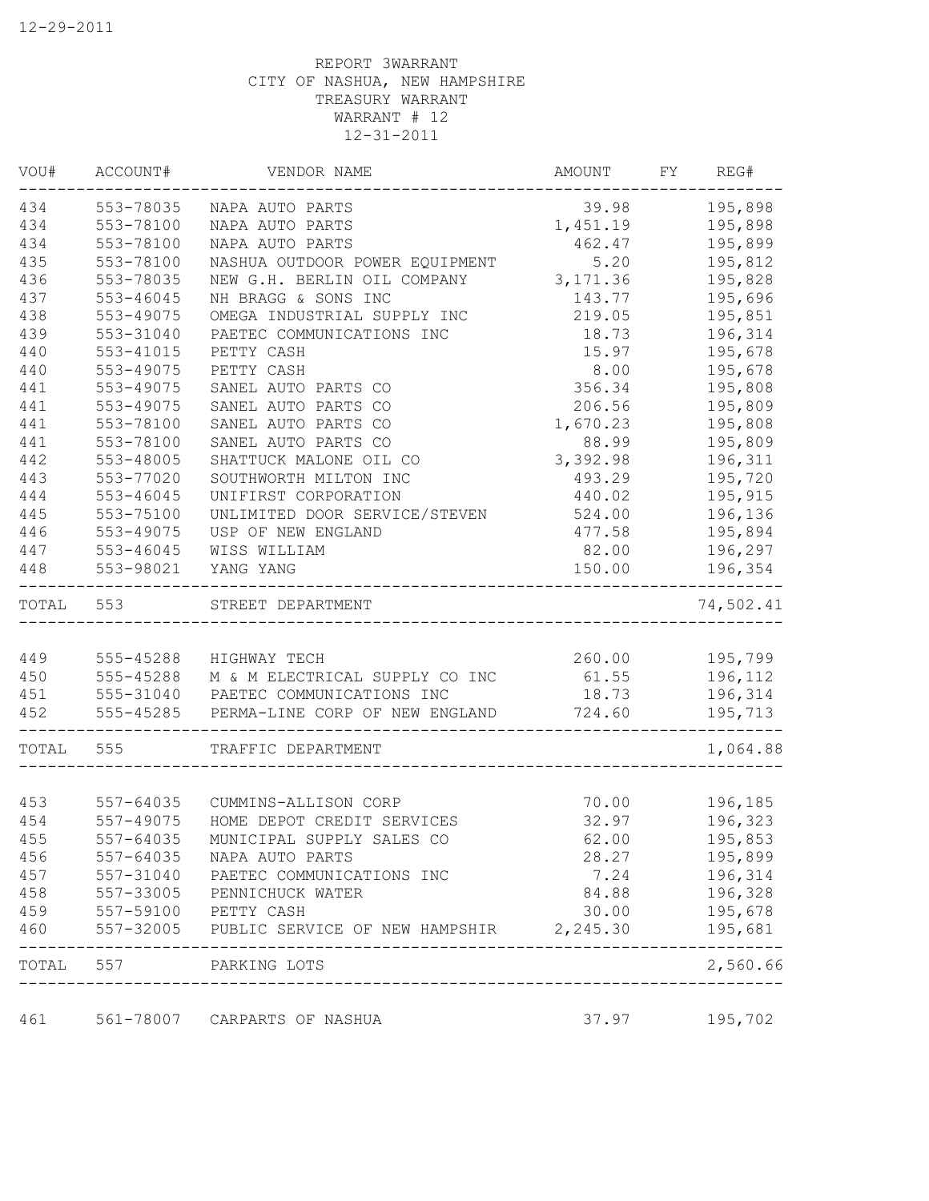12-29-2011

REPORT 3WARRANT
CITY OF NASHUA, NEW HAMPSHIRE
TREASURY WARRANT
WARRANT # 12
12-31-2011

| VOU# | ACCOUNT# | VENDOR NAME | AMOUNT | FY | REG# |
|---|---|---|---|---|---|
| 434 | 553-78035 | NAPA AUTO PARTS | 39.98 | | 195,898 |
| 434 | 553-78100 | NAPA AUTO PARTS | 1,451.19 | | 195,898 |
| 434 | 553-78100 | NAPA AUTO PARTS | 462.47 | | 195,899 |
| 435 | 553-78100 | NASHUA OUTDOOR POWER EQUIPMENT | 5.20 | | 195,812 |
| 436 | 553-78035 | NEW G.H. BERLIN OIL COMPANY | 3,171.36 | | 195,828 |
| 437 | 553-46045 | NH BRAGG & SONS INC | 143.77 | | 195,696 |
| 438 | 553-49075 | OMEGA INDUSTRIAL SUPPLY INC | 219.05 | | 195,851 |
| 439 | 553-31040 | PAETEC COMMUNICATIONS INC | 18.73 | | 196,314 |
| 440 | 553-41015 | PETTY CASH | 15.97 | | 195,678 |
| 440 | 553-49075 | PETTY CASH | 8.00 | | 195,678 |
| 441 | 553-49075 | SANEL AUTO PARTS CO | 356.34 | | 195,808 |
| 441 | 553-49075 | SANEL AUTO PARTS CO | 206.56 | | 195,809 |
| 441 | 553-78100 | SANEL AUTO PARTS CO | 1,670.23 | | 195,808 |
| 441 | 553-78100 | SANEL AUTO PARTS CO | 88.99 | | 195,809 |
| 442 | 553-48005 | SHATTUCK MALONE OIL CO | 3,392.98 | | 196,311 |
| 443 | 553-77020 | SOUTHWORTH MILTON INC | 493.29 | | 195,720 |
| 444 | 553-46045 | UNIFIRST CORPORATION | 440.02 | | 195,915 |
| 445 | 553-75100 | UNLIMITED DOOR SERVICE/STEVEN | 524.00 | | 196,136 |
| 446 | 553-49075 | USP OF NEW ENGLAND | 477.58 | | 195,894 |
| 447 | 553-46045 | WISS WILLIAM | 82.00 | | 196,297 |
| 448 | 553-98021 | YANG YANG | 150.00 | | 196,354 |
| TOTAL | 553 | STREET DEPARTMENT | | | 74,502.41 |
| 449 | 555-45288 | HIGHWAY TECH | 260.00 | | 195,799 |
| 450 | 555-45288 | M & M ELECTRICAL SUPPLY CO INC | 61.55 | | 196,112 |
| 451 | 555-31040 | PAETEC COMMUNICATIONS INC | 18.73 | | 196,314 |
| 452 | 555-45285 | PERMA-LINE CORP OF NEW ENGLAND | 724.60 | | 195,713 |
| TOTAL | 555 | TRAFFIC DEPARTMENT | | | 1,064.88 |
| 453 | 557-64035 | CUMMINS-ALLISON CORP | 70.00 | | 196,185 |
| 454 | 557-49075 | HOME DEPOT CREDIT SERVICES | 32.97 | | 196,323 |
| 455 | 557-64035 | MUNICIPAL SUPPLY SALES CO | 62.00 | | 195,853 |
| 456 | 557-64035 | NAPA AUTO PARTS | 28.27 | | 195,899 |
| 457 | 557-31040 | PAETEC COMMUNICATIONS INC | 7.24 | | 196,314 |
| 458 | 557-33005 | PENNICHUCK WATER | 84.88 | | 196,328 |
| 459 | 557-59100 | PETTY CASH | 30.00 | | 195,678 |
| 460 | 557-32005 | PUBLIC SERVICE OF NEW HAMPSHIR | 2,245.30 | | 195,681 |
| TOTAL | 557 | PARKING LOTS | | | 2,560.66 |
| 461 | 561-78007 | CARPARTS OF NASHUA | 37.97 | | 195,702 |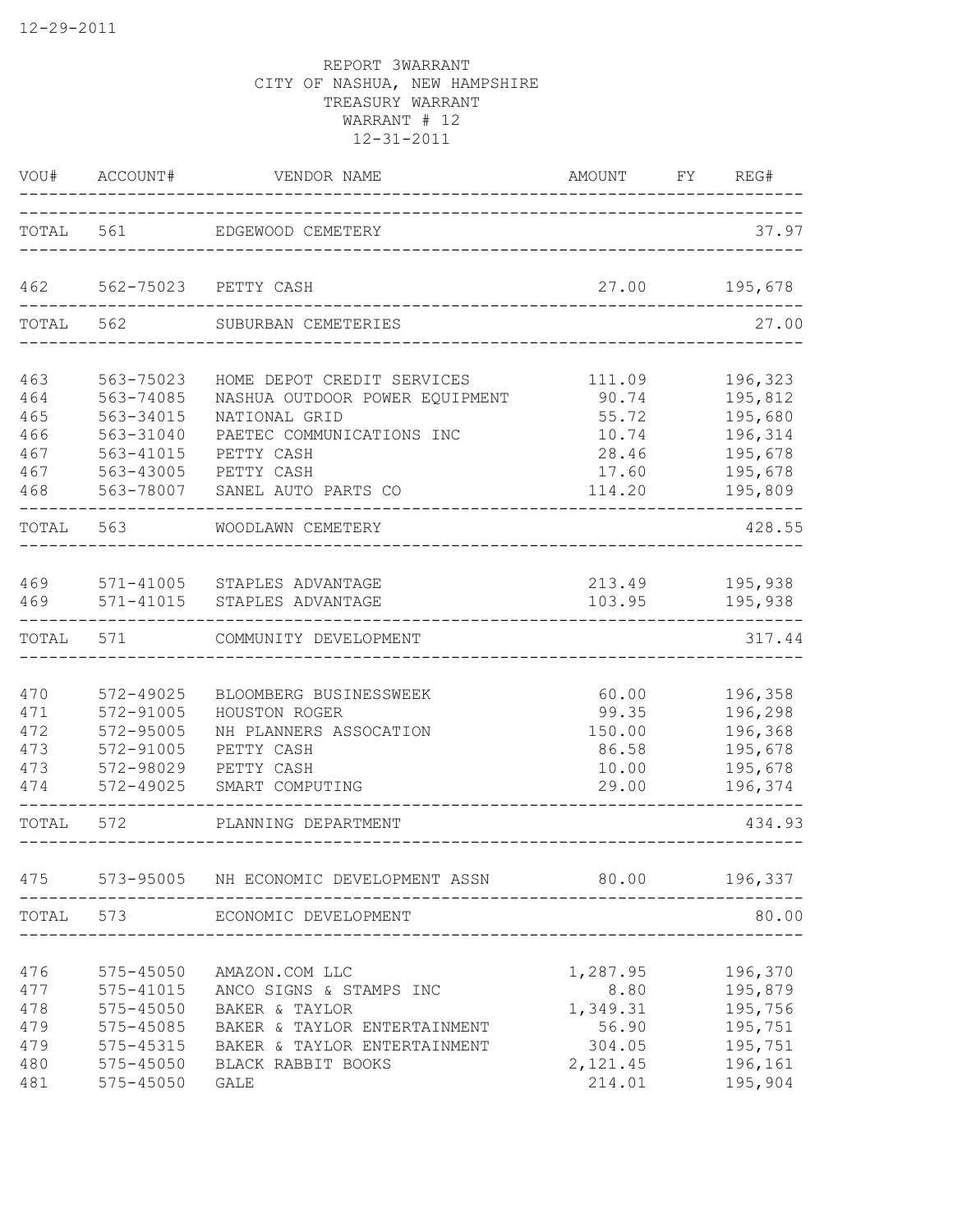12-29-2011

REPORT 3WARRANT
CITY OF NASHUA, NEW HAMPSHIRE
TREASURY WARRANT
WARRANT # 12
12-31-2011

| VOU# | ACCOUNT# | VENDOR NAME | AMOUNT | FY | REG# |
|---|---|---|---|---|---|
| TOTAL | 561 | EDGEWOOD CEMETERY | | | 37.97 |
| 462 | 562-75023 | PETTY CASH | 27.00 | | 195,678 |
| TOTAL | 562 | SUBURBAN CEMETERIES | | | 27.00 |
| 463 | 563-75023 | HOME DEPOT CREDIT SERVICES | 111.09 | | 196,323 |
| 464 | 563-74085 | NASHUA OUTDOOR POWER EQUIPMENT | 90.74 | | 195,812 |
| 465 | 563-34015 | NATIONAL GRID | 55.72 | | 195,680 |
| 466 | 563-31040 | PAETEC COMMUNICATIONS INC | 10.74 | | 196,314 |
| 467 | 563-41015 | PETTY CASH | 28.46 | | 195,678 |
| 467 | 563-43005 | PETTY CASH | 17.60 | | 195,678 |
| 468 | 563-78007 | SANEL AUTO PARTS CO | 114.20 | | 195,809 |
| TOTAL | 563 | WOODLAWN CEMETERY | | | 428.55 |
| 469 | 571-41005 | STAPLES ADVANTAGE | 213.49 | | 195,938 |
| 469 | 571-41015 | STAPLES ADVANTAGE | 103.95 | | 195,938 |
| TOTAL | 571 | COMMUNITY DEVELOPMENT | | | 317.44 |
| 470 | 572-49025 | BLOOMBERG BUSINESSWEEK | 60.00 | | 196,358 |
| 471 | 572-91005 | HOUSTON ROGER | 99.35 | | 196,298 |
| 472 | 572-95005 | NH PLANNERS ASSOCATION | 150.00 | | 196,368 |
| 473 | 572-91005 | PETTY CASH | 86.58 | | 195,678 |
| 473 | 572-98029 | PETTY CASH | 10.00 | | 195,678 |
| 474 | 572-49025 | SMART COMPUTING | 29.00 | | 196,374 |
| TOTAL | 572 | PLANNING DEPARTMENT | | | 434.93 |
| 475 | 573-95005 | NH ECONOMIC DEVELOPMENT ASSN | 80.00 | | 196,337 |
| TOTAL | 573 | ECONOMIC DEVELOPMENT | | | 80.00 |
| 476 | 575-45050 | AMAZON.COM LLC | 1,287.95 | | 196,370 |
| 477 | 575-41015 | ANCO SIGNS & STAMPS INC | 8.80 | | 195,879 |
| 478 | 575-45050 | BAKER & TAYLOR | 1,349.31 | | 195,756 |
| 479 | 575-45085 | BAKER & TAYLOR ENTERTAINMENT | 56.90 | | 195,751 |
| 479 | 575-45315 | BAKER & TAYLOR ENTERTAINMENT | 304.05 | | 195,751 |
| 480 | 575-45050 | BLACK RABBIT BOOKS | 2,121.45 | | 196,161 |
| 481 | 575-45050 | GALE | 214.01 | | 195,904 |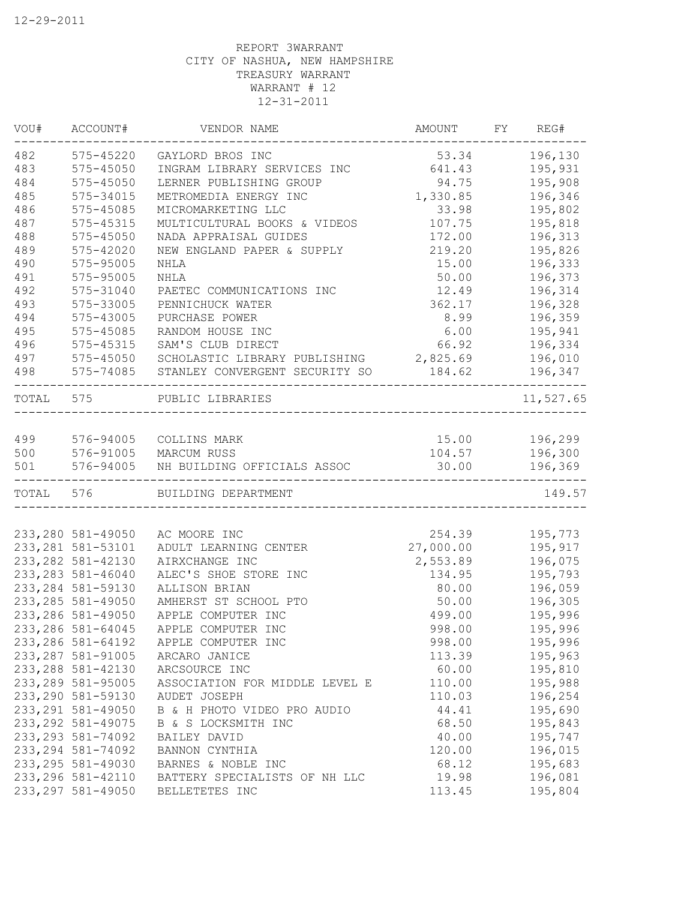12-29-2011

REPORT 3WARRANT
CITY OF NASHUA, NEW HAMPSHIRE
TREASURY WARRANT
WARRANT # 12
12-31-2011

| VOU# | ACCOUNT# | VENDOR NAME | AMOUNT | FY | REG# |
|---|---|---|---|---|---|
| 482 | 575-45220 | GAYLORD BROS INC | 53.34 | | 196,130 |
| 483 | 575-45050 | INGRAM LIBRARY SERVICES INC | 641.43 | | 195,931 |
| 484 | 575-45050 | LERNER PUBLISHING GROUP | 94.75 | | 195,908 |
| 485 | 575-34015 | METROMEDIA ENERGY INC | 1,330.85 | | 196,346 |
| 486 | 575-45085 | MICROMARKETING LLC | 33.98 | | 195,802 |
| 487 | 575-45315 | MULTICULTURAL BOOKS & VIDEOS | 107.75 | | 195,818 |
| 488 | 575-45050 | NADA APPRAISAL GUIDES | 172.00 | | 196,313 |
| 489 | 575-42020 | NEW ENGLAND PAPER & SUPPLY | 219.20 | | 195,826 |
| 490 | 575-95005 | NHLA | 15.00 | | 196,333 |
| 491 | 575-95005 | NHLA | 50.00 | | 196,373 |
| 492 | 575-31040 | PAETEC COMMUNICATIONS INC | 12.49 | | 196,314 |
| 493 | 575-33005 | PENNICHUCK WATER | 362.17 | | 196,328 |
| 494 | 575-43005 | PURCHASE POWER | 8.99 | | 196,359 |
| 495 | 575-45085 | RANDOM HOUSE INC | 6.00 | | 195,941 |
| 496 | 575-45315 | SAM'S CLUB DIRECT | 66.92 | | 196,334 |
| 497 | 575-45050 | SCHOLASTIC LIBRARY PUBLISHING | 2,825.69 | | 196,010 |
| 498 | 575-74085 | STANLEY CONVERGENT SECURITY SO | 184.62 | | 196,347 |
| TOTAL | 575 | PUBLIC LIBRARIES | | | 11,527.65 |
| 499 | 576-94005 | COLLINS MARK | 15.00 | | 196,299 |
| 500 | 576-91005 | MARCUM RUSS | 104.57 | | 196,300 |
| 501 | 576-94005 | NH BUILDING OFFICIALS ASSOC | 30.00 | | 196,369 |
| TOTAL | 576 | BUILDING DEPARTMENT | | | 149.57 |
| 233,280 | 581-49050 | AC MOORE INC | 254.39 | | 195,773 |
| 233,281 | 581-53101 | ADULT LEARNING CENTER | 27,000.00 | | 195,917 |
| 233,282 | 581-42130 | AIRXCHANGE INC | 2,553.89 | | 196,075 |
| 233,283 | 581-46040 | ALEC'S SHOE STORE INC | 134.95 | | 195,793 |
| 233,284 | 581-59130 | ALLISON BRIAN | 80.00 | | 196,059 |
| 233,285 | 581-49050 | AMHERST ST SCHOOL PTO | 50.00 | | 196,305 |
| 233,286 | 581-49050 | APPLE COMPUTER INC | 499.00 | | 195,996 |
| 233,286 | 581-64045 | APPLE COMPUTER INC | 998.00 | | 195,996 |
| 233,286 | 581-64192 | APPLE COMPUTER INC | 998.00 | | 195,996 |
| 233,287 | 581-91005 | ARCARO JANICE | 113.39 | | 195,963 |
| 233,288 | 581-42130 | ARCSOURCE INC | 60.00 | | 195,810 |
| 233,289 | 581-95005 | ASSOCIATION FOR MIDDLE LEVEL E | 110.00 | | 195,988 |
| 233,290 | 581-59130 | AUDET JOSEPH | 110.03 | | 196,254 |
| 233,291 | 581-49050 | B & H PHOTO VIDEO PRO AUDIO | 44.41 | | 195,690 |
| 233,292 | 581-49075 | B & S LOCKSMITH INC | 68.50 | | 195,843 |
| 233,293 | 581-74092 | BAILEY DAVID | 40.00 | | 195,747 |
| 233,294 | 581-74092 | BANNON CYNTHIA | 120.00 | | 196,015 |
| 233,295 | 581-49030 | BARNES & NOBLE INC | 68.12 | | 195,683 |
| 233,296 | 581-42110 | BATTERY SPECIALISTS OF NH LLC | 19.98 | | 196,081 |
| 233,297 | 581-49050 | BELLETETES INC | 113.45 | | 195,804 |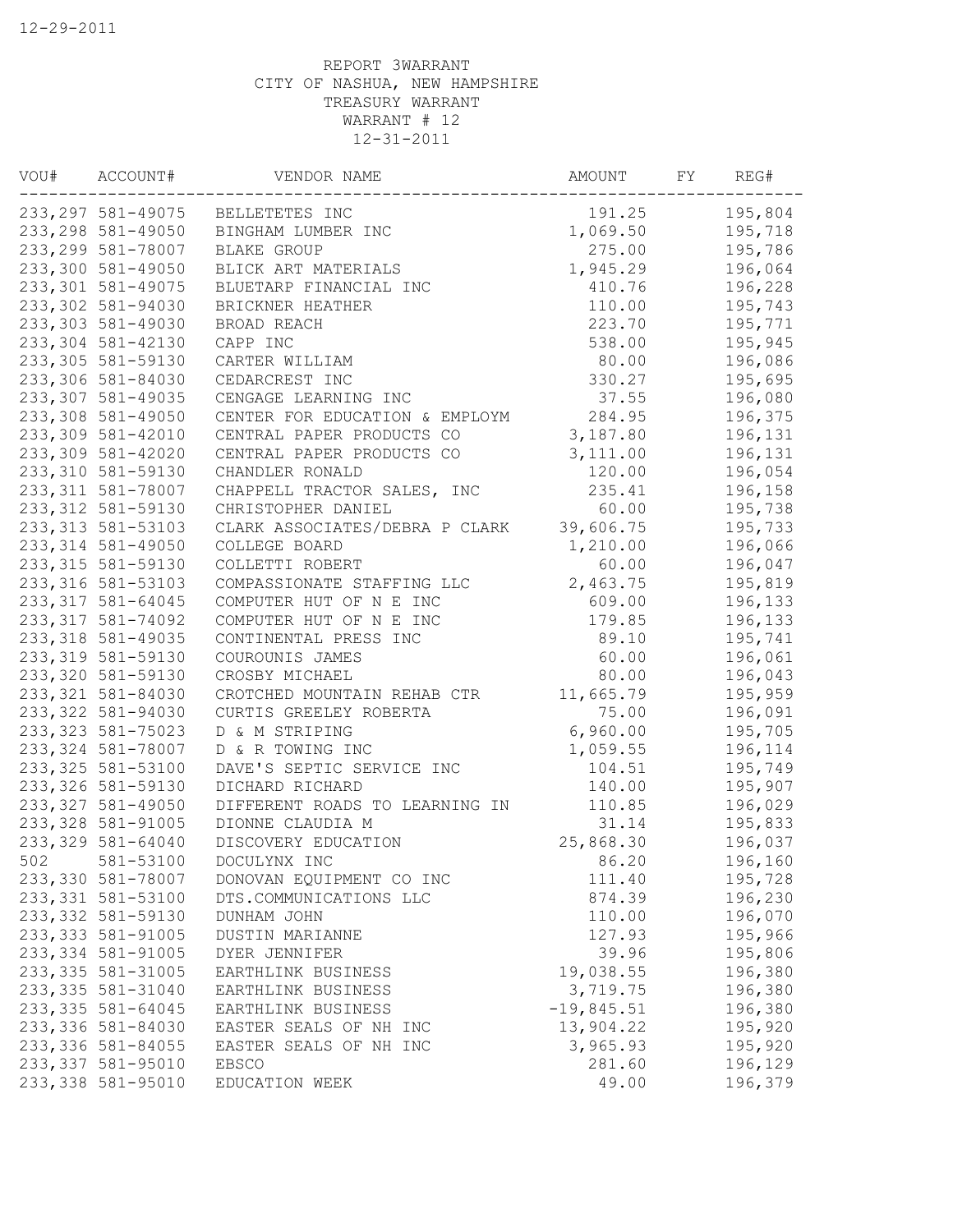12-29-2011

REPORT 3WARRANT
CITY OF NASHUA, NEW HAMPSHIRE
TREASURY WARRANT
WARRANT # 12
12-31-2011

| VOU# | ACCOUNT# | VENDOR NAME | AMOUNT | FY | REG# |
|---|---|---|---|---|---|
| 233,297 | 581-49075 | BELLETETES INC | 191.25 | | 195,804 |
| 233,298 | 581-49050 | BINGHAM LUMBER INC | 1,069.50 | | 195,718 |
| 233,299 | 581-78007 | BLAKE GROUP | 275.00 | | 195,786 |
| 233,300 | 581-49050 | BLICK ART MATERIALS | 1,945.29 | | 196,064 |
| 233,301 | 581-49075 | BLUETARP FINANCIAL INC | 410.76 | | 196,228 |
| 233,302 | 581-94030 | BRICKNER HEATHER | 110.00 | | 195,743 |
| 233,303 | 581-49030 | BROAD REACH | 223.70 | | 195,771 |
| 233,304 | 581-42130 | CAPP INC | 538.00 | | 195,945 |
| 233,305 | 581-59130 | CARTER WILLIAM | 80.00 | | 196,086 |
| 233,306 | 581-84030 | CEDARCREST INC | 330.27 | | 195,695 |
| 233,307 | 581-49035 | CENGAGE LEARNING INC | 37.55 | | 196,080 |
| 233,308 | 581-49050 | CENTER FOR EDUCATION & EMPLOYM | 284.95 | | 196,375 |
| 233,309 | 581-42010 | CENTRAL PAPER PRODUCTS CO | 3,187.80 | | 196,131 |
| 233,309 | 581-42020 | CENTRAL PAPER PRODUCTS CO | 3,111.00 | | 196,131 |
| 233,310 | 581-59130 | CHANDLER RONALD | 120.00 | | 196,054 |
| 233,311 | 581-78007 | CHAPPELL TRACTOR SALES, INC | 235.41 | | 196,158 |
| 233,312 | 581-59130 | CHRISTOPHER DANIEL | 60.00 | | 195,738 |
| 233,313 | 581-53103 | CLARK ASSOCIATES/DEBRA P CLARK | 39,606.75 | | 195,733 |
| 233,314 | 581-49050 | COLLEGE BOARD | 1,210.00 | | 196,066 |
| 233,315 | 581-59130 | COLLETTI ROBERT | 60.00 | | 196,047 |
| 233,316 | 581-53103 | COMPASSIONATE STAFFING LLC | 2,463.75 | | 195,819 |
| 233,317 | 581-64045 | COMPUTER HUT OF N E INC | 609.00 | | 196,133 |
| 233,317 | 581-74092 | COMPUTER HUT OF N E INC | 179.85 | | 196,133 |
| 233,318 | 581-49035 | CONTINENTAL PRESS INC | 89.10 | | 195,741 |
| 233,319 | 581-59130 | COUROUNIS JAMES | 60.00 | | 196,061 |
| 233,320 | 581-59130 | CROSBY MICHAEL | 80.00 | | 196,043 |
| 233,321 | 581-84030 | CROTCHED MOUNTAIN REHAB CTR | 11,665.79 | | 195,959 |
| 233,322 | 581-94030 | CURTIS GREELEY ROBERTA | 75.00 | | 196,091 |
| 233,323 | 581-75023 | D & M STRIPING | 6,960.00 | | 195,705 |
| 233,324 | 581-78007 | D & R TOWING INC | 1,059.55 | | 196,114 |
| 233,325 | 581-53100 | DAVE'S SEPTIC SERVICE INC | 104.51 | | 195,749 |
| 233,326 | 581-59130 | DICHARD RICHARD | 140.00 | | 195,907 |
| 233,327 | 581-49050 | DIFFERENT ROADS TO LEARNING IN | 110.85 | | 196,029 |
| 233,328 | 581-91005 | DIONNE CLAUDIA M | 31.14 | | 195,833 |
| 233,329 | 581-64040 | DISCOVERY EDUCATION | 25,868.30 | | 196,037 |
| 502 | 581-53100 | DOCULYNX INC | 86.20 | | 196,160 |
| 233,330 | 581-78007 | DONOVAN EQUIPMENT CO INC | 111.40 | | 195,728 |
| 233,331 | 581-53100 | DTS.COMMUNICATIONS LLC | 874.39 | | 196,230 |
| 233,332 | 581-59130 | DUNHAM JOHN | 110.00 | | 196,070 |
| 233,333 | 581-91005 | DUSTIN MARIANNE | 127.93 | | 195,966 |
| 233,334 | 581-91005 | DYER JENNIFER | 39.96 | | 195,806 |
| 233,335 | 581-31005 | EARTHLINK BUSINESS | 19,038.55 | | 196,380 |
| 233,335 | 581-31040 | EARTHLINK BUSINESS | 3,719.75 | | 196,380 |
| 233,335 | 581-64045 | EARTHLINK BUSINESS | -19,845.51 | | 196,380 |
| 233,336 | 581-84030 | EASTER SEALS OF NH INC | 13,904.22 | | 195,920 |
| 233,336 | 581-84055 | EASTER SEALS OF NH INC | 3,965.93 | | 195,920 |
| 233,337 | 581-95010 | EBSCO | 281.60 | | 196,129 |
| 233,338 | 581-95010 | EDUCATION WEEK | 49.00 | | 196,379 |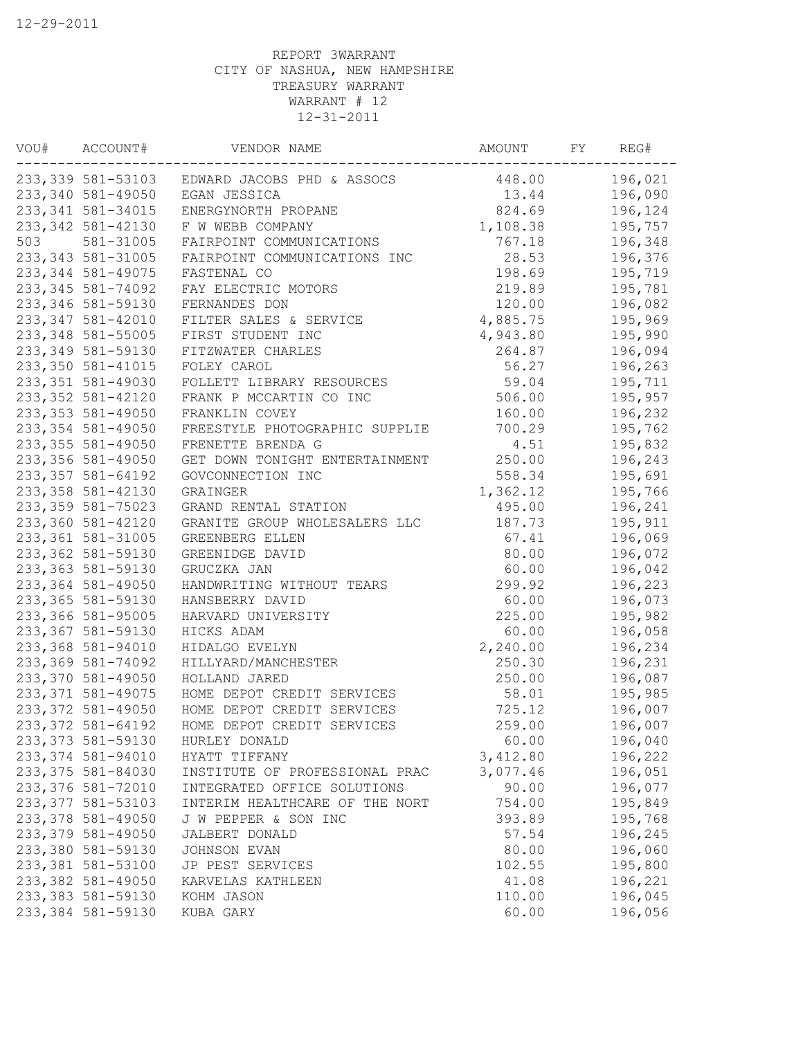12-29-2011

REPORT 3WARRANT
CITY OF NASHUA, NEW HAMPSHIRE
TREASURY WARRANT
WARRANT # 12
12-31-2011

| VOU# | ACCOUNT# | VENDOR NAME | AMOUNT | FY | REG# |
|---|---|---|---|---|---|
| 233,339 | 581-53103 | EDWARD JACOBS PHD & ASSOCS | 448.00 | | 196,021 |
| 233,340 | 581-49050 | EGAN JESSICA | 13.44 | | 196,090 |
| 233,341 | 581-34015 | ENERGYNORTH PROPANE | 824.69 | | 196,124 |
| 233,342 | 581-42130 | F W WEBB COMPANY | 1,108.38 | | 195,757 |
| 503 | 581-31005 | FAIRPOINT COMMUNICATIONS | 767.18 | | 196,348 |
| 233,343 | 581-31005 | FAIRPOINT COMMUNICATIONS INC | 28.53 | | 196,376 |
| 233,344 | 581-49075 | FASTENAL CO | 198.69 | | 195,719 |
| 233,345 | 581-74092 | FAY ELECTRIC MOTORS | 219.89 | | 195,781 |
| 233,346 | 581-59130 | FERNANDES DON | 120.00 | | 196,082 |
| 233,347 | 581-42010 | FILTER SALES & SERVICE | 4,885.75 | | 195,969 |
| 233,348 | 581-55005 | FIRST STUDENT INC | 4,943.80 | | 195,990 |
| 233,349 | 581-59130 | FITZWATER CHARLES | 264.87 | | 196,094 |
| 233,350 | 581-41015 | FOLEY CAROL | 56.27 | | 196,263 |
| 233,351 | 581-49030 | FOLLETT LIBRARY RESOURCES | 59.04 | | 195,711 |
| 233,352 | 581-42120 | FRANK P MCCARTIN CO INC | 506.00 | | 195,957 |
| 233,353 | 581-49050 | FRANKLIN COVEY | 160.00 | | 196,232 |
| 233,354 | 581-49050 | FREESTYLE PHOTOGRAPHIC SUPPLIE | 700.29 | | 195,762 |
| 233,355 | 581-49050 | FRENETTE BRENDA G | 4.51 | | 195,832 |
| 233,356 | 581-49050 | GET DOWN TONIGHT ENTERTAINMENT | 250.00 | | 196,243 |
| 233,357 | 581-64192 | GOVCONNECTION INC | 558.34 | | 195,691 |
| 233,358 | 581-42130 | GRAINGER | 1,362.12 | | 195,766 |
| 233,359 | 581-75023 | GRAND RENTAL STATION | 495.00 | | 196,241 |
| 233,360 | 581-42120 | GRANITE GROUP WHOLESALERS LLC | 187.73 | | 195,911 |
| 233,361 | 581-31005 | GREENBERG ELLEN | 67.41 | | 196,069 |
| 233,362 | 581-59130 | GREENIDGE DAVID | 80.00 | | 196,072 |
| 233,363 | 581-59130 | GRUCZKA JAN | 60.00 | | 196,042 |
| 233,364 | 581-49050 | HANDWRITING WITHOUT TEARS | 299.92 | | 196,223 |
| 233,365 | 581-59130 | HANSBERRY DAVID | 60.00 | | 196,073 |
| 233,366 | 581-95005 | HARVARD UNIVERSITY | 225.00 | | 195,982 |
| 233,367 | 581-59130 | HICKS ADAM | 60.00 | | 196,058 |
| 233,368 | 581-94010 | HIDALGO EVELYN | 2,240.00 | | 196,234 |
| 233,369 | 581-74092 | HILLYARD/MANCHESTER | 250.30 | | 196,231 |
| 233,370 | 581-49050 | HOLLAND JARED | 250.00 | | 196,087 |
| 233,371 | 581-49075 | HOME DEPOT CREDIT SERVICES | 58.01 | | 195,985 |
| 233,372 | 581-49050 | HOME DEPOT CREDIT SERVICES | 725.12 | | 196,007 |
| 233,372 | 581-64192 | HOME DEPOT CREDIT SERVICES | 259.00 | | 196,007 |
| 233,373 | 581-59130 | HURLEY DONALD | 60.00 | | 196,040 |
| 233,374 | 581-94010 | HYATT TIFFANY | 3,412.80 | | 196,222 |
| 233,375 | 581-84030 | INSTITUTE OF PROFESSIONAL PRAC | 3,077.46 | | 196,051 |
| 233,376 | 581-72010 | INTEGRATED OFFICE SOLUTIONS | 90.00 | | 196,077 |
| 233,377 | 581-53103 | INTERIM HEALTHCARE OF THE NORT | 754.00 | | 195,849 |
| 233,378 | 581-49050 | J W PEPPER & SON INC | 393.89 | | 195,768 |
| 233,379 | 581-49050 | JALBERT DONALD | 57.54 | | 196,245 |
| 233,380 | 581-59130 | JOHNSON EVAN | 80.00 | | 196,060 |
| 233,381 | 581-53100 | JP PEST SERVICES | 102.55 | | 195,800 |
| 233,382 | 581-49050 | KARVELAS KATHLEEN | 41.08 | | 196,221 |
| 233,383 | 581-59130 | KOHM JASON | 110.00 | | 196,045 |
| 233,384 | 581-59130 | KUBA GARY | 60.00 | | 196,056 |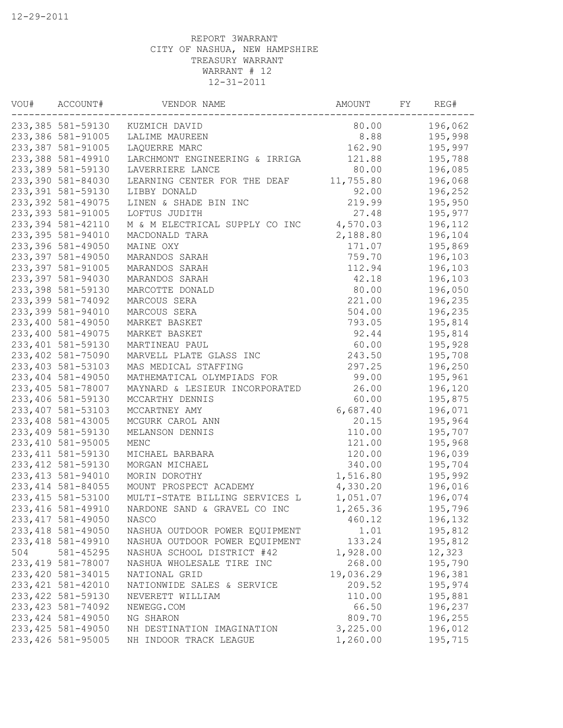12-29-2011

REPORT 3WARRANT
CITY OF NASHUA, NEW HAMPSHIRE
TREASURY WARRANT
WARRANT # 12
12-31-2011

| VOU# | ACCOUNT# | VENDOR NAME | AMOUNT | FY | REG# |
|---|---|---|---|---|---|
| 233,385 | 581-59130 | KUZMICH DAVID | 80.00 | | 196,062 |
| 233,386 | 581-91005 | LALIME MAUREEN | 8.88 | | 195,998 |
| 233,387 | 581-91005 | LAQUERRE MARC | 162.90 | | 195,997 |
| 233,388 | 581-49910 | LARCHMONT ENGINEERING & IRRIGA | 121.88 | | 195,788 |
| 233,389 | 581-59130 | LAVERRIERE LANCE | 80.00 | | 196,085 |
| 233,390 | 581-84030 | LEARNING CENTER FOR THE DEAF | 11,755.80 | | 196,068 |
| 233,391 | 581-59130 | LIBBY DONALD | 92.00 | | 196,252 |
| 233,392 | 581-49075 | LINEN & SHADE BIN INC | 219.99 | | 195,950 |
| 233,393 | 581-91005 | LOFTUS JUDITH | 27.48 | | 195,977 |
| 233,394 | 581-42110 | M & M ELECTRICAL SUPPLY CO INC | 4,570.03 | | 196,112 |
| 233,395 | 581-94010 | MACDONALD TARA | 2,188.80 | | 196,104 |
| 233,396 | 581-49050 | MAINE OXY | 171.07 | | 195,869 |
| 233,397 | 581-49050 | MARANDOS SARAH | 759.70 | | 196,103 |
| 233,397 | 581-91005 | MARANDOS SARAH | 112.94 | | 196,103 |
| 233,397 | 581-94030 | MARANDOS SARAH | 42.18 | | 196,103 |
| 233,398 | 581-59130 | MARCOTTE DONALD | 80.00 | | 196,050 |
| 233,399 | 581-74092 | MARCOUS SERA | 221.00 | | 196,235 |
| 233,399 | 581-94010 | MARCOUS SERA | 504.00 | | 196,235 |
| 233,400 | 581-49050 | MARKET BASKET | 793.05 | | 195,814 |
| 233,400 | 581-49075 | MARKET BASKET | 92.44 | | 195,814 |
| 233,401 | 581-59130 | MARTINEAU PAUL | 60.00 | | 195,928 |
| 233,402 | 581-75090 | MARVELL PLATE GLASS INC | 243.50 | | 195,708 |
| 233,403 | 581-53103 | MAS MEDICAL STAFFING | 297.25 | | 196,250 |
| 233,404 | 581-49050 | MATHEMATICAL OLYMPIADS FOR | 99.00 | | 195,961 |
| 233,405 | 581-78007 | MAYNARD & LESIEUR INCORPORATED | 26.00 | | 196,120 |
| 233,406 | 581-59130 | MCCARTHY DENNIS | 60.00 | | 195,875 |
| 233,407 | 581-53103 | MCCARTNEY AMY | 6,687.40 | | 196,071 |
| 233,408 | 581-43005 | MCGURK CAROL ANN | 20.15 | | 195,964 |
| 233,409 | 581-59130 | MELANSON DENNIS | 110.00 | | 195,707 |
| 233,410 | 581-95005 | MENC | 121.00 | | 195,968 |
| 233,411 | 581-59130 | MICHAEL BARBARA | 120.00 | | 196,039 |
| 233,412 | 581-59130 | MORGAN MICHAEL | 340.00 | | 195,704 |
| 233,413 | 581-94010 | MORIN DOROTHY | 1,516.80 | | 195,992 |
| 233,414 | 581-84055 | MOUNT PROSPECT ACADEMY | 4,330.20 | | 196,016 |
| 233,415 | 581-53100 | MULTI-STATE BILLING SERVICES L | 1,051.07 | | 196,074 |
| 233,416 | 581-49910 | NARDONE SAND & GRAVEL CO INC | 1,265.36 | | 195,796 |
| 233,417 | 581-49050 | NASCO | 460.12 | | 196,132 |
| 233,418 | 581-49050 | NASHUA OUTDOOR POWER EQUIPMENT | 1.01 | | 195,812 |
| 233,418 | 581-49910 | NASHUA OUTDOOR POWER EQUIPMENT | 133.24 | | 195,812 |
| 504 | 581-45295 | NASHUA SCHOOL DISTRICT #42 | 1,928.00 | | 12,323 |
| 233,419 | 581-78007 | NASHUA WHOLESALE TIRE INC | 268.00 | | 195,790 |
| 233,420 | 581-34015 | NATIONAL GRID | 19,036.29 | | 196,381 |
| 233,421 | 581-42010 | NATIONWIDE SALES & SERVICE | 209.52 | | 195,974 |
| 233,422 | 581-59130 | NEVERETT WILLIAM | 110.00 | | 195,881 |
| 233,423 | 581-74092 | NEWEGG.COM | 66.50 | | 196,237 |
| 233,424 | 581-49050 | NG SHARON | 809.70 | | 196,255 |
| 233,425 | 581-49050 | NH DESTINATION IMAGINATION | 3,225.00 | | 196,012 |
| 233,426 | 581-95005 | NH INDOOR TRACK LEAGUE | 1,260.00 | | 195,715 |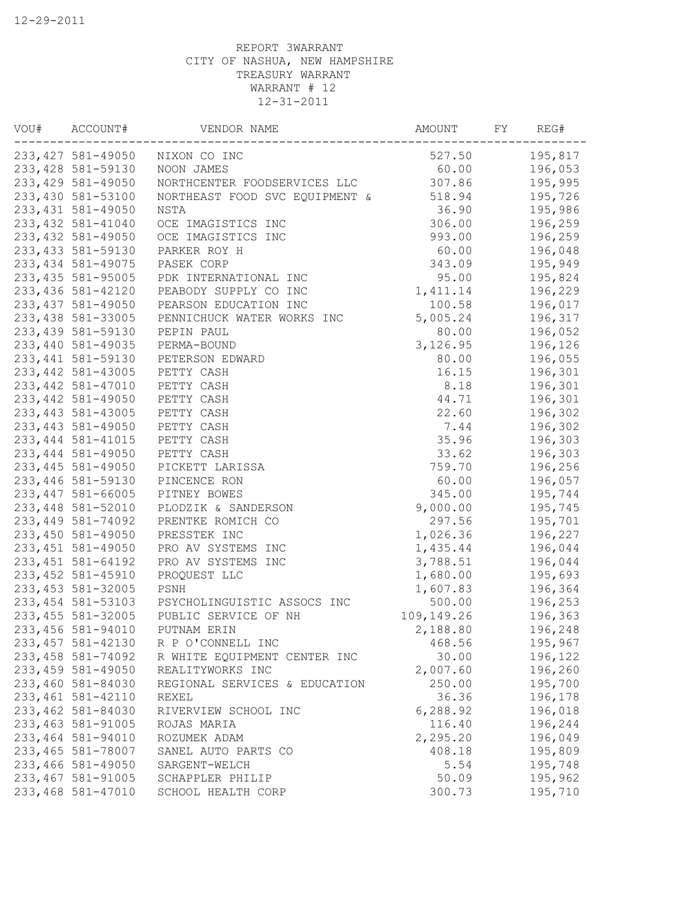12-29-2011

REPORT 3WARRANT
CITY OF NASHUA, NEW HAMPSHIRE
TREASURY WARRANT
WARRANT # 12
12-31-2011

| VOU# | ACCOUNT# | VENDOR NAME | AMOUNT | FY | REG# |
|---|---|---|---|---|---|
| 233,427 | 581-49050 | NIXON CO INC | 527.50 | | 195,817 |
| 233,428 | 581-59130 | NOON JAMES | 60.00 | | 196,053 |
| 233,429 | 581-49050 | NORTHCENTER FOODSERVICES LLC | 307.86 | | 195,995 |
| 233,430 | 581-53100 | NORTHEAST FOOD SVC EQUIPMENT & | 518.94 | | 195,726 |
| 233,431 | 581-49050 | NSTA | 36.90 | | 195,986 |
| 233,432 | 581-41040 | OCE IMAGISTICS INC | 306.00 | | 196,259 |
| 233,432 | 581-49050 | OCE IMAGISTICS INC | 993.00 | | 196,259 |
| 233,433 | 581-59130 | PARKER ROY H | 60.00 | | 196,048 |
| 233,434 | 581-49075 | PASEK CORP | 343.09 | | 195,949 |
| 233,435 | 581-95005 | PDK INTERNATIONAL INC | 95.00 | | 195,824 |
| 233,436 | 581-42120 | PEABODY SUPPLY CO INC | 1,411.14 | | 196,229 |
| 233,437 | 581-49050 | PEARSON EDUCATION INC | 100.58 | | 196,017 |
| 233,438 | 581-33005 | PENNICHUCK WATER WORKS INC | 5,005.24 | | 196,317 |
| 233,439 | 581-59130 | PEPIN PAUL | 80.00 | | 196,052 |
| 233,440 | 581-49035 | PERMA-BOUND | 3,126.95 | | 196,126 |
| 233,441 | 581-59130 | PETERSON EDWARD | 80.00 | | 196,055 |
| 233,442 | 581-43005 | PETTY CASH | 16.15 | | 196,301 |
| 233,442 | 581-47010 | PETTY CASH | 8.18 | | 196,301 |
| 233,442 | 581-49050 | PETTY CASH | 44.71 | | 196,301 |
| 233,443 | 581-43005 | PETTY CASH | 22.60 | | 196,302 |
| 233,443 | 581-49050 | PETTY CASH | 7.44 | | 196,302 |
| 233,444 | 581-41015 | PETTY CASH | 35.96 | | 196,303 |
| 233,444 | 581-49050 | PETTY CASH | 33.62 | | 196,303 |
| 233,445 | 581-49050 | PICKETT LARISSA | 759.70 | | 196,256 |
| 233,446 | 581-59130 | PINCENCE RON | 60.00 | | 196,057 |
| 233,447 | 581-66005 | PITNEY BOWES | 345.00 | | 195,744 |
| 233,448 | 581-52010 | PLODZIK & SANDERSON | 9,000.00 | | 195,745 |
| 233,449 | 581-74092 | PRENTKE ROMICH CO | 297.56 | | 195,701 |
| 233,450 | 581-49050 | PRESSTEK INC | 1,026.36 | | 196,227 |
| 233,451 | 581-49050 | PRO AV SYSTEMS INC | 1,435.44 | | 196,044 |
| 233,451 | 581-64192 | PRO AV SYSTEMS INC | 3,788.51 | | 196,044 |
| 233,452 | 581-45910 | PROQUEST LLC | 1,680.00 | | 195,693 |
| 233,453 | 581-32005 | PSNH | 1,607.83 | | 196,364 |
| 233,454 | 581-53103 | PSYCHOLINGUISTIC ASSOCS INC | 500.00 | | 196,253 |
| 233,455 | 581-32005 | PUBLIC SERVICE OF NH | 109,149.26 | | 196,363 |
| 233,456 | 581-94010 | PUTNAM ERIN | 2,188.80 | | 196,248 |
| 233,457 | 581-42130 | R P O'CONNELL INC | 468.56 | | 195,967 |
| 233,458 | 581-74092 | R WHITE EQUIPMENT CENTER INC | 30.00 | | 196,122 |
| 233,459 | 581-49050 | REALITYWORKS INC | 2,007.60 | | 196,260 |
| 233,460 | 581-84030 | REGIONAL SERVICES & EDUCATION | 250.00 | | 195,700 |
| 233,461 | 581-42110 | REXEL | 36.36 | | 196,178 |
| 233,462 | 581-84030 | RIVERVIEW SCHOOL INC | 6,288.92 | | 196,018 |
| 233,463 | 581-91005 | ROJAS MARIA | 116.40 | | 196,244 |
| 233,464 | 581-94010 | ROZUMEK ADAM | 2,295.20 | | 196,049 |
| 233,465 | 581-78007 | SANEL AUTO PARTS CO | 408.18 | | 195,809 |
| 233,466 | 581-49050 | SARGENT-WELCH | 5.54 | | 195,748 |
| 233,467 | 581-91005 | SCHAPPLER PHILIP | 50.09 | | 195,962 |
| 233,468 | 581-47010 | SCHOOL HEALTH CORP | 300.73 | | 195,710 |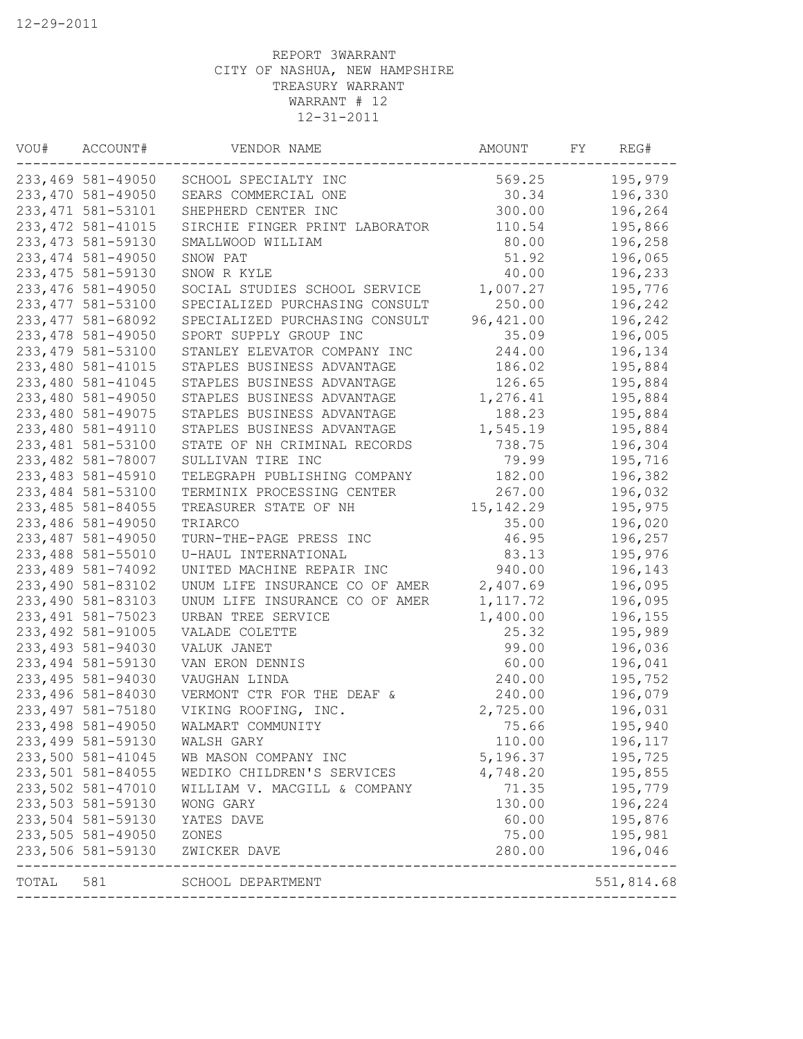12-29-2011

REPORT 3WARRANT
CITY OF NASHUA, NEW HAMPSHIRE
TREASURY WARRANT
WARRANT # 12
12-31-2011

| VOU# | ACCOUNT# | VENDOR NAME | AMOUNT | FY | REG# |
|---|---|---|---|---|---|
| 233,469 | 581-49050 | SCHOOL SPECIALTY INC | 569.25 | | 195,979 |
| 233,470 | 581-49050 | SEARS COMMERCIAL ONE | 30.34 | | 196,330 |
| 233,471 | 581-53101 | SHEPHERD CENTER INC | 300.00 | | 196,264 |
| 233,472 | 581-41015 | SIRCHIE FINGER PRINT LABORATOR | 110.54 | | 195,866 |
| 233,473 | 581-59130 | SMALLWOOD WILLIAM | 80.00 | | 196,258 |
| 233,474 | 581-49050 | SNOW PAT | 51.92 | | 196,065 |
| 233,475 | 581-59130 | SNOW R KYLE | 40.00 | | 196,233 |
| 233,476 | 581-49050 | SOCIAL STUDIES SCHOOL SERVICE | 1,007.27 | | 195,776 |
| 233,477 | 581-53100 | SPECIALIZED PURCHASING CONSULT | 250.00 | | 196,242 |
| 233,477 | 581-68092 | SPECIALIZED PURCHASING CONSULT | 96,421.00 | | 196,242 |
| 233,478 | 581-49050 | SPORT SUPPLY GROUP INC | 35.09 | | 196,005 |
| 233,479 | 581-53100 | STANLEY ELEVATOR COMPANY INC | 244.00 | | 196,134 |
| 233,480 | 581-41015 | STAPLES BUSINESS ADVANTAGE | 186.02 | | 195,884 |
| 233,480 | 581-41045 | STAPLES BUSINESS ADVANTAGE | 126.65 | | 195,884 |
| 233,480 | 581-49050 | STAPLES BUSINESS ADVANTAGE | 1,276.41 | | 195,884 |
| 233,480 | 581-49075 | STAPLES BUSINESS ADVANTAGE | 188.23 | | 195,884 |
| 233,480 | 581-49110 | STAPLES BUSINESS ADVANTAGE | 1,545.19 | | 195,884 |
| 233,481 | 581-53100 | STATE OF NH CRIMINAL RECORDS | 738.75 | | 196,304 |
| 233,482 | 581-78007 | SULLIVAN TIRE INC | 79.99 | | 195,716 |
| 233,483 | 581-45910 | TELEGRAPH PUBLISHING COMPANY | 182.00 | | 196,382 |
| 233,484 | 581-53100 | TERMINIX PROCESSING CENTER | 267.00 | | 196,032 |
| 233,485 | 581-84055 | TREASURER STATE OF NH | 15,142.29 | | 195,975 |
| 233,486 | 581-49050 | TRIARCO | 35.00 | | 196,020 |
| 233,487 | 581-49050 | TURN-THE-PAGE PRESS INC | 46.95 | | 196,257 |
| 233,488 | 581-55010 | U-HAUL INTERNATIONAL | 83.13 | | 195,976 |
| 233,489 | 581-74092 | UNITED MACHINE REPAIR INC | 940.00 | | 196,143 |
| 233,490 | 581-83102 | UNUM LIFE INSURANCE CO OF AMER | 2,407.69 | | 196,095 |
| 233,490 | 581-83103 | UNUM LIFE INSURANCE CO OF AMER | 1,117.72 | | 196,095 |
| 233,491 | 581-75023 | URBAN TREE SERVICE | 1,400.00 | | 196,155 |
| 233,492 | 581-91005 | VALADE COLETTE | 25.32 | | 195,989 |
| 233,493 | 581-94030 | VALUK JANET | 99.00 | | 196,036 |
| 233,494 | 581-59130 | VAN ERON DENNIS | 60.00 | | 196,041 |
| 233,495 | 581-94030 | VAUGHAN LINDA | 240.00 | | 195,752 |
| 233,496 | 581-84030 | VERMONT CTR FOR THE DEAF & | 240.00 | | 196,079 |
| 233,497 | 581-75180 | VIKING ROOFING, INC. | 2,725.00 | | 196,031 |
| 233,498 | 581-49050 | WALMART COMMUNITY | 75.66 | | 195,940 |
| 233,499 | 581-59130 | WALSH GARY | 110.00 | | 196,117 |
| 233,500 | 581-41045 | WB MASON COMPANY INC | 5,196.37 | | 195,725 |
| 233,501 | 581-84055 | WEDIKO CHILDREN'S SERVICES | 4,748.20 | | 195,855 |
| 233,502 | 581-47010 | WILLIAM V. MACGILL & COMPANY | 71.35 | | 195,779 |
| 233,503 | 581-59130 | WONG GARY | 130.00 | | 196,224 |
| 233,504 | 581-59130 | YATES DAVE | 60.00 | | 195,876 |
| 233,505 | 581-49050 | ZONES | 75.00 | | 195,981 |
| 233,506 | 581-59130 | ZWICKER DAVE | 280.00 | | 196,046 |
| TOTAL | 581 | SCHOOL DEPARTMENT | | | 551,814.68 |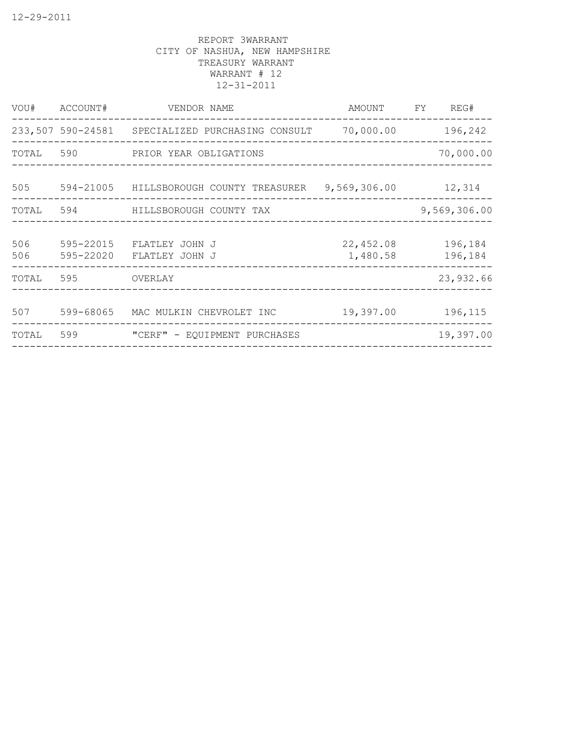REPORT 3WARRANT
CITY OF NASHUA, NEW HAMPSHIRE
TREASURY WARRANT
WARRANT # 12
12-31-2011

| VOU# | ACCOUNT# | VENDOR NAME | AMOUNT | FY | REG# |
|---|---|---|---|---|---|
| 233,507 | 590-24581 | SPECIALIZED PURCHASING CONSULT | 70,000.00 | | 196,242 |
| TOTAL | 590 | PRIOR YEAR OBLIGATIONS | | | 70,000.00 |
| 505 | 594-21005 | HILLSBOROUGH COUNTY TREASURER | 9,569,306.00 | | 12,314 |
| TOTAL | 594 | HILLSBOROUGH COUNTY TAX | | | 9,569,306.00 |
| 506 | 595-22015 | FLATLEY JOHN J | 22,452.08 | | 196,184 |
| 506 | 595-22020 | FLATLEY JOHN J | 1,480.58 | | 196,184 |
| TOTAL | 595 | OVERLAY | | | 23,932.66 |
| 507 | 599-68065 | MAC MULKIN CHEVROLET INC | 19,397.00 | | 196,115 |
| TOTAL | 599 | "CERF" - EQUIPMENT PURCHASES | | | 19,397.00 |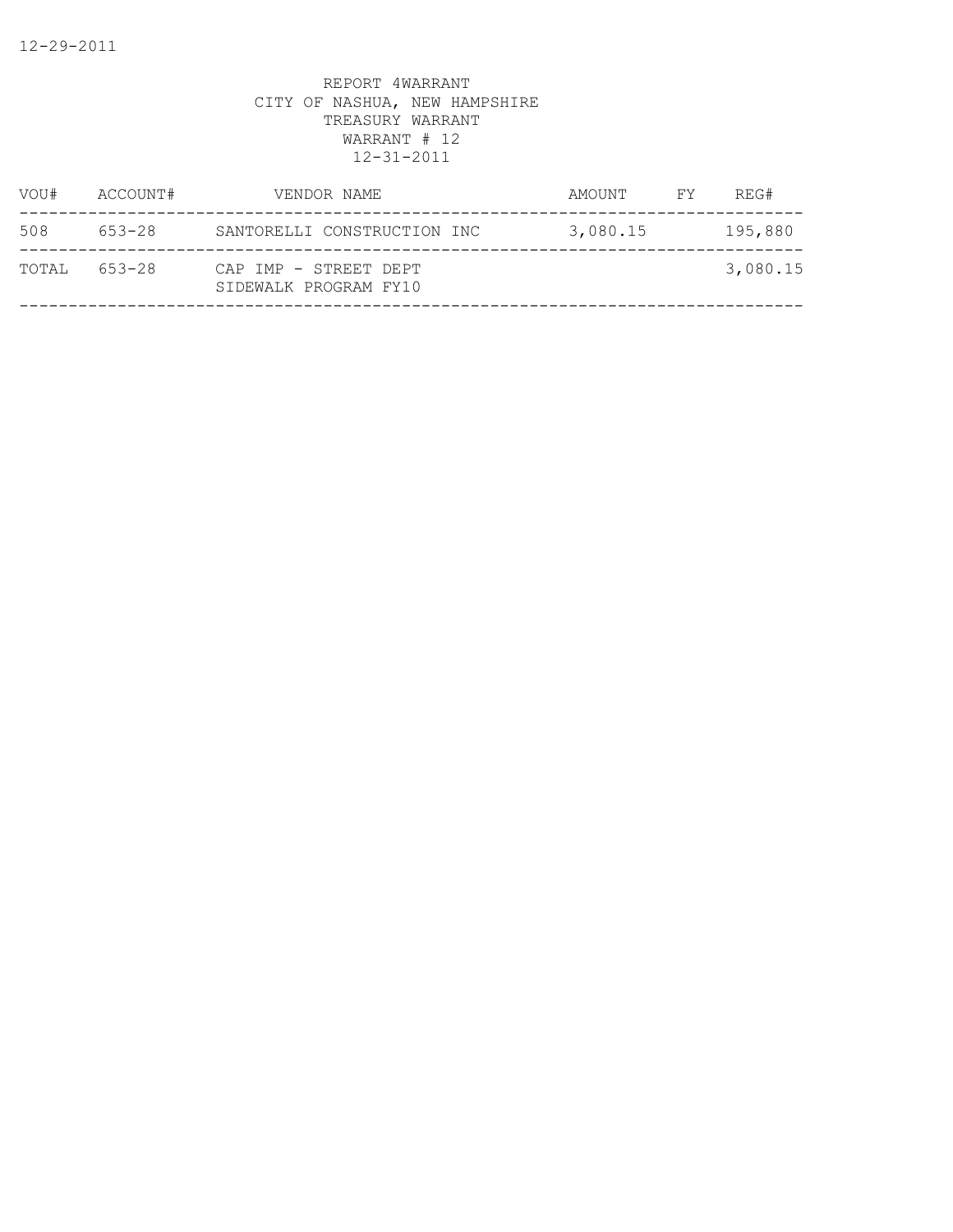REPORT 4WARRANT
CITY OF NASHUA, NEW HAMPSHIRE
TREASURY WARRANT
WARRANT # 12
12-31-2011

| VOU# | ACCOUNT# | VENDOR NAME | AMOUNT | FY | REG# |
|---|---|---|---|---|---|
| 508 | 653-28 | SANTORELLI CONSTRUCTION INC | 3,080.15 | | 195,880 |
| TOTAL | 653-28 | CAP IMP - STREET DEPT SIDEWALK PROGRAM FY10 | | | 3,080.15 |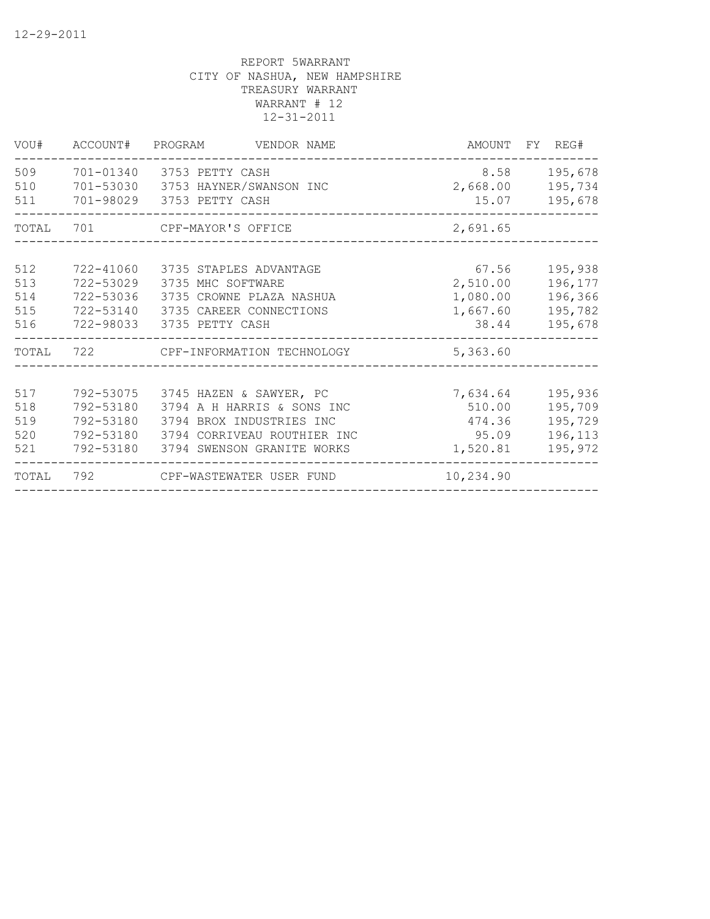12-29-2011

REPORT 5WARRANT
CITY OF NASHUA, NEW HAMPSHIRE
TREASURY WARRANT
WARRANT # 12
12-31-2011

| VOU# | ACCOUNT# | PROGRAM | VENDOR NAME | AMOUNT | FY | REG# |
|---|---|---|---|---|---|---|
| 509 | 701-01340 | 3753 | PETTY CASH | 8.58 | | 195,678 |
| 510 | 701-53030 | 3753 | HAYNER/SWANSON INC | 2,668.00 | | 195,734 |
| 511 | 701-98029 | 3753 | PETTY CASH | 15.07 | | 195,678 |
| TOTAL | 701 | | CPF-MAYOR'S OFFICE | 2,691.65 | | |
| 512 | 722-41060 | 3735 | STAPLES ADVANTAGE | 67.56 | | 195,938 |
| 513 | 722-53029 | 3735 | MHC SOFTWARE | 2,510.00 | | 196,177 |
| 514 | 722-53036 | 3735 | CROWNE PLAZA NASHUA | 1,080.00 | | 196,366 |
| 515 | 722-53140 | 3735 | CAREER CONNECTIONS | 1,667.60 | | 195,782 |
| 516 | 722-98033 | 3735 | PETTY CASH | 38.44 | | 195,678 |
| TOTAL | 722 | | CPF-INFORMATION TECHNOLOGY | 5,363.60 | | |
| 517 | 792-53075 | 3745 | HAZEN & SAWYER, PC | 7,634.64 | | 195,936 |
| 518 | 792-53180 | 3794 | A H HARRIS & SONS INC | 510.00 | | 195,709 |
| 519 | 792-53180 | 3794 | BROX INDUSTRIES INC | 474.36 | | 195,729 |
| 520 | 792-53180 | 3794 | CORRIVEAU ROUTHIER INC | 95.09 | | 196,113 |
| 521 | 792-53180 | 3794 | SWENSON GRANITE WORKS | 1,520.81 | | 195,972 |
| TOTAL | 792 | | CPF-WASTEWATER USER FUND | 10,234.90 | | |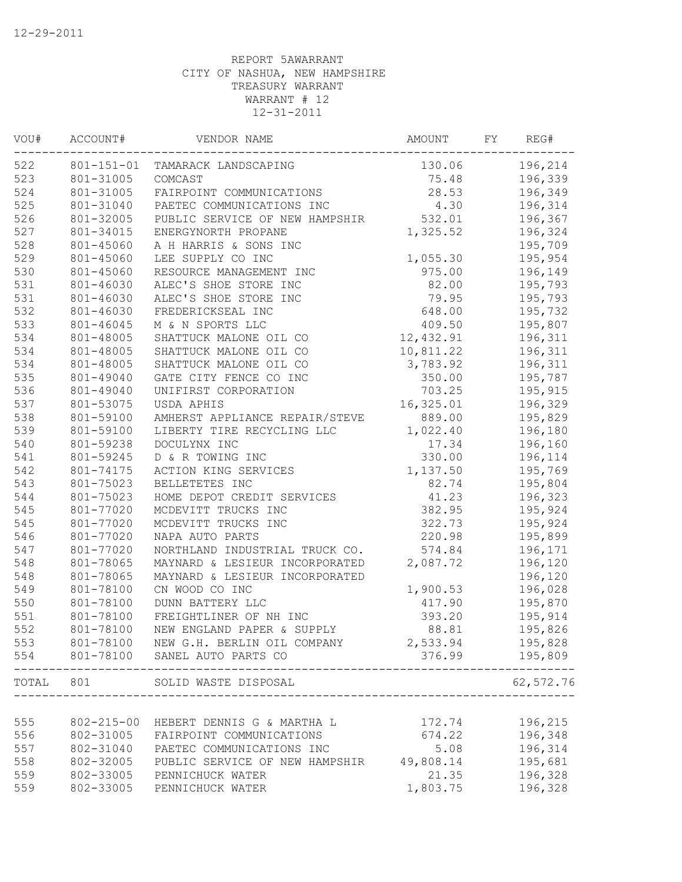12-29-2011

REPORT 5AWARRANT
CITY OF NASHUA, NEW HAMPSHIRE
TREASURY WARRANT
WARRANT # 12
12-31-2011

| VOU# | ACCOUNT# | VENDOR NAME | AMOUNT | FY | REG# |
|---|---|---|---|---|---|
| 522 | 801-151-01 | TAMARACK LANDSCAPING | 130.06 | | 196,214 |
| 523 | 801-31005 | COMCAST | 75.48 | | 196,339 |
| 524 | 801-31005 | FAIRPOINT COMMUNICATIONS | 28.53 | | 196,349 |
| 525 | 801-31040 | PAETEC COMMUNICATIONS INC | 4.30 | | 196,314 |
| 526 | 801-32005 | PUBLIC SERVICE OF NEW HAMPSHIR | 532.01 | | 196,367 |
| 527 | 801-34015 | ENERGYNORTH PROPANE | 1,325.52 | | 196,324 |
| 528 | 801-45060 | A H HARRIS & SONS INC | | | 195,709 |
| 529 | 801-45060 | LEE SUPPLY CO INC | 1,055.30 | | 195,954 |
| 530 | 801-45060 | RESOURCE MANAGEMENT INC | 975.00 | | 196,149 |
| 531 | 801-46030 | ALEC'S SHOE STORE INC | 82.00 | | 195,793 |
| 531 | 801-46030 | ALEC'S SHOE STORE INC | 79.95 | | 195,793 |
| 532 | 801-46030 | FREDERICKSEAL INC | 648.00 | | 195,732 |
| 533 | 801-46045 | M & N SPORTS LLC | 409.50 | | 195,807 |
| 534 | 801-48005 | SHATTUCK MALONE OIL CO | 12,432.91 | | 196,311 |
| 534 | 801-48005 | SHATTUCK MALONE OIL CO | 10,811.22 | | 196,311 |
| 534 | 801-48005 | SHATTUCK MALONE OIL CO | 3,783.92 | | 196,311 |
| 535 | 801-49040 | GATE CITY FENCE CO INC | 350.00 | | 195,787 |
| 536 | 801-49040 | UNIFIRST CORPORATION | 703.25 | | 195,915 |
| 537 | 801-53075 | USDA APHIS | 16,325.01 | | 196,329 |
| 538 | 801-59100 | AMHERST APPLIANCE REPAIR/STEVE | 889.00 | | 195,829 |
| 539 | 801-59100 | LIBERTY TIRE RECYCLING LLC | 1,022.40 | | 196,180 |
| 540 | 801-59238 | DOCULYNX INC | 17.34 | | 196,160 |
| 541 | 801-59245 | D & R TOWING INC | 330.00 | | 196,114 |
| 542 | 801-74175 | ACTION KING SERVICES | 1,137.50 | | 195,769 |
| 543 | 801-75023 | BELLETETES INC | 82.74 | | 195,804 |
| 544 | 801-75023 | HOME DEPOT CREDIT SERVICES | 41.23 | | 196,323 |
| 545 | 801-77020 | MCDEVITT TRUCKS INC | 382.95 | | 195,924 |
| 545 | 801-77020 | MCDEVITT TRUCKS INC | 322.73 | | 195,924 |
| 546 | 801-77020 | NAPA AUTO PARTS | 220.98 | | 195,899 |
| 547 | 801-77020 | NORTHLAND INDUSTRIAL TRUCK CO. | 574.84 | | 196,171 |
| 548 | 801-78065 | MAYNARD & LESIEUR INCORPORATED | 2,087.72 | | 196,120 |
| 548 | 801-78065 | MAYNARD & LESIEUR INCORPORATED | | | 196,120 |
| 549 | 801-78100 | CN WOOD CO INC | 1,900.53 | | 196,028 |
| 550 | 801-78100 | DUNN BATTERY LLC | 417.90 | | 195,870 |
| 551 | 801-78100 | FREIGHTLINER OF NH INC | 393.20 | | 195,914 |
| 552 | 801-78100 | NEW ENGLAND PAPER & SUPPLY | 88.81 | | 195,826 |
| 553 | 801-78100 | NEW G.H. BERLIN OIL COMPANY | 2,533.94 | | 195,828 |
| 554 | 801-78100 | SANEL AUTO PARTS CO | 376.99 | | 195,809 |
| TOTAL | 801 | SOLID WASTE DISPOSAL | | | 62,572.76 |
| 555 | 802-215-00 | HEBERT DENNIS G & MARTHA L | 172.74 | | 196,215 |
| 556 | 802-31005 | FAIRPOINT COMMUNICATIONS | 674.22 | | 196,348 |
| 557 | 802-31040 | PAETEC COMMUNICATIONS INC | 5.08 | | 196,314 |
| 558 | 802-32005 | PUBLIC SERVICE OF NEW HAMPSHIR | 49,808.14 | | 195,681 |
| 559 | 802-33005 | PENNICHUCK WATER | 21.35 | | 196,328 |
| 559 | 802-33005 | PENNICHUCK WATER | 1,803.75 | | 196,328 |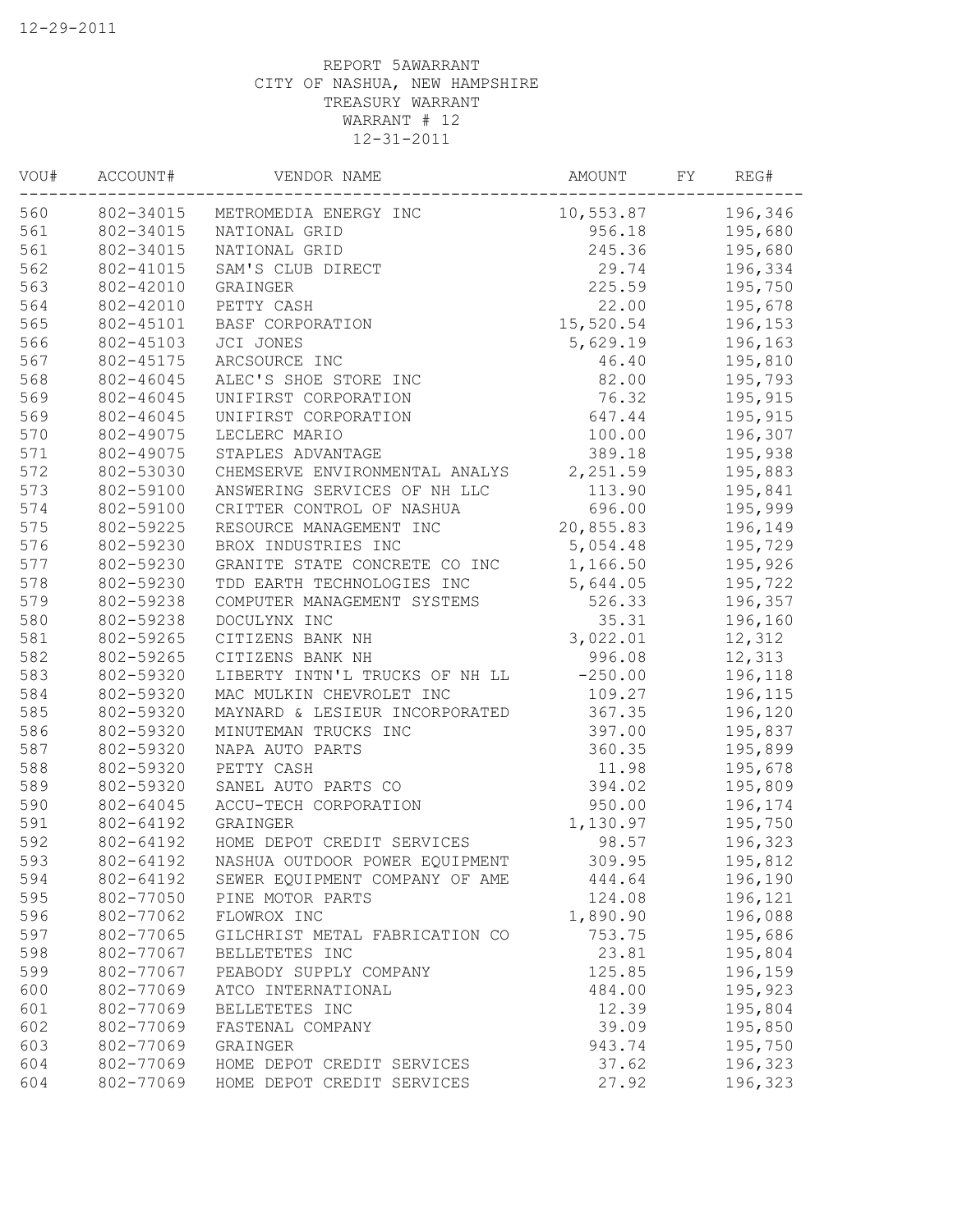REPORT 5AWARRANT
CITY OF NASHUA, NEW HAMPSHIRE
TREASURY WARRANT
WARRANT # 12
12-31-2011

| VOU# | ACCOUNT# | VENDOR NAME | AMOUNT | FY | REG# |
|---|---|---|---|---|---|
| 560 | 802-34015 | METROMEDIA ENERGY INC | 10,553.87 | | 196,346 |
| 561 | 802-34015 | NATIONAL GRID | 956.18 | | 195,680 |
| 561 | 802-34015 | NATIONAL GRID | 245.36 | | 195,680 |
| 562 | 802-41015 | SAM'S CLUB DIRECT | 29.74 | | 196,334 |
| 563 | 802-42010 | GRAINGER | 225.59 | | 195,750 |
| 564 | 802-42010 | PETTY CASH | 22.00 | | 195,678 |
| 565 | 802-45101 | BASF CORPORATION | 15,520.54 | | 196,153 |
| 566 | 802-45103 | JCI JONES | 5,629.19 | | 196,163 |
| 567 | 802-45175 | ARCSOURCE INC | 46.40 | | 195,810 |
| 568 | 802-46045 | ALEC'S SHOE STORE INC | 82.00 | | 195,793 |
| 569 | 802-46045 | UNIFIRST CORPORATION | 76.32 | | 195,915 |
| 569 | 802-46045 | UNIFIRST CORPORATION | 647.44 | | 195,915 |
| 570 | 802-49075 | LECLERC MARIO | 100.00 | | 196,307 |
| 571 | 802-49075 | STAPLES ADVANTAGE | 389.18 | | 195,938 |
| 572 | 802-53030 | CHEMSERVE ENVIRONMENTAL ANALYS | 2,251.59 | | 195,883 |
| 573 | 802-59100 | ANSWERING SERVICES OF NH LLC | 113.90 | | 195,841 |
| 574 | 802-59100 | CRITTER CONTROL OF NASHUA | 696.00 | | 195,999 |
| 575 | 802-59225 | RESOURCE MANAGEMENT INC | 20,855.83 | | 196,149 |
| 576 | 802-59230 | BROX INDUSTRIES INC | 5,054.48 | | 195,729 |
| 577 | 802-59230 | GRANITE STATE CONCRETE CO INC | 1,166.50 | | 195,926 |
| 578 | 802-59230 | TDD EARTH TECHNOLOGIES INC | 5,644.05 | | 195,722 |
| 579 | 802-59238 | COMPUTER MANAGEMENT SYSTEMS | 526.33 | | 196,357 |
| 580 | 802-59238 | DOCULYNX INC | 35.31 | | 196,160 |
| 581 | 802-59265 | CITIZENS BANK NH | 3,022.01 | | 12,312 |
| 582 | 802-59265 | CITIZENS BANK NH | 996.08 | | 12,313 |
| 583 | 802-59320 | LIBERTY INTN'L TRUCKS OF NH LL | -250.00 | | 196,118 |
| 584 | 802-59320 | MAC MULKIN CHEVROLET INC | 109.27 | | 196,115 |
| 585 | 802-59320 | MAYNARD & LESIEUR INCORPORATED | 367.35 | | 196,120 |
| 586 | 802-59320 | MINUTEMAN TRUCKS INC | 397.00 | | 195,837 |
| 587 | 802-59320 | NAPA AUTO PARTS | 360.35 | | 195,899 |
| 588 | 802-59320 | PETTY CASH | 11.98 | | 195,678 |
| 589 | 802-59320 | SANEL AUTO PARTS CO | 394.02 | | 195,809 |
| 590 | 802-64045 | ACCU-TECH CORPORATION | 950.00 | | 196,174 |
| 591 | 802-64192 | GRAINGER | 1,130.97 | | 195,750 |
| 592 | 802-64192 | HOME DEPOT CREDIT SERVICES | 98.57 | | 196,323 |
| 593 | 802-64192 | NASHUA OUTDOOR POWER EQUIPMENT | 309.95 | | 195,812 |
| 594 | 802-64192 | SEWER EQUIPMENT COMPANY OF AME | 444.64 | | 196,190 |
| 595 | 802-77050 | PINE MOTOR PARTS | 124.08 | | 196,121 |
| 596 | 802-77062 | FLOWROX INC | 1,890.90 | | 196,088 |
| 597 | 802-77065 | GILCHRIST METAL FABRICATION CO | 753.75 | | 195,686 |
| 598 | 802-77067 | BELLETETES INC | 23.81 | | 195,804 |
| 599 | 802-77067 | PEABODY SUPPLY COMPANY | 125.85 | | 196,159 |
| 600 | 802-77069 | ATCO INTERNATIONAL | 484.00 | | 195,923 |
| 601 | 802-77069 | BELLETETES INC | 12.39 | | 195,804 |
| 602 | 802-77069 | FASTENAL COMPANY | 39.09 | | 195,850 |
| 603 | 802-77069 | GRAINGER | 943.74 | | 195,750 |
| 604 | 802-77069 | HOME DEPOT CREDIT SERVICES | 37.62 | | 196,323 |
| 604 | 802-77069 | HOME DEPOT CREDIT SERVICES | 27.92 | | 196,323 |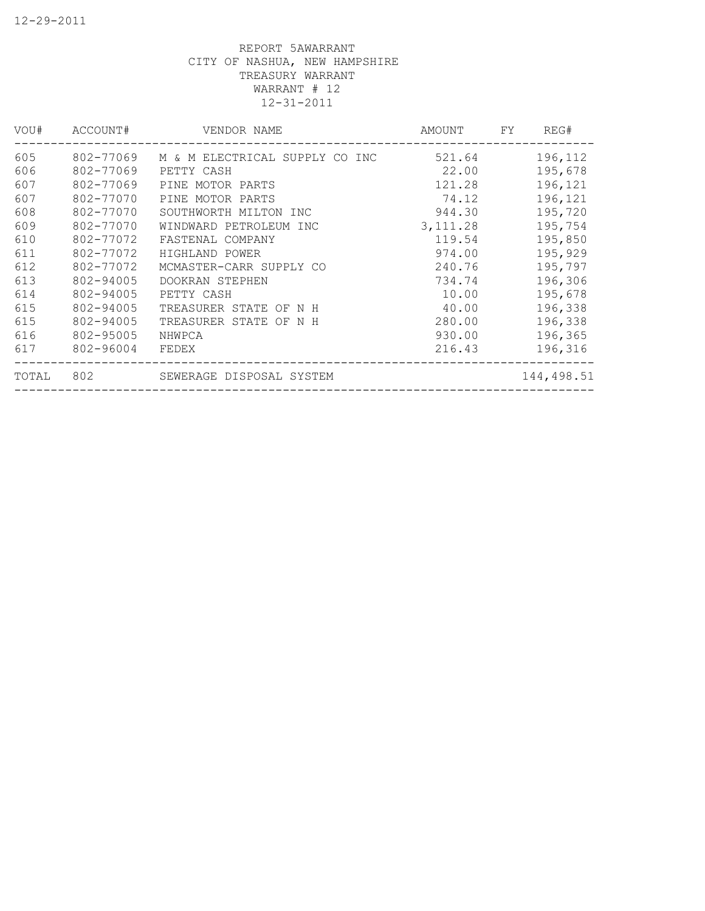12-29-2011

REPORT 5AWARRANT
CITY OF NASHUA, NEW HAMPSHIRE
TREASURY WARRANT
WARRANT # 12
12-31-2011

| VOU# | ACCOUNT# | VENDOR NAME | AMOUNT | FY | REG# |
|---|---|---|---|---|---|
| 605 | 802-77069 | M & M ELECTRICAL SUPPLY CO INC | 521.64 | | 196,112 |
| 606 | 802-77069 | PETTY CASH | 22.00 | | 195,678 |
| 607 | 802-77069 | PINE MOTOR PARTS | 121.28 | | 196,121 |
| 607 | 802-77070 | PINE MOTOR PARTS | 74.12 | | 196,121 |
| 608 | 802-77070 | SOUTHWORTH MILTON INC | 944.30 | | 195,720 |
| 609 | 802-77070 | WINDWARD PETROLEUM INC | 3,111.28 | | 195,754 |
| 610 | 802-77072 | FASTENAL COMPANY | 119.54 | | 195,850 |
| 611 | 802-77072 | HIGHLAND POWER | 974.00 | | 195,929 |
| 612 | 802-77072 | MCMASTER-CARR SUPPLY CO | 240.76 | | 195,797 |
| 613 | 802-94005 | DOOKRAN STEPHEN | 734.74 | | 196,306 |
| 614 | 802-94005 | PETTY CASH | 10.00 | | 195,678 |
| 615 | 802-94005 | TREASURER STATE OF N H | 40.00 | | 196,338 |
| 615 | 802-94005 | TREASURER STATE OF N H | 280.00 | | 196,338 |
| 616 | 802-95005 | NHWPCA | 930.00 | | 196,365 |
| 617 | 802-96004 | FEDEX | 216.43 | | 196,316 |
| TOTAL | 802 | SEWERAGE DISPOSAL SYSTEM | | | 144,498.51 |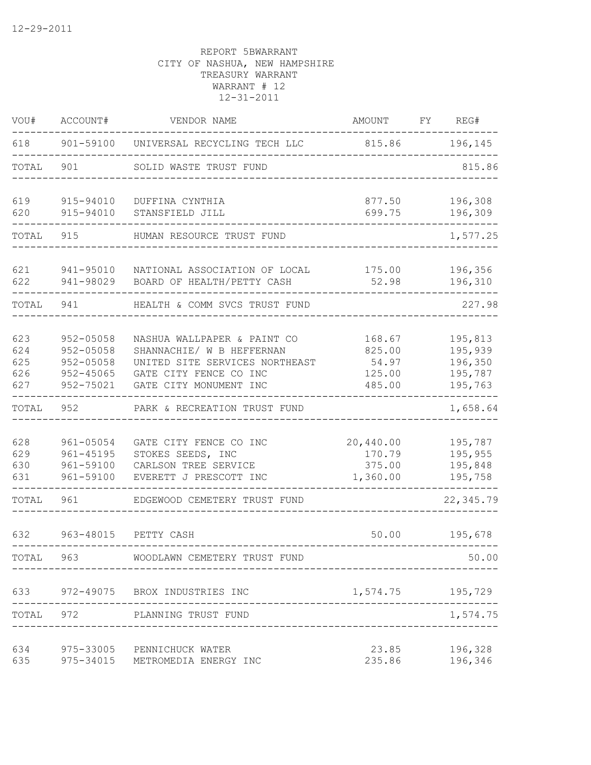12-29-2011

REPORT 5BWARRANT
CITY OF NASHUA, NEW HAMPSHIRE
TREASURY WARRANT
WARRANT # 12
12-31-2011

| VOU# | ACCOUNT# | VENDOR NAME | AMOUNT | FY | REG# |
|---|---|---|---|---|---|
| 618 | 901-59100 | UNIVERSAL RECYCLING TECH LLC | 815.86 | | 196,145 |
| TOTAL | 901 | SOLID WASTE TRUST FUND | | | 815.86 |
| 619 | 915-94010 | DUFFINA CYNTHIA | 877.50 | | 196,308 |
| 620 | 915-94010 | STANSFIELD JILL | 699.75 | | 196,309 |
| TOTAL | 915 | HUMAN RESOURCE TRUST FUND | | | 1,577.25 |
| 621 | 941-95010 | NATIONAL ASSOCIATION OF LOCAL | 175.00 | | 196,356 |
| 622 | 941-98029 | BOARD OF HEALTH/PETTY CASH | 52.98 | | 196,310 |
| TOTAL | 941 | HEALTH & COMM SVCS TRUST FUND | | | 227.98 |
| 623 | 952-05058 | NASHUA WALLPAPER & PAINT CO | 168.67 | | 195,813 |
| 624 | 952-05058 | SHANNACHIE/ W B HEFFERNAN | 825.00 | | 195,939 |
| 625 | 952-05058 | UNITED SITE SERVICES NORTHEAST | 54.97 | | 196,350 |
| 626 | 952-45065 | GATE CITY FENCE CO INC | 125.00 | | 195,787 |
| 627 | 952-75021 | GATE CITY MONUMENT INC | 485.00 | | 195,763 |
| TOTAL | 952 | PARK & RECREATION TRUST FUND | | | 1,658.64 |
| 628 | 961-05054 | GATE CITY FENCE CO INC | 20,440.00 | | 195,787 |
| 629 | 961-45195 | STOKES SEEDS, INC | 170.79 | | 195,955 |
| 630 | 961-59100 | CARLSON TREE SERVICE | 375.00 | | 195,848 |
| 631 | 961-59100 | EVERETT J PRESCOTT INC | 1,360.00 | | 195,758 |
| TOTAL | 961 | EDGEWOOD CEMETERY TRUST FUND | | | 22,345.79 |
| 632 | 963-48015 | PETTY CASH | 50.00 | | 195,678 |
| TOTAL | 963 | WOODLAWN CEMETERY TRUST FUND | | | 50.00 |
| 633 | 972-49075 | BROX INDUSTRIES INC | 1,574.75 | | 195,729 |
| TOTAL | 972 | PLANNING TRUST FUND | | | 1,574.75 |
| 634 | 975-33005 | PENNICHUCK WATER | 23.85 | | 196,328 |
| 635 | 975-34015 | METROMEDIA ENERGY INC | 235.86 | | 196,346 |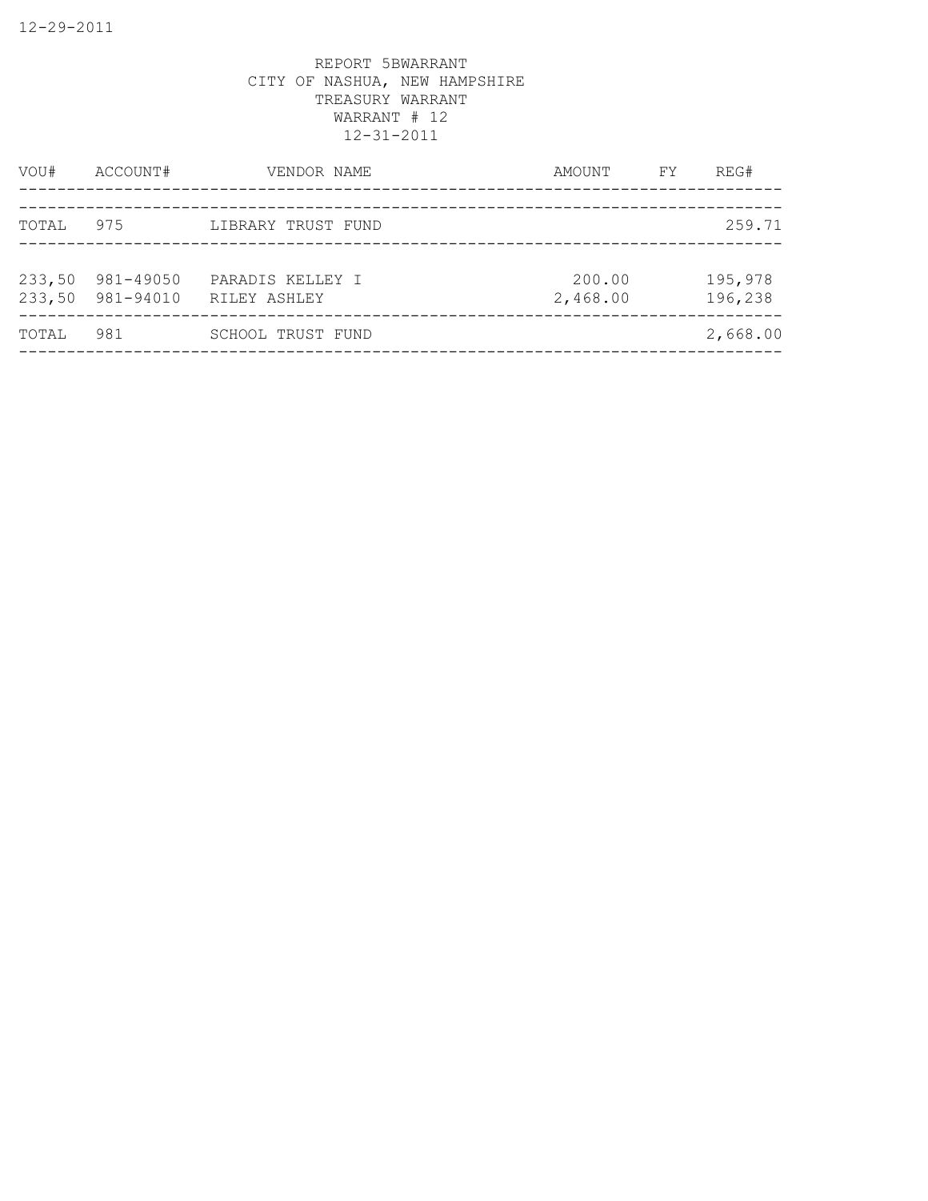REPORT 5BWARRANT
CITY OF NASHUA, NEW HAMPSHIRE
TREASURY WARRANT
WARRANT # 12
12-31-2011

| VOU# | ACCOUNT# | VENDOR NAME | AMOUNT | FY | REG# |
|---|---|---|---|---|---|
| TOTAL | 975 | LIBRARY TRUST FUND | | | 259.71 |
| 233,50 | 981-49050 | PARADIS KELLEY I | 200.00 | | 195,978 |
| 233,50 | 981-94010 | RILEY ASHLEY | 2,468.00 | | 196,238 |
| TOTAL | 981 | SCHOOL TRUST FUND | | | 2,668.00 |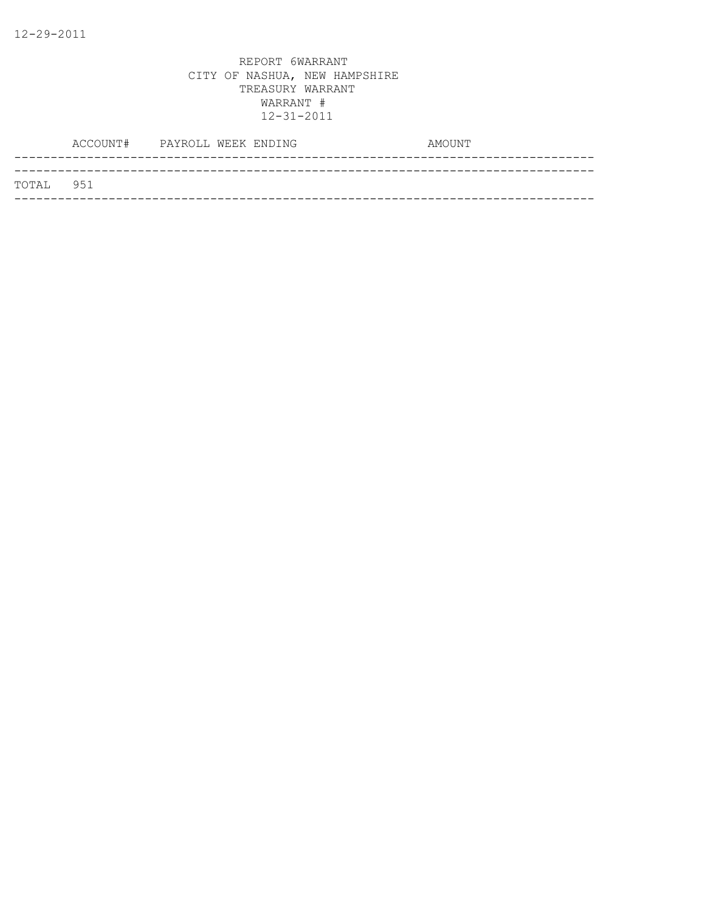12-29-2011

REPORT 6WARRANT
CITY OF NASHUA, NEW HAMPSHIRE
TREASURY WARRANT
WARRANT #
12-31-2011

| ACCOUNT# | PAYROLL WEEK ENDING | AMOUNT |
|---|---|---|
| TOTAL 951 | | |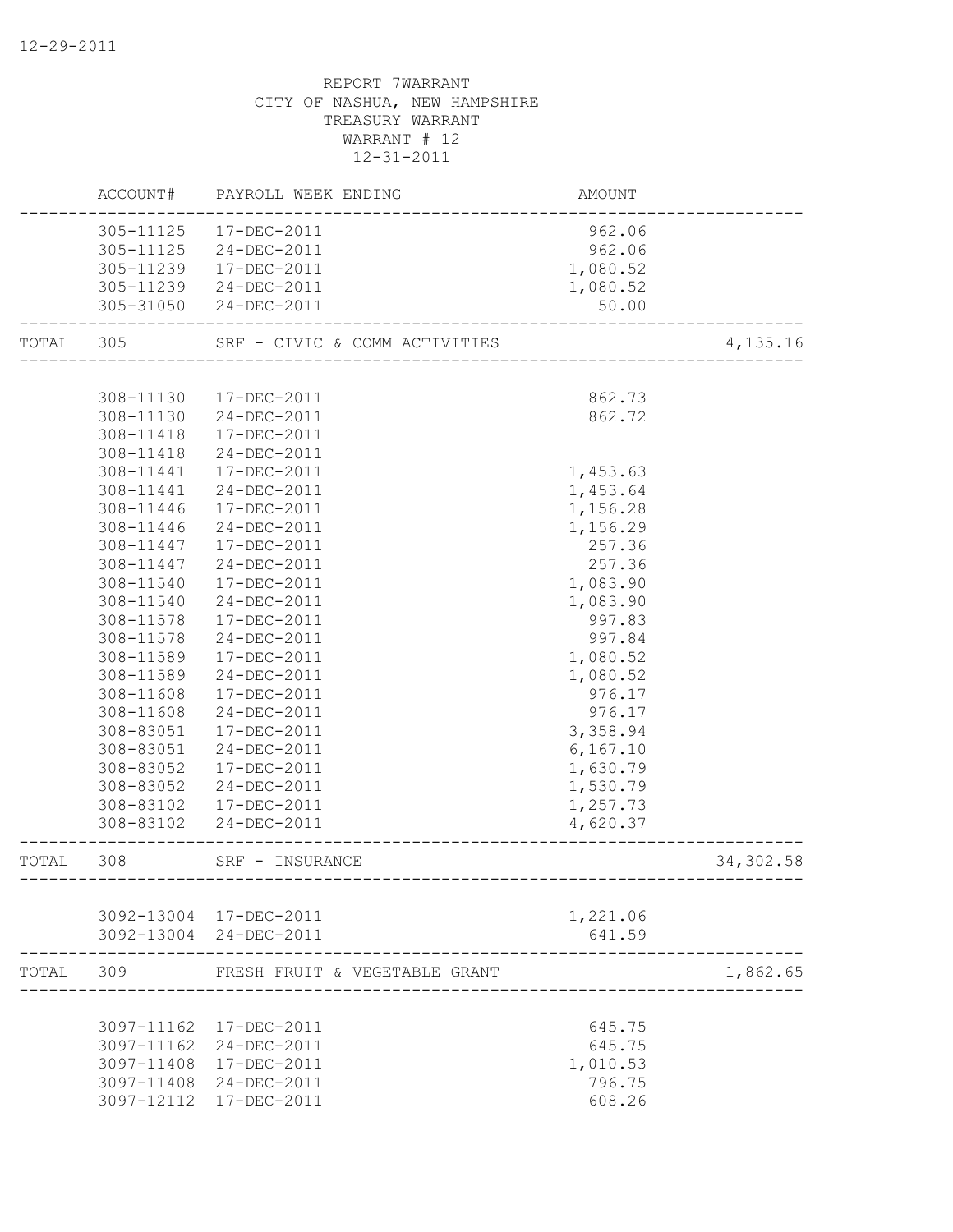12-29-2011

REPORT 7WARRANT
CITY OF NASHUA, NEW HAMPSHIRE
TREASURY WARRANT
WARRANT # 12
12-31-2011

| | ACCOUNT# | PAYROLL WEEK ENDING | AMOUNT | |
|---|---|---|---|---|
| | 305-11125 | 17-DEC-2011 | 962.06 | |
| | 305-11125 | 24-DEC-2011 | 962.06 | |
| | 305-11239 | 17-DEC-2011 | 1,080.52 | |
| | 305-11239 | 24-DEC-2011 | 1,080.52 | |
| | 305-31050 | 24-DEC-2011 | 50.00 | |
| TOTAL | 305 | SRF - CIVIC & COMM ACTIVITIES | | 4,135.16 |
| | 308-11130 | 17-DEC-2011 | 862.73 | |
| | 308-11130 | 24-DEC-2011 | 862.72 | |
| | 308-11418 | 17-DEC-2011 | | |
| | 308-11418 | 24-DEC-2011 | | |
| | 308-11441 | 17-DEC-2011 | 1,453.63 | |
| | 308-11441 | 24-DEC-2011 | 1,453.64 | |
| | 308-11446 | 17-DEC-2011 | 1,156.28 | |
| | 308-11446 | 24-DEC-2011 | 1,156.29 | |
| | 308-11447 | 17-DEC-2011 | 257.36 | |
| | 308-11447 | 24-DEC-2011 | 257.36 | |
| | 308-11540 | 17-DEC-2011 | 1,083.90 | |
| | 308-11540 | 24-DEC-2011 | 1,083.90 | |
| | 308-11578 | 17-DEC-2011 | 997.83 | |
| | 308-11578 | 24-DEC-2011 | 997.84 | |
| | 308-11589 | 17-DEC-2011 | 1,080.52 | |
| | 308-11589 | 24-DEC-2011 | 1,080.52 | |
| | 308-11608 | 17-DEC-2011 | 976.17 | |
| | 308-11608 | 24-DEC-2011 | 976.17 | |
| | 308-83051 | 17-DEC-2011 | 3,358.94 | |
| | 308-83051 | 24-DEC-2011 | 6,167.10 | |
| | 308-83052 | 17-DEC-2011 | 1,630.79 | |
| | 308-83052 | 24-DEC-2011 | 1,530.79 | |
| | 308-83102 | 17-DEC-2011 | 1,257.73 | |
| | 308-83102 | 24-DEC-2011 | 4,620.37 | |
| TOTAL | 308 | SRF - INSURANCE | | 34,302.58 |
| | 3092-13004 | 17-DEC-2011 | 1,221.06 | |
| | 3092-13004 | 24-DEC-2011 | 641.59 | |
| TOTAL | 309 | FRESH FRUIT & VEGETABLE GRANT | | 1,862.65 |
| | 3097-11162 | 17-DEC-2011 | 645.75 | |
| | 3097-11162 | 24-DEC-2011 | 645.75 | |
| | 3097-11408 | 17-DEC-2011 | 1,010.53 | |
| | 3097-11408 | 24-DEC-2011 | 796.75 | |
| | 3097-12112 | 17-DEC-2011 | 608.26 | |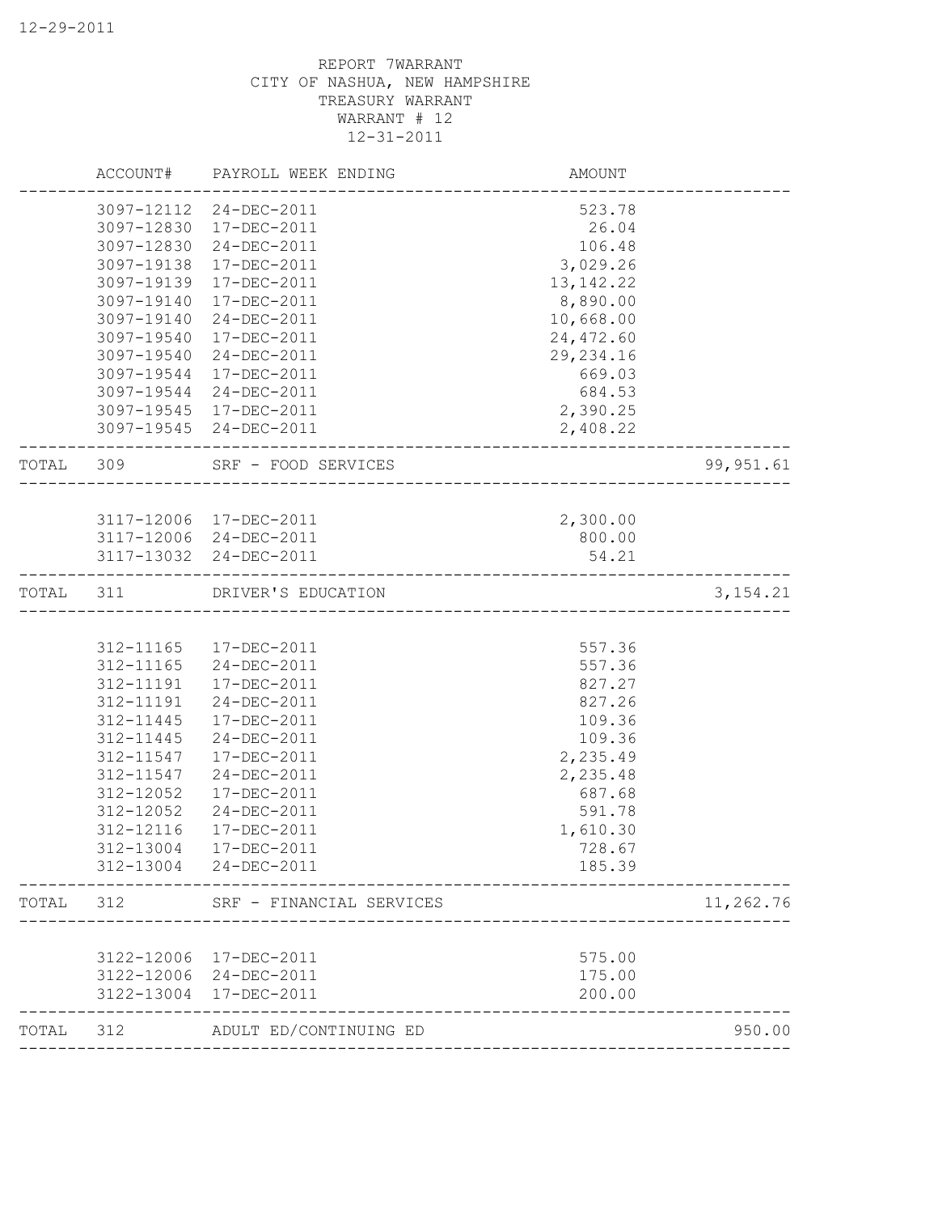12-29-2011

REPORT 7WARRANT
CITY OF NASHUA, NEW HAMPSHIRE
TREASURY WARRANT
WARRANT # 12
12-31-2011

| | ACCOUNT# | PAYROLL WEEK ENDING | AMOUNT | |
|---|---|---|---|---|
| | 3097-12112 | 24-DEC-2011 | 523.78 | |
| | 3097-12830 | 17-DEC-2011 | 26.04 | |
| | 3097-12830 | 24-DEC-2011 | 106.48 | |
| | 3097-19138 | 17-DEC-2011 | 3,029.26 | |
| | 3097-19139 | 17-DEC-2011 | 13,142.22 | |
| | 3097-19140 | 17-DEC-2011 | 8,890.00 | |
| | 3097-19140 | 24-DEC-2011 | 10,668.00 | |
| | 3097-19540 | 17-DEC-2011 | 24,472.60 | |
| | 3097-19540 | 24-DEC-2011 | 29,234.16 | |
| | 3097-19544 | 17-DEC-2011 | 669.03 | |
| | 3097-19544 | 24-DEC-2011 | 684.53 | |
| | 3097-19545 | 17-DEC-2011 | 2,390.25 | |
| | 3097-19545 | 24-DEC-2011 | 2,408.22 | |
| TOTAL | 309 | SRF - FOOD SERVICES | | 99,951.61 |
| | 3117-12006 | 17-DEC-2011 | 2,300.00 | |
| | 3117-12006 | 24-DEC-2011 | 800.00 | |
| | 3117-13032 | 24-DEC-2011 | 54.21 | |
| TOTAL | 311 | DRIVER'S EDUCATION | | 3,154.21 |
| | 312-11165 | 17-DEC-2011 | 557.36 | |
| | 312-11165 | 24-DEC-2011 | 557.36 | |
| | 312-11191 | 17-DEC-2011 | 827.27 | |
| | 312-11191 | 24-DEC-2011 | 827.26 | |
| | 312-11445 | 17-DEC-2011 | 109.36 | |
| | 312-11445 | 24-DEC-2011 | 109.36 | |
| | 312-11547 | 17-DEC-2011 | 2,235.49 | |
| | 312-11547 | 24-DEC-2011 | 2,235.48 | |
| | 312-12052 | 17-DEC-2011 | 687.68 | |
| | 312-12052 | 24-DEC-2011 | 591.78 | |
| | 312-12116 | 17-DEC-2011 | 1,610.30 | |
| | 312-13004 | 17-DEC-2011 | 728.67 | |
| | 312-13004 | 24-DEC-2011 | 185.39 | |
| TOTAL | 312 | SRF - FINANCIAL SERVICES | | 11,262.76 |
| | 3122-12006 | 17-DEC-2011 | 575.00 | |
| | 3122-12006 | 24-DEC-2011 | 175.00 | |
| | 3122-13004 | 17-DEC-2011 | 200.00 | |
| TOTAL | 312 | ADULT ED/CONTINUING ED | | 950.00 |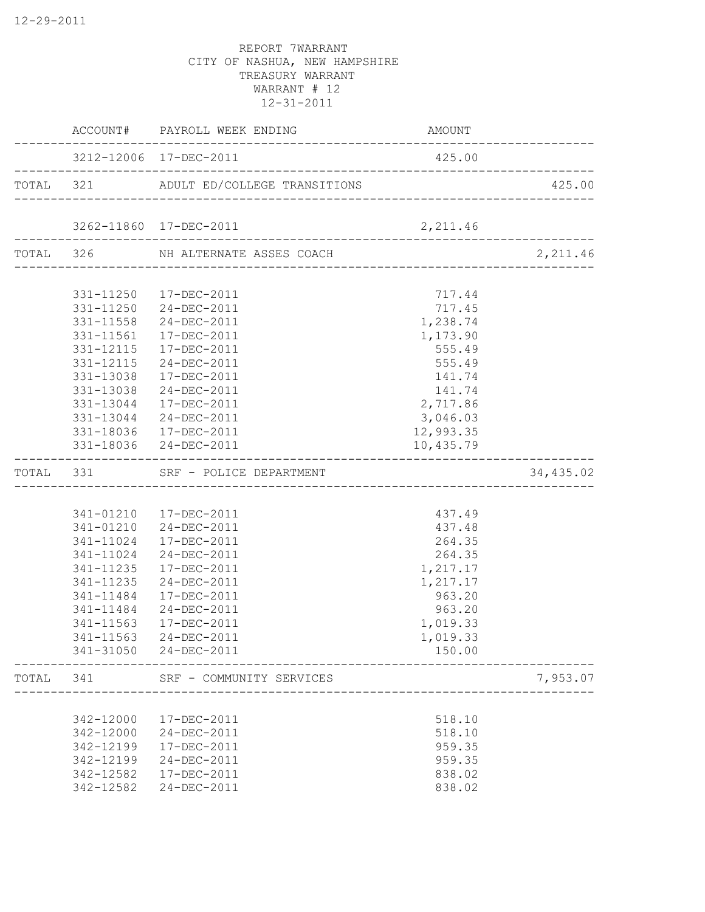12-29-2011

REPORT 7WARRANT
CITY OF NASHUA, NEW HAMPSHIRE
TREASURY WARRANT
WARRANT # 12
12-31-2011

| | ACCOUNT# | PAYROLL WEEK ENDING | AMOUNT | |
|---|---|---|---|---|
| | 3212-12006 | 17-DEC-2011 | 425.00 | |
| TOTAL | 321 | ADULT ED/COLLEGE TRANSITIONS | | 425.00 |
| | 3262-11860 | 17-DEC-2011 | 2,211.46 | |
| TOTAL | 326 | NH ALTERNATE ASSES COACH | | 2,211.46 |
| | 331-11250 | 17-DEC-2011 | 717.44 | |
| | 331-11250 | 24-DEC-2011 | 717.45 | |
| | 331-11558 | 24-DEC-2011 | 1,238.74 | |
| | 331-11561 | 17-DEC-2011 | 1,173.90 | |
| | 331-12115 | 17-DEC-2011 | 555.49 | |
| | 331-12115 | 24-DEC-2011 | 555.49 | |
| | 331-13038 | 17-DEC-2011 | 141.74 | |
| | 331-13038 | 24-DEC-2011 | 141.74 | |
| | 331-13044 | 17-DEC-2011 | 2,717.86 | |
| | 331-13044 | 24-DEC-2011 | 3,046.03 | |
| | 331-18036 | 17-DEC-2011 | 12,993.35 | |
| | 331-18036 | 24-DEC-2011 | 10,435.79 | |
| TOTAL | 331 | SRF - POLICE DEPARTMENT | | 34,435.02 |
| | 341-01210 | 17-DEC-2011 | 437.49 | |
| | 341-01210 | 24-DEC-2011 | 437.48 | |
| | 341-11024 | 17-DEC-2011 | 264.35 | |
| | 341-11024 | 24-DEC-2011 | 264.35 | |
| | 341-11235 | 17-DEC-2011 | 1,217.17 | |
| | 341-11235 | 24-DEC-2011 | 1,217.17 | |
| | 341-11484 | 17-DEC-2011 | 963.20 | |
| | 341-11484 | 24-DEC-2011 | 963.20 | |
| | 341-11563 | 17-DEC-2011 | 1,019.33 | |
| | 341-11563 | 24-DEC-2011 | 1,019.33 | |
| | 341-31050 | 24-DEC-2011 | 150.00 | |
| TOTAL | 341 | SRF - COMMUNITY SERVICES | | 7,953.07 |
| | 342-12000 | 17-DEC-2011 | 518.10 | |
| | 342-12000 | 24-DEC-2011 | 518.10 | |
| | 342-12199 | 17-DEC-2011 | 959.35 | |
| | 342-12199 | 24-DEC-2011 | 959.35 | |
| | 342-12582 | 17-DEC-2011 | 838.02 | |
| | 342-12582 | 24-DEC-2011 | 838.02 | |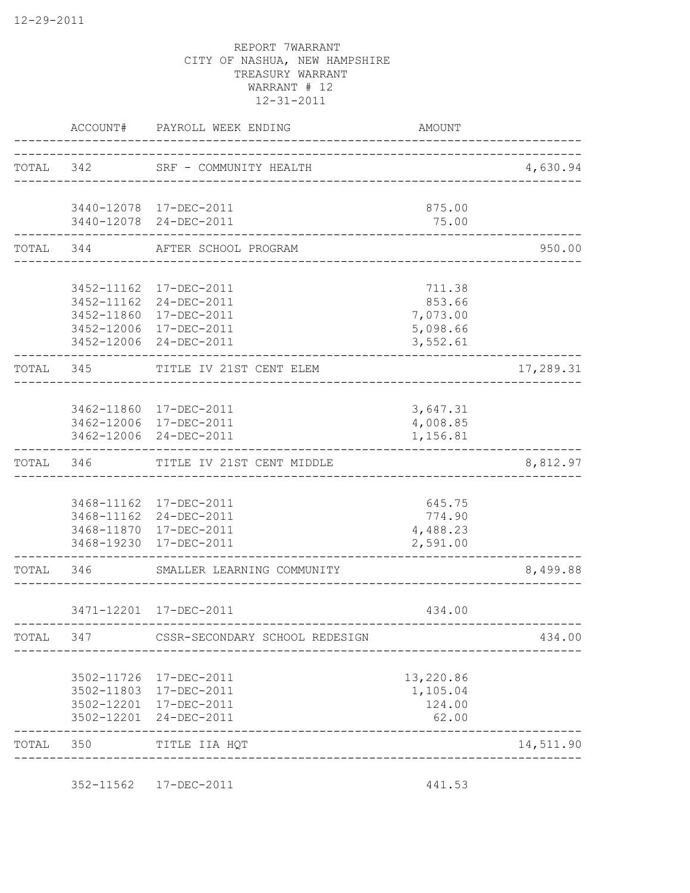REPORT 7WARRANT
CITY OF NASHUA, NEW HAMPSHIRE
TREASURY WARRANT
WARRANT # 12
12-31-2011

| | ACCOUNT# | PAYROLL WEEK ENDING | AMOUNT | |
|---|---|---|---|---|
| TOTAL | 342 | SRF - COMMUNITY HEALTH | | 4,630.94 |
| | 3440-12078 | 17-DEC-2011 | 875.00 | |
| | 3440-12078 | 24-DEC-2011 | 75.00 | |
| TOTAL | 344 | AFTER SCHOOL PROGRAM | | 950.00 |
| | 3452-11162 | 17-DEC-2011 | 711.38 | |
| | 3452-11162 | 24-DEC-2011 | 853.66 | |
| | 3452-11860 | 17-DEC-2011 | 7,073.00 | |
| | 3452-12006 | 17-DEC-2011 | 5,098.66 | |
| | 3452-12006 | 24-DEC-2011 | 3,552.61 | |
| TOTAL | 345 | TITLE IV 21ST CENT ELEM | | 17,289.31 |
| | 3462-11860 | 17-DEC-2011 | 3,647.31 | |
| | 3462-12006 | 17-DEC-2011 | 4,008.85 | |
| | 3462-12006 | 24-DEC-2011 | 1,156.81 | |
| TOTAL | 346 | TITLE IV 21ST CENT MIDDLE | | 8,812.97 |
| | 3468-11162 | 17-DEC-2011 | 645.75 | |
| | 3468-11162 | 24-DEC-2011 | 774.90 | |
| | 3468-11870 | 17-DEC-2011 | 4,488.23 | |
| | 3468-19230 | 17-DEC-2011 | 2,591.00 | |
| TOTAL | 346 | SMALLER LEARNING COMMUNITY | | 8,499.88 |
| | 3471-12201 | 17-DEC-2011 | 434.00 | |
| TOTAL | 347 | CSSR-SECONDARY SCHOOL REDESIGN | | 434.00 |
| | 3502-11726 | 17-DEC-2011 | 13,220.86 | |
| | 3502-11803 | 17-DEC-2011 | 1,105.04 | |
| | 3502-12201 | 17-DEC-2011 | 124.00 | |
| | 3502-12201 | 24-DEC-2011 | 62.00 | |
| TOTAL | 350 | TITLE IIA HQT | | 14,511.90 |
| | 352-11562 | 17-DEC-2011 | 441.53 | |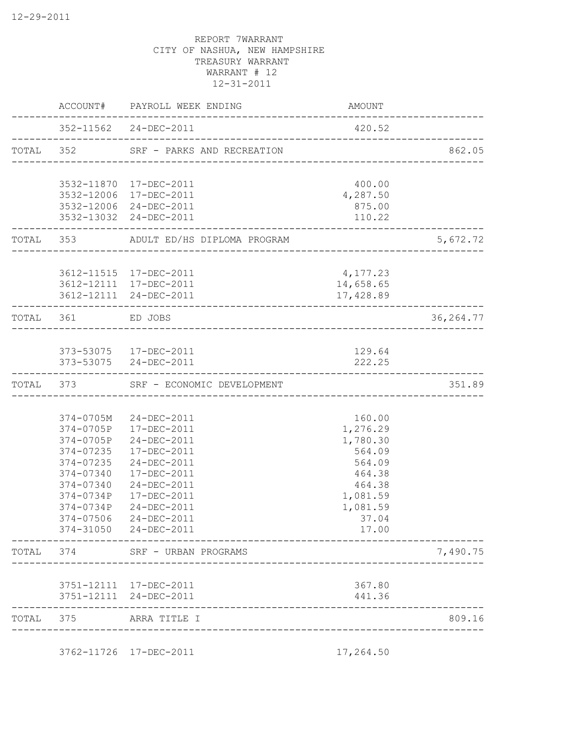12-29-2011

REPORT 7WARRANT
CITY OF NASHUA, NEW HAMPSHIRE
TREASURY WARRANT
WARRANT # 12
12-31-2011

| | ACCOUNT# | PAYROLL WEEK ENDING | AMOUNT | |
|---|---|---|---|---|
| | 352-11562 | 24-DEC-2011 | 420.52 | |
| TOTAL | 352 | SRF - PARKS AND RECREATION | | 862.05 |
| | 3532-11870 | 17-DEC-2011 | 400.00 | |
| | 3532-12006 | 17-DEC-2011 | 4,287.50 | |
| | 3532-12006 | 24-DEC-2011 | 875.00 | |
| | 3532-13032 | 24-DEC-2011 | 110.22 | |
| TOTAL | 353 | ADULT ED/HS DIPLOMA PROGRAM | | 5,672.72 |
| | 3612-11515 | 17-DEC-2011 | 4,177.23 | |
| | 3612-12111 | 17-DEC-2011 | 14,658.65 | |
| | 3612-12111 | 24-DEC-2011 | 17,428.89 | |
| TOTAL | 361 | ED JOBS | | 36,264.77 |
| | 373-53075 | 17-DEC-2011 | 129.64 | |
| | 373-53075 | 24-DEC-2011 | 222.25 | |
| TOTAL | 373 | SRF - ECONOMIC DEVELOPMENT | | 351.89 |
| | 374-0705M | 24-DEC-2011 | 160.00 | |
| | 374-0705P | 17-DEC-2011 | 1,276.29 | |
| | 374-0705P | 24-DEC-2011 | 1,780.30 | |
| | 374-07235 | 17-DEC-2011 | 564.09 | |
| | 374-07235 | 24-DEC-2011 | 564.09 | |
| | 374-07340 | 17-DEC-2011 | 464.38 | |
| | 374-07340 | 24-DEC-2011 | 464.38 | |
| | 374-0734P | 17-DEC-2011 | 1,081.59 | |
| | 374-0734P | 24-DEC-2011 | 1,081.59 | |
| | 374-07506 | 24-DEC-2011 | 37.04 | |
| | 374-31050 | 24-DEC-2011 | 17.00 | |
| TOTAL | 374 | SRF - URBAN PROGRAMS | | 7,490.75 |
| | 3751-12111 | 17-DEC-2011 | 367.80 | |
| | 3751-12111 | 24-DEC-2011 | 441.36 | |
| TOTAL | 375 | ARRA TITLE I | | 809.16 |
| | 3762-11726 | 17-DEC-2011 | 17,264.50 | |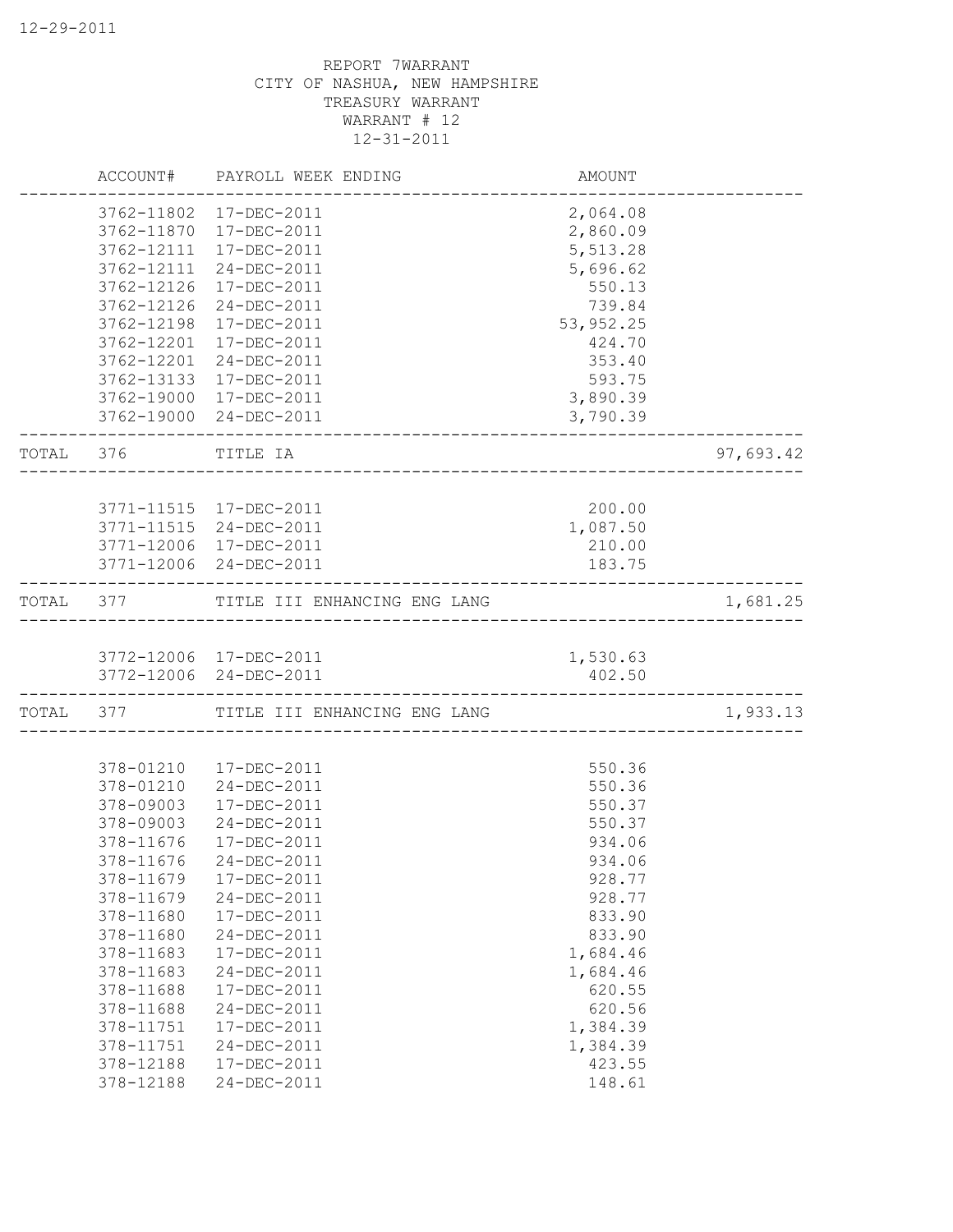REPORT 7WARRANT
CITY OF NASHUA, NEW HAMPSHIRE
TREASURY WARRANT
WARRANT # 12
12-31-2011

| | ACCOUNT# | PAYROLL WEEK ENDING | AMOUNT | |
|---|---|---|---|---|
| | 3762-11802 | 17-DEC-2011 | 2,064.08 | |
| | 3762-11870 | 17-DEC-2011 | 2,860.09 | |
| | 3762-12111 | 17-DEC-2011 | 5,513.28 | |
| | 3762-12111 | 24-DEC-2011 | 5,696.62 | |
| | 3762-12126 | 17-DEC-2011 | 550.13 | |
| | 3762-12126 | 24-DEC-2011 | 739.84 | |
| | 3762-12198 | 17-DEC-2011 | 53,952.25 | |
| | 3762-12201 | 17-DEC-2011 | 424.70 | |
| | 3762-12201 | 24-DEC-2011 | 353.40 | |
| | 3762-13133 | 17-DEC-2011 | 593.75 | |
| | 3762-19000 | 17-DEC-2011 | 3,890.39 | |
| | 3762-19000 | 24-DEC-2011 | 3,790.39 | |
| TOTAL | 376 | TITLE IA | | 97,693.42 |
| | 3771-11515 | 17-DEC-2011 | 200.00 | |
| | 3771-11515 | 24-DEC-2011 | 1,087.50 | |
| | 3771-12006 | 17-DEC-2011 | 210.00 | |
| | 3771-12006 | 24-DEC-2011 | 183.75 | |
| TOTAL | 377 | TITLE III ENHANCING ENG LANG | | 1,681.25 |
| | 3772-12006 | 17-DEC-2011 | 1,530.63 | |
| | 3772-12006 | 24-DEC-2011 | 402.50 | |
| TOTAL | 377 | TITLE III ENHANCING ENG LANG | | 1,933.13 |
| | 378-01210 | 17-DEC-2011 | 550.36 | |
| | 378-01210 | 24-DEC-2011 | 550.36 | |
| | 378-09003 | 17-DEC-2011 | 550.37 | |
| | 378-09003 | 24-DEC-2011 | 550.37 | |
| | 378-11676 | 17-DEC-2011 | 934.06 | |
| | 378-11676 | 24-DEC-2011 | 934.06 | |
| | 378-11679 | 17-DEC-2011 | 928.77 | |
| | 378-11679 | 24-DEC-2011 | 928.77 | |
| | 378-11680 | 17-DEC-2011 | 833.90 | |
| | 378-11680 | 24-DEC-2011 | 833.90 | |
| | 378-11683 | 17-DEC-2011 | 1,684.46 | |
| | 378-11683 | 24-DEC-2011 | 1,684.46 | |
| | 378-11688 | 17-DEC-2011 | 620.55 | |
| | 378-11688 | 24-DEC-2011 | 620.56 | |
| | 378-11751 | 17-DEC-2011 | 1,384.39 | |
| | 378-11751 | 24-DEC-2011 | 1,384.39 | |
| | 378-12188 | 17-DEC-2011 | 423.55 | |
| | 378-12188 | 24-DEC-2011 | 148.61 | |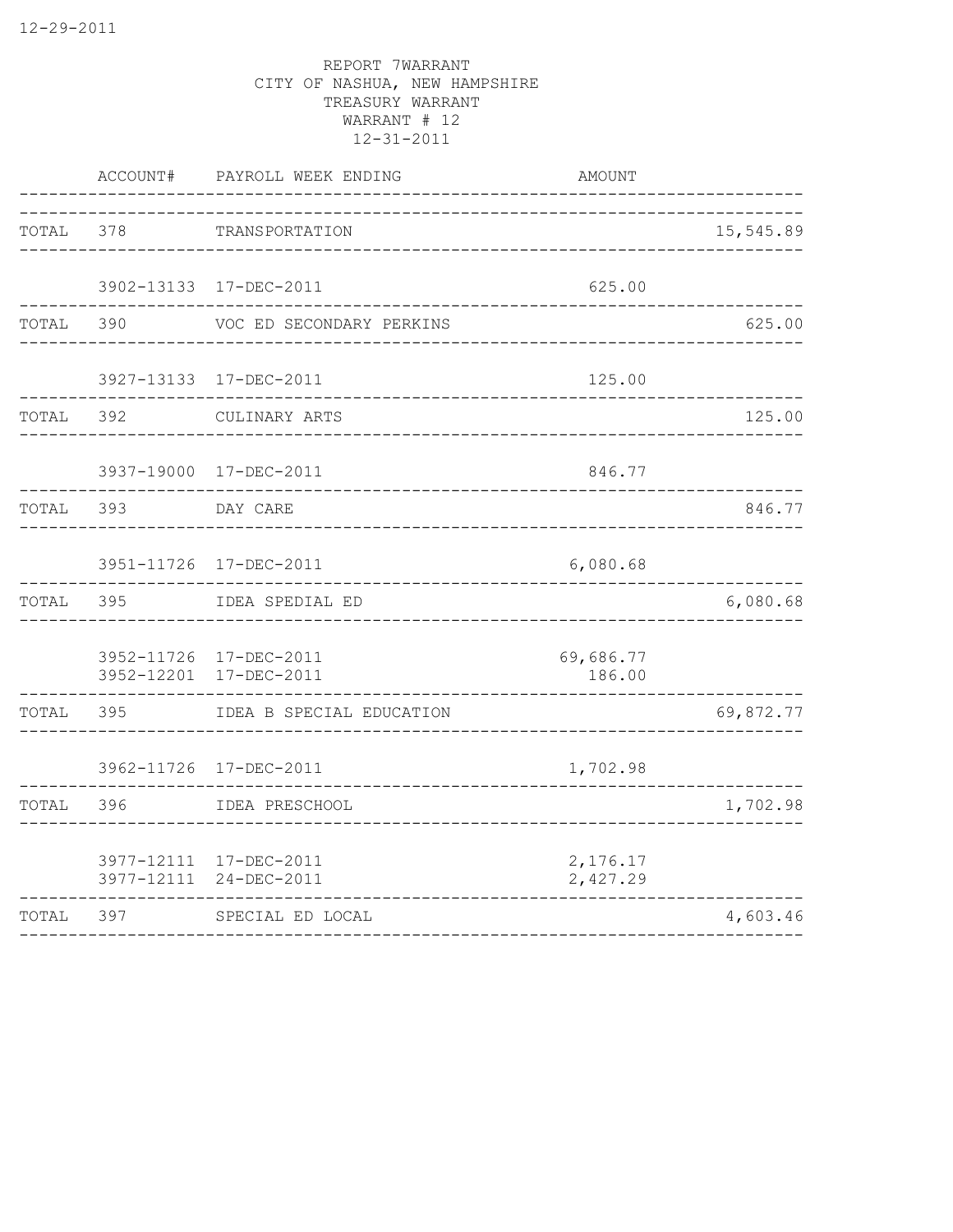REPORT 7WARRANT
CITY OF NASHUA, NEW HAMPSHIRE
TREASURY WARRANT
WARRANT # 12
12-31-2011

| | ACCOUNT# | PAYROLL WEEK ENDING | AMOUNT | |
|---|---|---|---|---|
| TOTAL | 378 | TRANSPORTATION | | 15,545.89 |
| | 3902-13133 | 17-DEC-2011 | 625.00 | |
| TOTAL | 390 | VOC ED SECONDARY PERKINS | | 625.00 |
| | 3927-13133 | 17-DEC-2011 | 125.00 | |
| TOTAL | 392 | CULINARY ARTS | | 125.00 |
| | 3937-19000 | 17-DEC-2011 | 846.77 | |
| TOTAL | 393 | DAY CARE | | 846.77 |
| | 3951-11726 | 17-DEC-2011 | 6,080.68 | |
| TOTAL | 395 | IDEA SPEDIAL ED | | 6,080.68 |
| | 3952-11726 | 17-DEC-2011 | 69,686.77 | |
| | 3952-12201 | 17-DEC-2011 | 186.00 | |
| TOTAL | 395 | IDEA B SPECIAL EDUCATION | | 69,872.77 |
| | 3962-11726 | 17-DEC-2011 | 1,702.98 | |
| TOTAL | 396 | IDEA PRESCHOOL | | 1,702.98 |
| | 3977-12111 | 17-DEC-2011 | 2,176.17 | |
| | 3977-12111 | 24-DEC-2011 | 2,427.29 | |
| TOTAL | 397 | SPECIAL ED LOCAL | | 4,603.46 |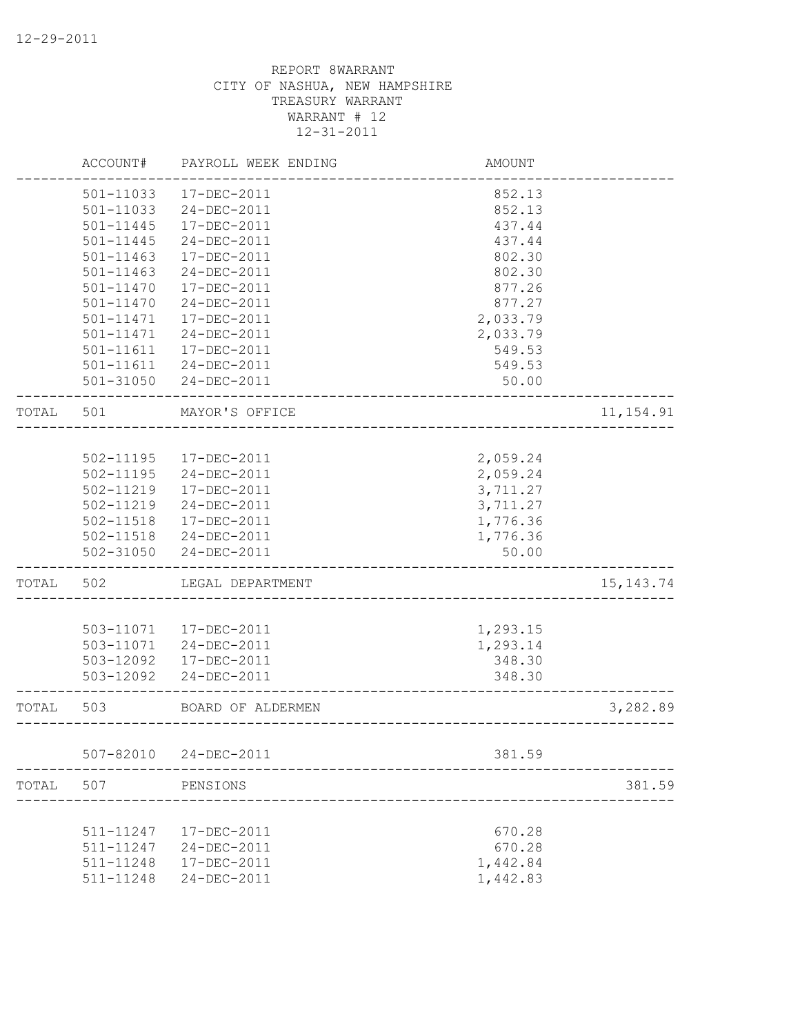12-29-2011

REPORT 8WARRANT
CITY OF NASHUA, NEW HAMPSHIRE
TREASURY WARRANT
WARRANT # 12
12-31-2011

| | ACCOUNT# | PAYROLL WEEK ENDING | AMOUNT | |
|---|---|---|---|---|
| | 501-11033 | 17-DEC-2011 | 852.13 | |
| | 501-11033 | 24-DEC-2011 | 852.13 | |
| | 501-11445 | 17-DEC-2011 | 437.44 | |
| | 501-11445 | 24-DEC-2011 | 437.44 | |
| | 501-11463 | 17-DEC-2011 | 802.30 | |
| | 501-11463 | 24-DEC-2011 | 802.30 | |
| | 501-11470 | 17-DEC-2011 | 877.26 | |
| | 501-11470 | 24-DEC-2011 | 877.27 | |
| | 501-11471 | 17-DEC-2011 | 2,033.79 | |
| | 501-11471 | 24-DEC-2011 | 2,033.79 | |
| | 501-11611 | 17-DEC-2011 | 549.53 | |
| | 501-11611 | 24-DEC-2011 | 549.53 | |
| | 501-31050 | 24-DEC-2011 | 50.00 | |
| TOTAL | 501 | MAYOR'S OFFICE | | 11,154.91 |
| | 502-11195 | 17-DEC-2011 | 2,059.24 | |
| | 502-11195 | 24-DEC-2011 | 2,059.24 | |
| | 502-11219 | 17-DEC-2011 | 3,711.27 | |
| | 502-11219 | 24-DEC-2011 | 3,711.27 | |
| | 502-11518 | 17-DEC-2011 | 1,776.36 | |
| | 502-11518 | 24-DEC-2011 | 1,776.36 | |
| | 502-31050 | 24-DEC-2011 | 50.00 | |
| TOTAL | 502 | LEGAL DEPARTMENT | | 15,143.74 |
| | 503-11071 | 17-DEC-2011 | 1,293.15 | |
| | 503-11071 | 24-DEC-2011 | 1,293.14 | |
| | 503-12092 | 17-DEC-2011 | 348.30 | |
| | 503-12092 | 24-DEC-2011 | 348.30 | |
| TOTAL | 503 | BOARD OF ALDERMEN | | 3,282.89 |
| | 507-82010 | 24-DEC-2011 | 381.59 | |
| TOTAL | 507 | PENSIONS | | 381.59 |
| | 511-11247 | 17-DEC-2011 | 670.28 | |
| | 511-11247 | 24-DEC-2011 | 670.28 | |
| | 511-11248 | 17-DEC-2011 | 1,442.84 | |
| | 511-11248 | 24-DEC-2011 | 1,442.83 | |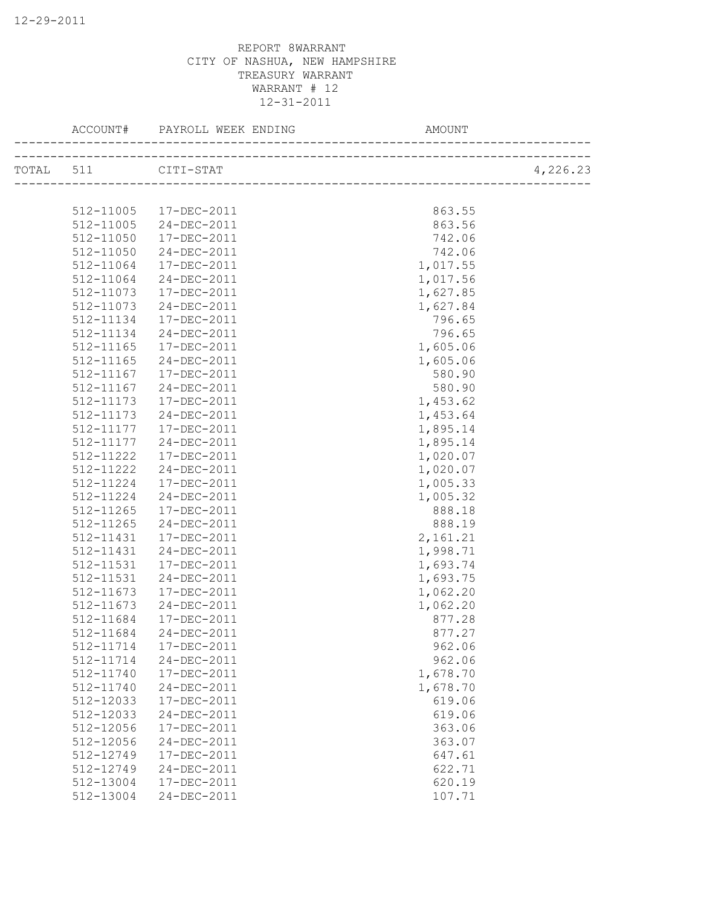REPORT 8WARRANT
CITY OF NASHUA, NEW HAMPSHIRE
TREASURY WARRANT
WARRANT # 12
12-31-2011

| | ACCOUNT# | PAYROLL WEEK ENDING | AMOUNT | |
|---|---|---|---|---|
| TOTAL | 511 | CITI-STAT | | 4,226.23 |
| | 512-11005 | 17-DEC-2011 | 863.55 | |
| | 512-11005 | 24-DEC-2011 | 863.56 | |
| | 512-11050 | 17-DEC-2011 | 742.06 | |
| | 512-11050 | 24-DEC-2011 | 742.06 | |
| | 512-11064 | 17-DEC-2011 | 1,017.55 | |
| | 512-11064 | 24-DEC-2011 | 1,017.56 | |
| | 512-11073 | 17-DEC-2011 | 1,627.85 | |
| | 512-11073 | 24-DEC-2011 | 1,627.84 | |
| | 512-11134 | 17-DEC-2011 | 796.65 | |
| | 512-11134 | 24-DEC-2011 | 796.65 | |
| | 512-11165 | 17-DEC-2011 | 1,605.06 | |
| | 512-11165 | 24-DEC-2011 | 1,605.06 | |
| | 512-11167 | 17-DEC-2011 | 580.90 | |
| | 512-11167 | 24-DEC-2011 | 580.90 | |
| | 512-11173 | 17-DEC-2011 | 1,453.62 | |
| | 512-11173 | 24-DEC-2011 | 1,453.64 | |
| | 512-11177 | 17-DEC-2011 | 1,895.14 | |
| | 512-11177 | 24-DEC-2011 | 1,895.14 | |
| | 512-11222 | 17-DEC-2011 | 1,020.07 | |
| | 512-11222 | 24-DEC-2011 | 1,020.07 | |
| | 512-11224 | 17-DEC-2011 | 1,005.33 | |
| | 512-11224 | 24-DEC-2011 | 1,005.32 | |
| | 512-11265 | 17-DEC-2011 | 888.18 | |
| | 512-11265 | 24-DEC-2011 | 888.19 | |
| | 512-11431 | 17-DEC-2011 | 2,161.21 | |
| | 512-11431 | 24-DEC-2011 | 1,998.71 | |
| | 512-11531 | 17-DEC-2011 | 1,693.74 | |
| | 512-11531 | 24-DEC-2011 | 1,693.75 | |
| | 512-11673 | 17-DEC-2011 | 1,062.20 | |
| | 512-11673 | 24-DEC-2011 | 1,062.20 | |
| | 512-11684 | 17-DEC-2011 | 877.28 | |
| | 512-11684 | 24-DEC-2011 | 877.27 | |
| | 512-11714 | 17-DEC-2011 | 962.06 | |
| | 512-11714 | 24-DEC-2011 | 962.06 | |
| | 512-11740 | 17-DEC-2011 | 1,678.70 | |
| | 512-11740 | 24-DEC-2011 | 1,678.70 | |
| | 512-12033 | 17-DEC-2011 | 619.06 | |
| | 512-12033 | 24-DEC-2011 | 619.06 | |
| | 512-12056 | 17-DEC-2011 | 363.06 | |
| | 512-12056 | 24-DEC-2011 | 363.07 | |
| | 512-12749 | 17-DEC-2011 | 647.61 | |
| | 512-12749 | 24-DEC-2011 | 622.71 | |
| | 512-13004 | 17-DEC-2011 | 620.19 | |
| | 512-13004 | 24-DEC-2011 | 107.71 | |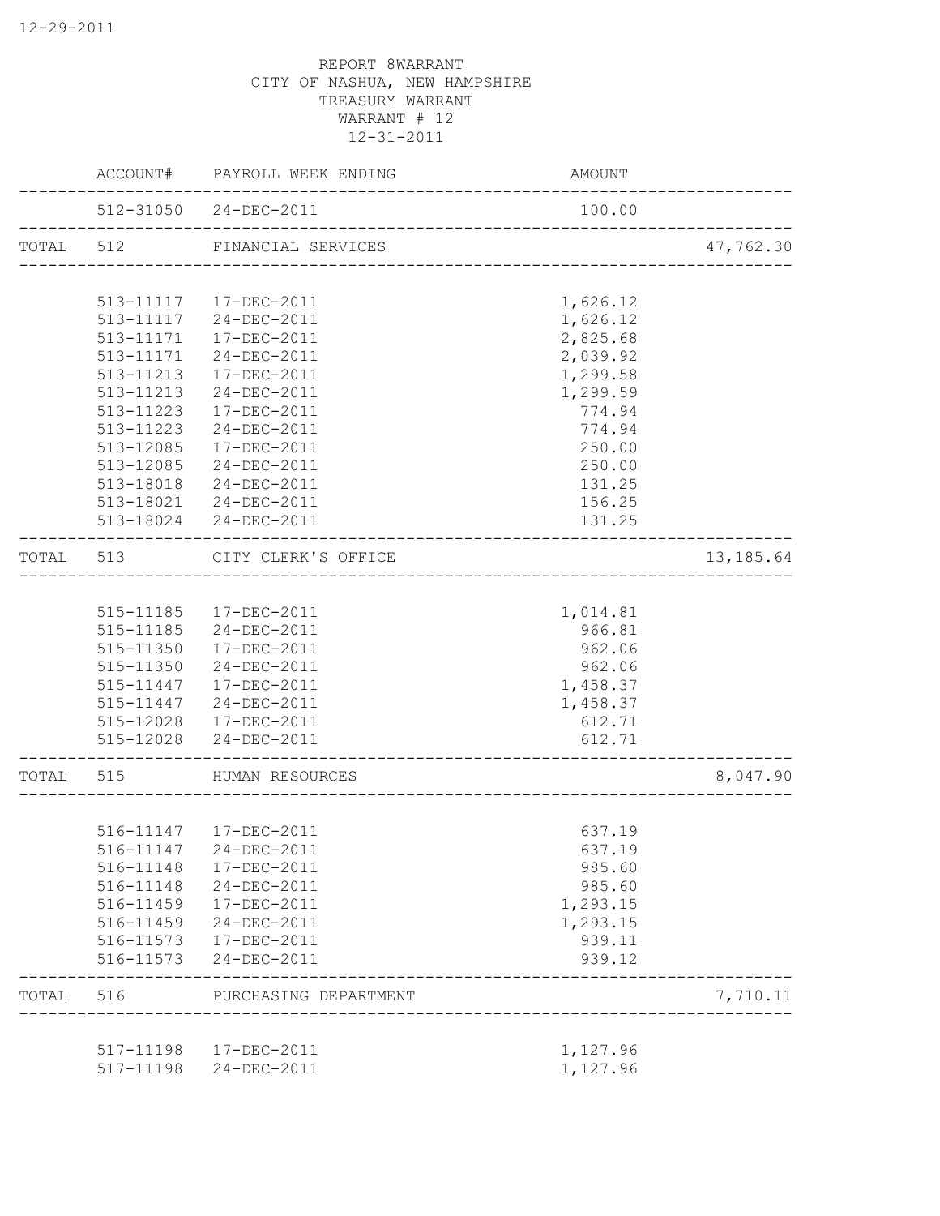REPORT 8WARRANT
CITY OF NASHUA, NEW HAMPSHIRE
TREASURY WARRANT
WARRANT # 12
12-31-2011

| | ACCOUNT# | PAYROLL WEEK ENDING | AMOUNT | |
|---|---|---|---|---|
| | 512-31050 | 24-DEC-2011 | 100.00 | |
| TOTAL | 512 | FINANCIAL SERVICES | | 47,762.30 |
| | 513-11117 | 17-DEC-2011 | 1,626.12 | |
| | 513-11117 | 24-DEC-2011 | 1,626.12 | |
| | 513-11171 | 17-DEC-2011 | 2,825.68 | |
| | 513-11171 | 24-DEC-2011 | 2,039.92 | |
| | 513-11213 | 17-DEC-2011 | 1,299.58 | |
| | 513-11213 | 24-DEC-2011 | 1,299.59 | |
| | 513-11223 | 17-DEC-2011 | 774.94 | |
| | 513-11223 | 24-DEC-2011 | 774.94 | |
| | 513-12085 | 17-DEC-2011 | 250.00 | |
| | 513-12085 | 24-DEC-2011 | 250.00 | |
| | 513-18018 | 24-DEC-2011 | 131.25 | |
| | 513-18021 | 24-DEC-2011 | 156.25 | |
| | 513-18024 | 24-DEC-2011 | 131.25 | |
| TOTAL | 513 | CITY CLERK'S OFFICE | | 13,185.64 |
| | 515-11185 | 17-DEC-2011 | 1,014.81 | |
| | 515-11185 | 24-DEC-2011 | 966.81 | |
| | 515-11350 | 17-DEC-2011 | 962.06 | |
| | 515-11350 | 24-DEC-2011 | 962.06 | |
| | 515-11447 | 17-DEC-2011 | 1,458.37 | |
| | 515-11447 | 24-DEC-2011 | 1,458.37 | |
| | 515-12028 | 17-DEC-2011 | 612.71 | |
| | 515-12028 | 24-DEC-2011 | 612.71 | |
| TOTAL | 515 | HUMAN RESOURCES | | 8,047.90 |
| | 516-11147 | 17-DEC-2011 | 637.19 | |
| | 516-11147 | 24-DEC-2011 | 637.19 | |
| | 516-11148 | 17-DEC-2011 | 985.60 | |
| | 516-11148 | 24-DEC-2011 | 985.60 | |
| | 516-11459 | 17-DEC-2011 | 1,293.15 | |
| | 516-11459 | 24-DEC-2011 | 1,293.15 | |
| | 516-11573 | 17-DEC-2011 | 939.11 | |
| | 516-11573 | 24-DEC-2011 | 939.12 | |
| TOTAL | 516 | PURCHASING DEPARTMENT | | 7,710.11 |
| | 517-11198 | 17-DEC-2011 | 1,127.96 | |
| | 517-11198 | 24-DEC-2011 | 1,127.96 | |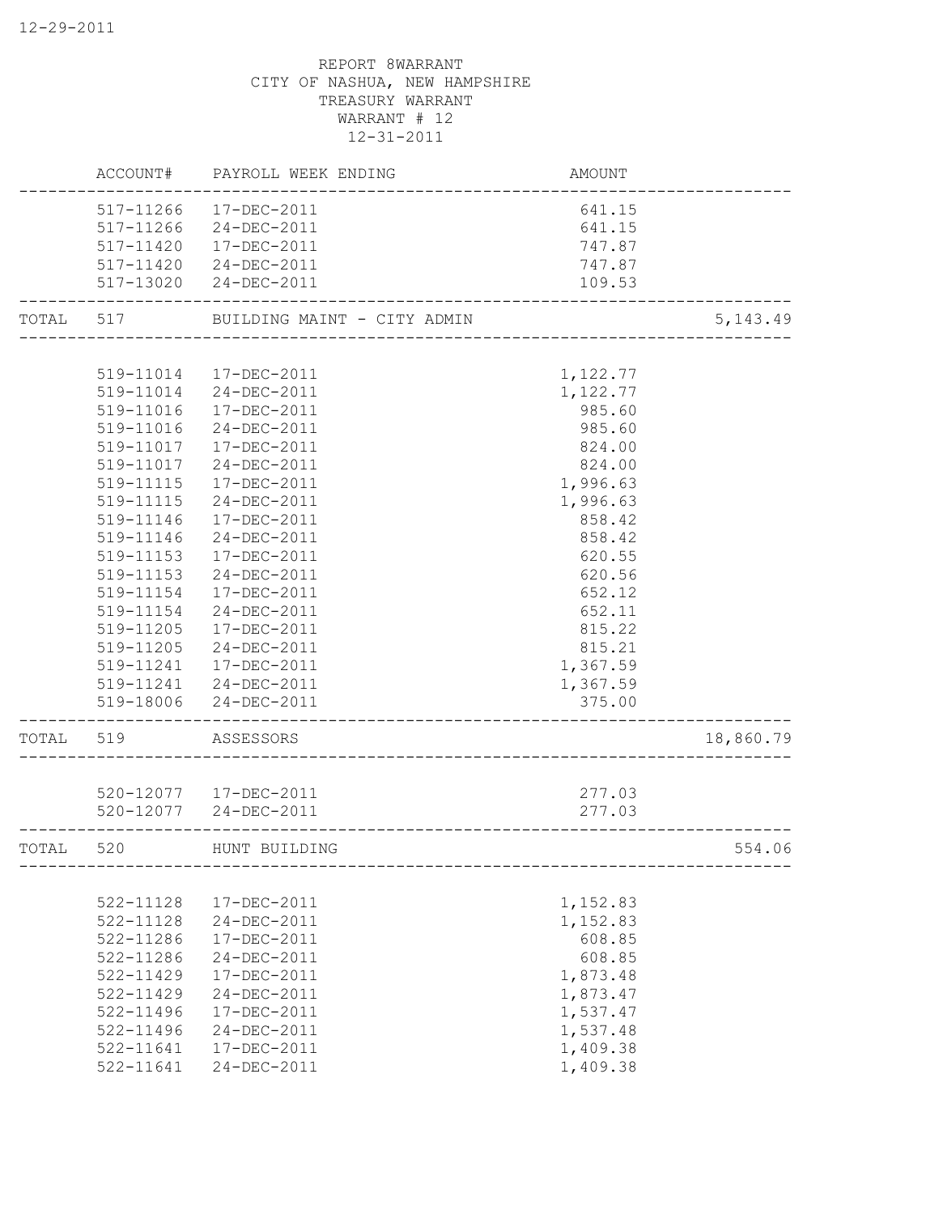REPORT 8WARRANT
CITY OF NASHUA, NEW HAMPSHIRE
TREASURY WARRANT
WARRANT # 12
12-31-2011

| | ACCOUNT# | PAYROLL WEEK ENDING | AMOUNT | |
|---|---|---|---|---|
| | 517-11266 | 17-DEC-2011 | 641.15 | |
| | 517-11266 | 24-DEC-2011 | 641.15 | |
| | 517-11420 | 17-DEC-2011 | 747.87 | |
| | 517-11420 | 24-DEC-2011 | 747.87 | |
| | 517-13020 | 24-DEC-2011 | 109.53 | |
| TOTAL | 517 | BUILDING MAINT - CITY ADMIN | | 5,143.49 |
| | 519-11014 | 17-DEC-2011 | 1,122.77 | |
| | 519-11014 | 24-DEC-2011 | 1,122.77 | |
| | 519-11016 | 17-DEC-2011 | 985.60 | |
| | 519-11016 | 24-DEC-2011 | 985.60 | |
| | 519-11017 | 17-DEC-2011 | 824.00 | |
| | 519-11017 | 24-DEC-2011 | 824.00 | |
| | 519-11115 | 17-DEC-2011 | 1,996.63 | |
| | 519-11115 | 24-DEC-2011 | 1,996.63 | |
| | 519-11146 | 17-DEC-2011 | 858.42 | |
| | 519-11146 | 24-DEC-2011 | 858.42 | |
| | 519-11153 | 17-DEC-2011 | 620.55 | |
| | 519-11153 | 24-DEC-2011 | 620.56 | |
| | 519-11154 | 17-DEC-2011 | 652.12 | |
| | 519-11154 | 24-DEC-2011 | 652.11 | |
| | 519-11205 | 17-DEC-2011 | 815.22 | |
| | 519-11205 | 24-DEC-2011 | 815.21 | |
| | 519-11241 | 17-DEC-2011 | 1,367.59 | |
| | 519-11241 | 24-DEC-2011 | 1,367.59 | |
| | 519-18006 | 24-DEC-2011 | 375.00 | |
| TOTAL | 519 | ASSESSORS | | 18,860.79 |
| | 520-12077 | 17-DEC-2011 | 277.03 | |
| | 520-12077 | 24-DEC-2011 | 277.03 | |
| TOTAL | 520 | HUNT BUILDING | | 554.06 |
| | 522-11128 | 17-DEC-2011 | 1,152.83 | |
| | 522-11128 | 24-DEC-2011 | 1,152.83 | |
| | 522-11286 | 17-DEC-2011 | 608.85 | |
| | 522-11286 | 24-DEC-2011 | 608.85 | |
| | 522-11429 | 17-DEC-2011 | 1,873.48 | |
| | 522-11429 | 24-DEC-2011 | 1,873.47 | |
| | 522-11496 | 17-DEC-2011 | 1,537.47 | |
| | 522-11496 | 24-DEC-2011 | 1,537.48 | |
| | 522-11641 | 17-DEC-2011 | 1,409.38 | |
| | 522-11641 | 24-DEC-2011 | 1,409.38 | |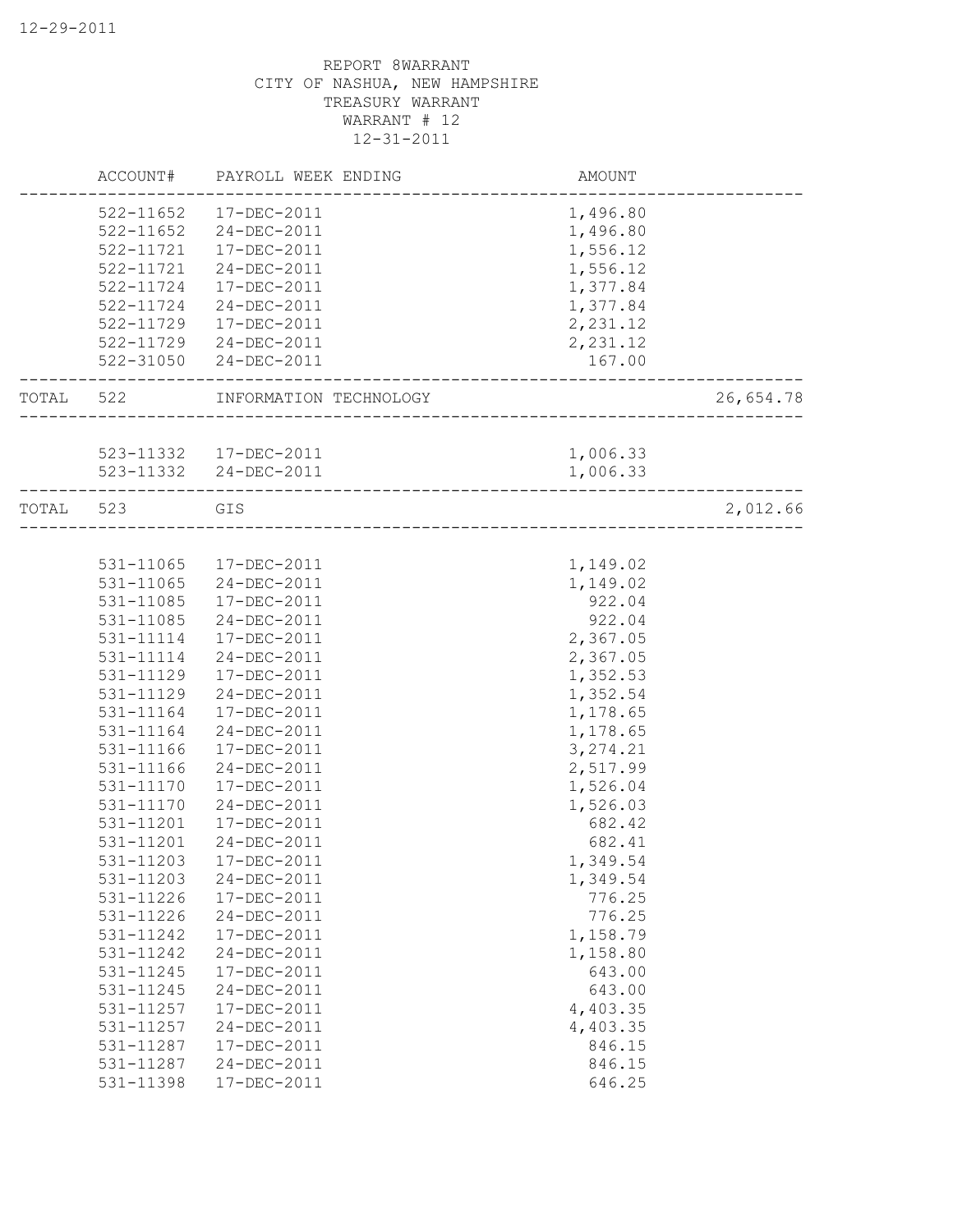12-29-2011

REPORT 8WARRANT
CITY OF NASHUA, NEW HAMPSHIRE
TREASURY WARRANT
WARRANT # 12
12-31-2011

| | ACCOUNT# | PAYROLL WEEK ENDING | AMOUNT | |
|---|---|---|---|---|
| | 522-11652 | 17-DEC-2011 | 1,496.80 | |
| | 522-11652 | 24-DEC-2011 | 1,496.80 | |
| | 522-11721 | 17-DEC-2011 | 1,556.12 | |
| | 522-11721 | 24-DEC-2011 | 1,556.12 | |
| | 522-11724 | 17-DEC-2011 | 1,377.84 | |
| | 522-11724 | 24-DEC-2011 | 1,377.84 | |
| | 522-11729 | 17-DEC-2011 | 2,231.12 | |
| | 522-11729 | 24-DEC-2011 | 2,231.12 | |
| | 522-31050 | 24-DEC-2011 | 167.00 | |
| TOTAL | 522 | INFORMATION TECHNOLOGY | | 26,654.78 |
| | 523-11332 | 17-DEC-2011 | 1,006.33 | |
| | 523-11332 | 24-DEC-2011 | 1,006.33 | |
| TOTAL | 523 | GIS | | 2,012.66 |
| | 531-11065 | 17-DEC-2011 | 1,149.02 | |
| | 531-11065 | 24-DEC-2011 | 1,149.02 | |
| | 531-11085 | 17-DEC-2011 | 922.04 | |
| | 531-11085 | 24-DEC-2011 | 922.04 | |
| | 531-11114 | 17-DEC-2011 | 2,367.05 | |
| | 531-11114 | 24-DEC-2011 | 2,367.05 | |
| | 531-11129 | 17-DEC-2011 | 1,352.53 | |
| | 531-11129 | 24-DEC-2011 | 1,352.54 | |
| | 531-11164 | 17-DEC-2011 | 1,178.65 | |
| | 531-11164 | 24-DEC-2011 | 1,178.65 | |
| | 531-11166 | 17-DEC-2011 | 3,274.21 | |
| | 531-11166 | 24-DEC-2011 | 2,517.99 | |
| | 531-11170 | 17-DEC-2011 | 1,526.04 | |
| | 531-11170 | 24-DEC-2011 | 1,526.03 | |
| | 531-11201 | 17-DEC-2011 | 682.42 | |
| | 531-11201 | 24-DEC-2011 | 682.41 | |
| | 531-11203 | 17-DEC-2011 | 1,349.54 | |
| | 531-11203 | 24-DEC-2011 | 1,349.54 | |
| | 531-11226 | 17-DEC-2011 | 776.25 | |
| | 531-11226 | 24-DEC-2011 | 776.25 | |
| | 531-11242 | 17-DEC-2011 | 1,158.79 | |
| | 531-11242 | 24-DEC-2011 | 1,158.80 | |
| | 531-11245 | 17-DEC-2011 | 643.00 | |
| | 531-11245 | 24-DEC-2011 | 643.00 | |
| | 531-11257 | 17-DEC-2011 | 4,403.35 | |
| | 531-11257 | 24-DEC-2011 | 4,403.35 | |
| | 531-11287 | 17-DEC-2011 | 846.15 | |
| | 531-11287 | 24-DEC-2011 | 846.15 | |
| | 531-11398 | 17-DEC-2011 | 646.25 | |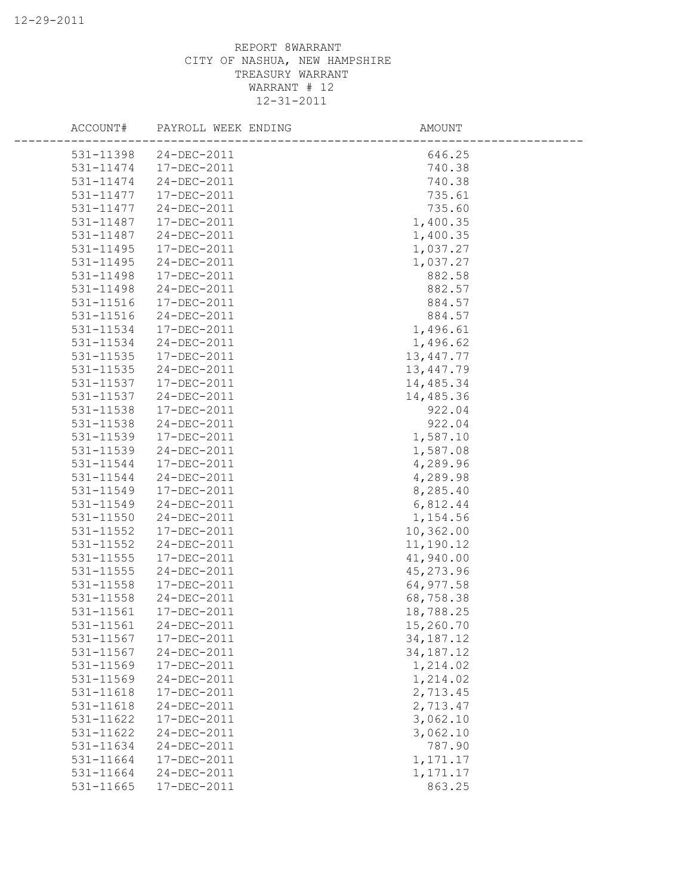REPORT 8WARRANT
CITY OF NASHUA, NEW HAMPSHIRE
TREASURY WARRANT
WARRANT # 12
12-31-2011

| ACCOUNT# | PAYROLL WEEK ENDING | AMOUNT |
|---|---|---|
| 531-11398 | 24-DEC-2011 | 646.25 |
| 531-11474 | 17-DEC-2011 | 740.38 |
| 531-11474 | 24-DEC-2011 | 740.38 |
| 531-11477 | 17-DEC-2011 | 735.61 |
| 531-11477 | 24-DEC-2011 | 735.60 |
| 531-11487 | 17-DEC-2011 | 1,400.35 |
| 531-11487 | 24-DEC-2011 | 1,400.35 |
| 531-11495 | 17-DEC-2011 | 1,037.27 |
| 531-11495 | 24-DEC-2011 | 1,037.27 |
| 531-11498 | 17-DEC-2011 | 882.58 |
| 531-11498 | 24-DEC-2011 | 882.57 |
| 531-11516 | 17-DEC-2011 | 884.57 |
| 531-11516 | 24-DEC-2011 | 884.57 |
| 531-11534 | 17-DEC-2011 | 1,496.61 |
| 531-11534 | 24-DEC-2011 | 1,496.62 |
| 531-11535 | 17-DEC-2011 | 13,447.77 |
| 531-11535 | 24-DEC-2011 | 13,447.79 |
| 531-11537 | 17-DEC-2011 | 14,485.34 |
| 531-11537 | 24-DEC-2011 | 14,485.36 |
| 531-11538 | 17-DEC-2011 | 922.04 |
| 531-11538 | 24-DEC-2011 | 922.04 |
| 531-11539 | 17-DEC-2011 | 1,587.10 |
| 531-11539 | 24-DEC-2011 | 1,587.08 |
| 531-11544 | 17-DEC-2011 | 4,289.96 |
| 531-11544 | 24-DEC-2011 | 4,289.98 |
| 531-11549 | 17-DEC-2011 | 8,285.40 |
| 531-11549 | 24-DEC-2011 | 6,812.44 |
| 531-11550 | 24-DEC-2011 | 1,154.56 |
| 531-11552 | 17-DEC-2011 | 10,362.00 |
| 531-11552 | 24-DEC-2011 | 11,190.12 |
| 531-11555 | 17-DEC-2011 | 41,940.00 |
| 531-11555 | 24-DEC-2011 | 45,273.96 |
| 531-11558 | 17-DEC-2011 | 64,977.58 |
| 531-11558 | 24-DEC-2011 | 68,758.38 |
| 531-11561 | 17-DEC-2011 | 18,788.25 |
| 531-11561 | 24-DEC-2011 | 15,260.70 |
| 531-11567 | 17-DEC-2011 | 34,187.12 |
| 531-11567 | 24-DEC-2011 | 34,187.12 |
| 531-11569 | 17-DEC-2011 | 1,214.02 |
| 531-11569 | 24-DEC-2011 | 1,214.02 |
| 531-11618 | 17-DEC-2011 | 2,713.45 |
| 531-11618 | 24-DEC-2011 | 2,713.47 |
| 531-11622 | 17-DEC-2011 | 3,062.10 |
| 531-11622 | 24-DEC-2011 | 3,062.10 |
| 531-11634 | 24-DEC-2011 | 787.90 |
| 531-11664 | 17-DEC-2011 | 1,171.17 |
| 531-11664 | 24-DEC-2011 | 1,171.17 |
| 531-11665 | 17-DEC-2011 | 863.25 |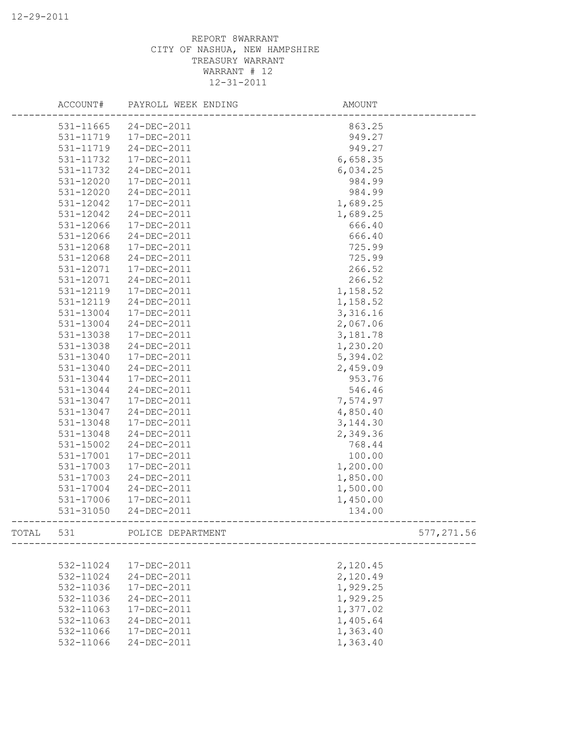REPORT 8WARRANT
CITY OF NASHUA, NEW HAMPSHIRE
TREASURY WARRANT
WARRANT # 12
12-31-2011

| | ACCOUNT# | PAYROLL WEEK ENDING | AMOUNT | |
|---|---|---|---|---|
| | 531-11665 | 24-DEC-2011 | 863.25 | |
| | 531-11719 | 17-DEC-2011 | 949.27 | |
| | 531-11719 | 24-DEC-2011 | 949.27 | |
| | 531-11732 | 17-DEC-2011 | 6,658.35 | |
| | 531-11732 | 24-DEC-2011 | 6,034.25 | |
| | 531-12020 | 17-DEC-2011 | 984.99 | |
| | 531-12020 | 24-DEC-2011 | 984.99 | |
| | 531-12042 | 17-DEC-2011 | 1,689.25 | |
| | 531-12042 | 24-DEC-2011 | 1,689.25 | |
| | 531-12066 | 17-DEC-2011 | 666.40 | |
| | 531-12066 | 24-DEC-2011 | 666.40 | |
| | 531-12068 | 17-DEC-2011 | 725.99 | |
| | 531-12068 | 24-DEC-2011 | 725.99 | |
| | 531-12071 | 17-DEC-2011 | 266.52 | |
| | 531-12071 | 24-DEC-2011 | 266.52 | |
| | 531-12119 | 17-DEC-2011 | 1,158.52 | |
| | 531-12119 | 24-DEC-2011 | 1,158.52 | |
| | 531-13004 | 17-DEC-2011 | 3,316.16 | |
| | 531-13004 | 24-DEC-2011 | 2,067.06 | |
| | 531-13038 | 17-DEC-2011 | 3,181.78 | |
| | 531-13038 | 24-DEC-2011 | 1,230.20 | |
| | 531-13040 | 17-DEC-2011 | 5,394.02 | |
| | 531-13040 | 24-DEC-2011 | 2,459.09 | |
| | 531-13044 | 17-DEC-2011 | 953.76 | |
| | 531-13044 | 24-DEC-2011 | 546.46 | |
| | 531-13047 | 17-DEC-2011 | 7,574.97 | |
| | 531-13047 | 24-DEC-2011 | 4,850.40 | |
| | 531-13048 | 17-DEC-2011 | 3,144.30 | |
| | 531-13048 | 24-DEC-2011 | 2,349.36 | |
| | 531-15002 | 24-DEC-2011 | 768.44 | |
| | 531-17001 | 17-DEC-2011 | 100.00 | |
| | 531-17003 | 17-DEC-2011 | 1,200.00 | |
| | 531-17003 | 24-DEC-2011 | 1,850.00 | |
| | 531-17004 | 24-DEC-2011 | 1,500.00 | |
| | 531-17006 | 17-DEC-2011 | 1,450.00 | |
| | 531-31050 | 24-DEC-2011 | 134.00 | |
| TOTAL | 531 | POLICE DEPARTMENT | | 577,271.56 |
| | 532-11024 | 17-DEC-2011 | 2,120.45 | |
| | 532-11024 | 24-DEC-2011 | 2,120.49 | |
| | 532-11036 | 17-DEC-2011 | 1,929.25 | |
| | 532-11036 | 24-DEC-2011 | 1,929.25 | |
| | 532-11063 | 17-DEC-2011 | 1,377.02 | |
| | 532-11063 | 24-DEC-2011 | 1,405.64 | |
| | 532-11066 | 17-DEC-2011 | 1,363.40 | |
| | 532-11066 | 24-DEC-2011 | 1,363.40 | |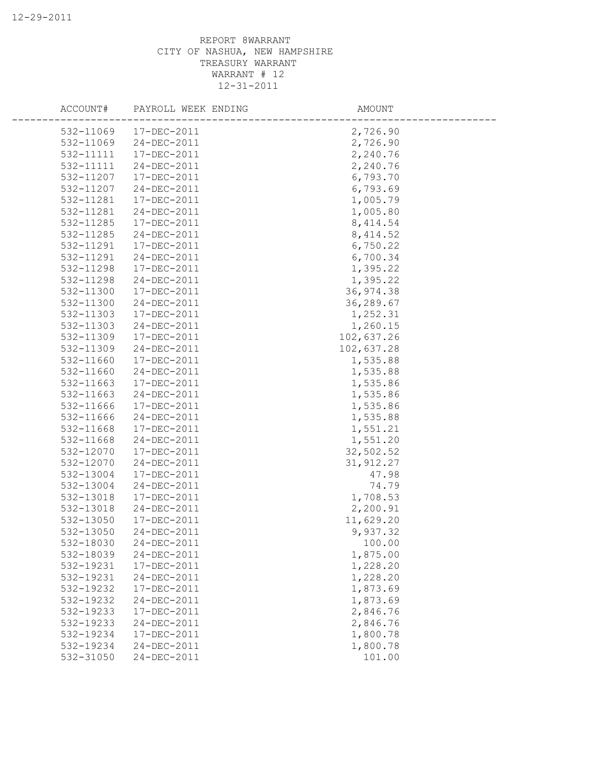REPORT 8WARRANT
CITY OF NASHUA, NEW HAMPSHIRE
TREASURY WARRANT
WARRANT # 12
12-31-2011

| ACCOUNT# | PAYROLL WEEK ENDING | AMOUNT |
|---|---|---|
| 532-11069 | 17-DEC-2011 | 2,726.90 |
| 532-11069 | 24-DEC-2011 | 2,726.90 |
| 532-11111 | 17-DEC-2011 | 2,240.76 |
| 532-11111 | 24-DEC-2011 | 2,240.76 |
| 532-11207 | 17-DEC-2011 | 6,793.70 |
| 532-11207 | 24-DEC-2011 | 6,793.69 |
| 532-11281 | 17-DEC-2011 | 1,005.79 |
| 532-11281 | 24-DEC-2011 | 1,005.80 |
| 532-11285 | 17-DEC-2011 | 8,414.54 |
| 532-11285 | 24-DEC-2011 | 8,414.52 |
| 532-11291 | 17-DEC-2011 | 6,750.22 |
| 532-11291 | 24-DEC-2011 | 6,700.34 |
| 532-11298 | 17-DEC-2011 | 1,395.22 |
| 532-11298 | 24-DEC-2011 | 1,395.22 |
| 532-11300 | 17-DEC-2011 | 36,974.38 |
| 532-11300 | 24-DEC-2011 | 36,289.67 |
| 532-11303 | 17-DEC-2011 | 1,252.31 |
| 532-11303 | 24-DEC-2011 | 1,260.15 |
| 532-11309 | 17-DEC-2011 | 102,637.26 |
| 532-11309 | 24-DEC-2011 | 102,637.28 |
| 532-11660 | 17-DEC-2011 | 1,535.88 |
| 532-11660 | 24-DEC-2011 | 1,535.88 |
| 532-11663 | 17-DEC-2011 | 1,535.86 |
| 532-11663 | 24-DEC-2011 | 1,535.86 |
| 532-11666 | 17-DEC-2011 | 1,535.86 |
| 532-11666 | 24-DEC-2011 | 1,535.88 |
| 532-11668 | 17-DEC-2011 | 1,551.21 |
| 532-11668 | 24-DEC-2011 | 1,551.20 |
| 532-12070 | 17-DEC-2011 | 32,502.52 |
| 532-12070 | 24-DEC-2011 | 31,912.27 |
| 532-13004 | 17-DEC-2011 | 47.98 |
| 532-13004 | 24-DEC-2011 | 74.79 |
| 532-13018 | 17-DEC-2011 | 1,708.53 |
| 532-13018 | 24-DEC-2011 | 2,200.91 |
| 532-13050 | 17-DEC-2011 | 11,629.20 |
| 532-13050 | 24-DEC-2011 | 9,937.32 |
| 532-18030 | 24-DEC-2011 | 100.00 |
| 532-18039 | 24-DEC-2011 | 1,875.00 |
| 532-19231 | 17-DEC-2011 | 1,228.20 |
| 532-19231 | 24-DEC-2011 | 1,228.20 |
| 532-19232 | 17-DEC-2011 | 1,873.69 |
| 532-19232 | 24-DEC-2011 | 1,873.69 |
| 532-19233 | 17-DEC-2011 | 2,846.76 |
| 532-19233 | 24-DEC-2011 | 2,846.76 |
| 532-19234 | 17-DEC-2011 | 1,800.78 |
| 532-19234 | 24-DEC-2011 | 1,800.78 |
| 532-31050 | 24-DEC-2011 | 101.00 |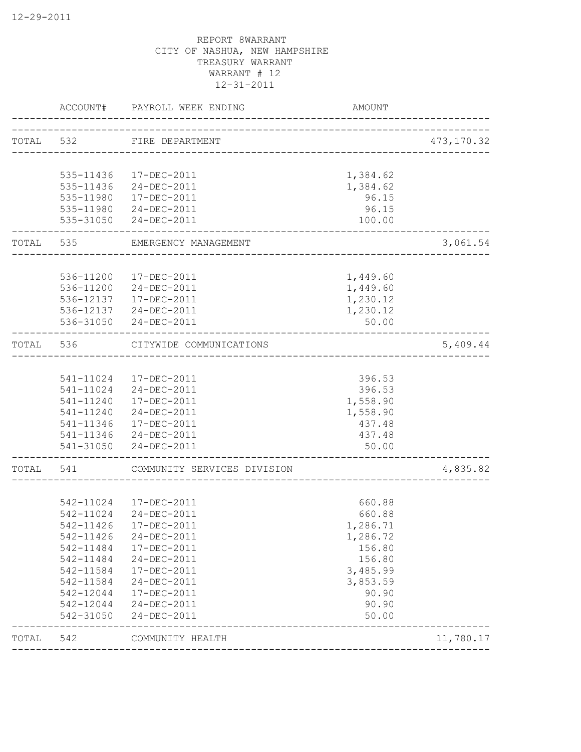REPORT 8WARRANT
CITY OF NASHUA, NEW HAMPSHIRE
TREASURY WARRANT
WARRANT # 12
12-31-2011

| | ACCOUNT# | PAYROLL WEEK ENDING | AMOUNT | |
|---|---|---|---|---|
| TOTAL | 532 | FIRE DEPARTMENT | | 473,170.32 |
| | 535-11436 | 17-DEC-2011 | 1,384.62 | |
| | 535-11436 | 24-DEC-2011 | 1,384.62 | |
| | 535-11980 | 17-DEC-2011 | 96.15 | |
| | 535-11980 | 24-DEC-2011 | 96.15 | |
| | 535-31050 | 24-DEC-2011 | 100.00 | |
| TOTAL | 535 | EMERGENCY MANAGEMENT | | 3,061.54 |
| | 536-11200 | 17-DEC-2011 | 1,449.60 | |
| | 536-11200 | 24-DEC-2011 | 1,449.60 | |
| | 536-12137 | 17-DEC-2011 | 1,230.12 | |
| | 536-12137 | 24-DEC-2011 | 1,230.12 | |
| | 536-31050 | 24-DEC-2011 | 50.00 | |
| TOTAL | 536 | CITYWIDE COMMUNICATIONS | | 5,409.44 |
| | 541-11024 | 17-DEC-2011 | 396.53 | |
| | 541-11024 | 24-DEC-2011 | 396.53 | |
| | 541-11240 | 17-DEC-2011 | 1,558.90 | |
| | 541-11240 | 24-DEC-2011 | 1,558.90 | |
| | 541-11346 | 17-DEC-2011 | 437.48 | |
| | 541-11346 | 24-DEC-2011 | 437.48 | |
| | 541-31050 | 24-DEC-2011 | 50.00 | |
| TOTAL | 541 | COMMUNITY SERVICES DIVISION | | 4,835.82 |
| | 542-11024 | 17-DEC-2011 | 660.88 | |
| | 542-11024 | 24-DEC-2011 | 660.88 | |
| | 542-11426 | 17-DEC-2011 | 1,286.71 | |
| | 542-11426 | 24-DEC-2011 | 1,286.72 | |
| | 542-11484 | 17-DEC-2011 | 156.80 | |
| | 542-11484 | 24-DEC-2011 | 156.80 | |
| | 542-11584 | 17-DEC-2011 | 3,485.99 | |
| | 542-11584 | 24-DEC-2011 | 3,853.59 | |
| | 542-12044 | 17-DEC-2011 | 90.90 | |
| | 542-12044 | 24-DEC-2011 | 90.90 | |
| | 542-31050 | 24-DEC-2011 | 50.00 | |
| TOTAL | 542 | COMMUNITY HEALTH | | 11,780.17 |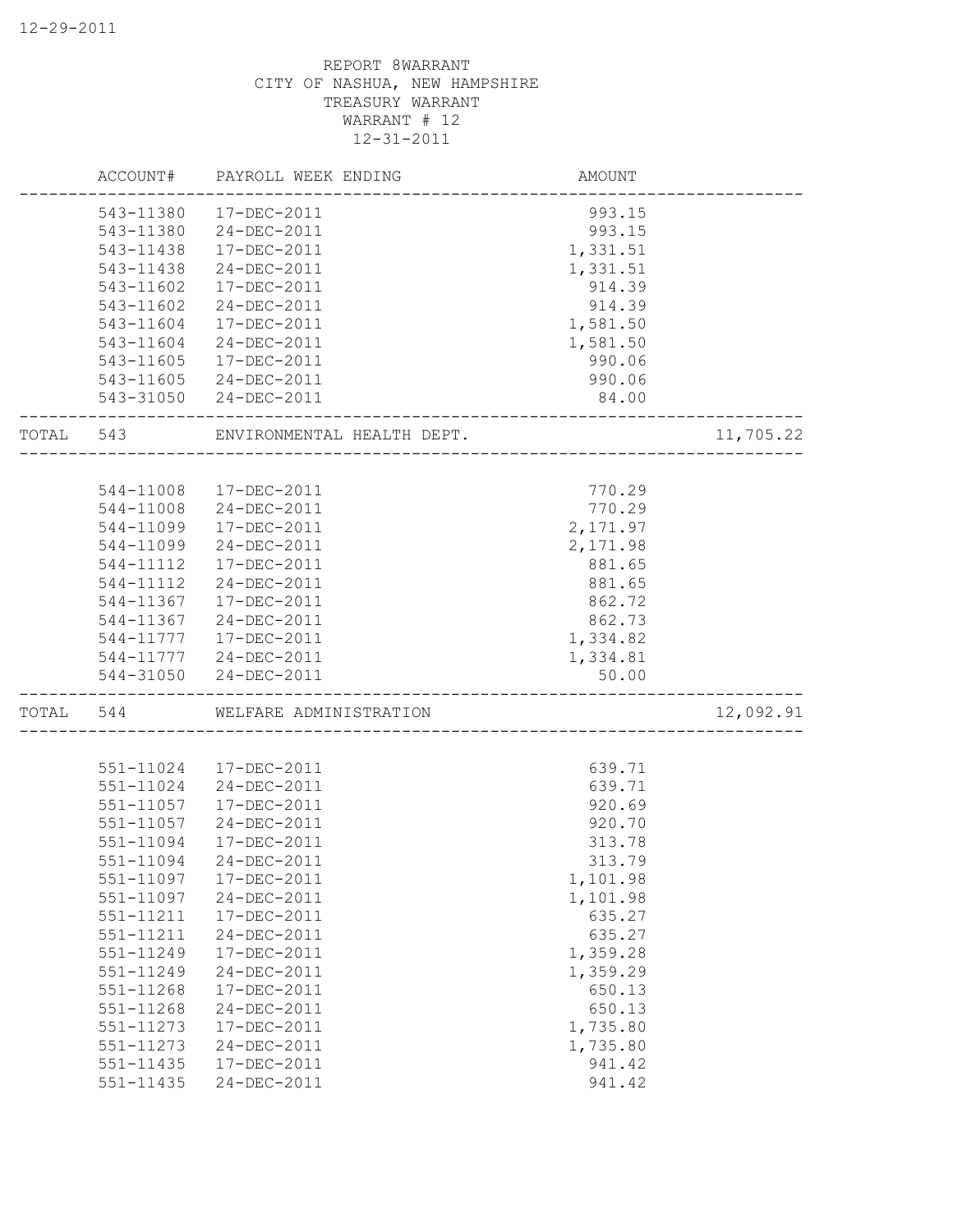REPORT 8WARRANT
CITY OF NASHUA, NEW HAMPSHIRE
TREASURY WARRANT
WARRANT # 12
12-31-2011

| | ACCOUNT# | PAYROLL WEEK ENDING | AMOUNT | |
|---|---|---|---|---|
| | 543-11380 | 17-DEC-2011 | 993.15 | |
| | 543-11380 | 24-DEC-2011 | 993.15 | |
| | 543-11438 | 17-DEC-2011 | 1,331.51 | |
| | 543-11438 | 24-DEC-2011 | 1,331.51 | |
| | 543-11602 | 17-DEC-2011 | 914.39 | |
| | 543-11602 | 24-DEC-2011 | 914.39 | |
| | 543-11604 | 17-DEC-2011 | 1,581.50 | |
| | 543-11604 | 24-DEC-2011 | 1,581.50 | |
| | 543-11605 | 17-DEC-2011 | 990.06 | |
| | 543-11605 | 24-DEC-2011 | 990.06 | |
| | 543-31050 | 24-DEC-2011 | 84.00 | |
| TOTAL | 543 | ENVIRONMENTAL HEALTH DEPT. | | 11,705.22 |
| | 544-11008 | 17-DEC-2011 | 770.29 | |
| | 544-11008 | 24-DEC-2011 | 770.29 | |
| | 544-11099 | 17-DEC-2011 | 2,171.97 | |
| | 544-11099 | 24-DEC-2011 | 2,171.98 | |
| | 544-11112 | 17-DEC-2011 | 881.65 | |
| | 544-11112 | 24-DEC-2011 | 881.65 | |
| | 544-11367 | 17-DEC-2011 | 862.72 | |
| | 544-11367 | 24-DEC-2011 | 862.73 | |
| | 544-11777 | 17-DEC-2011 | 1,334.82 | |
| | 544-11777 | 24-DEC-2011 | 1,334.81 | |
| | 544-31050 | 24-DEC-2011 | 50.00 | |
| TOTAL | 544 | WELFARE ADMINISTRATION | | 12,092.91 |
| | 551-11024 | 17-DEC-2011 | 639.71 | |
| | 551-11024 | 24-DEC-2011 | 639.71 | |
| | 551-11057 | 17-DEC-2011 | 920.69 | |
| | 551-11057 | 24-DEC-2011 | 920.70 | |
| | 551-11094 | 17-DEC-2011 | 313.78 | |
| | 551-11094 | 24-DEC-2011 | 313.79 | |
| | 551-11097 | 17-DEC-2011 | 1,101.98 | |
| | 551-11097 | 24-DEC-2011 | 1,101.98 | |
| | 551-11211 | 17-DEC-2011 | 635.27 | |
| | 551-11211 | 24-DEC-2011 | 635.27 | |
| | 551-11249 | 17-DEC-2011 | 1,359.28 | |
| | 551-11249 | 24-DEC-2011 | 1,359.29 | |
| | 551-11268 | 17-DEC-2011 | 650.13 | |
| | 551-11268 | 24-DEC-2011 | 650.13 | |
| | 551-11273 | 17-DEC-2011 | 1,735.80 | |
| | 551-11273 | 24-DEC-2011 | 1,735.80 | |
| | 551-11435 | 17-DEC-2011 | 941.42 | |
| | 551-11435 | 24-DEC-2011 | 941.42 | |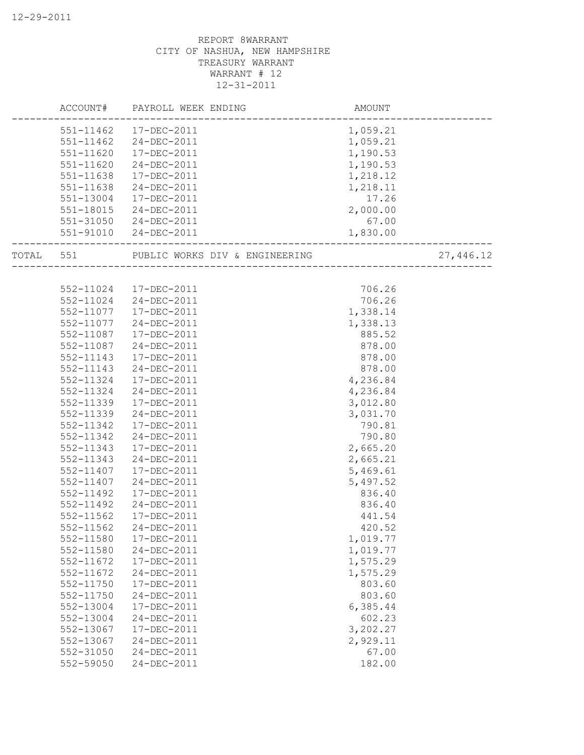REPORT 8WARRANT
CITY OF NASHUA, NEW HAMPSHIRE
TREASURY WARRANT
WARRANT # 12
12-31-2011

| | ACCOUNT# | PAYROLL WEEK ENDING | AMOUNT | |
|---|---|---|---|---|
| | 551-11462 | 17-DEC-2011 | 1,059.21 | |
| | 551-11462 | 24-DEC-2011 | 1,059.21 | |
| | 551-11620 | 17-DEC-2011 | 1,190.53 | |
| | 551-11620 | 24-DEC-2011 | 1,190.53 | |
| | 551-11638 | 17-DEC-2011 | 1,218.12 | |
| | 551-11638 | 24-DEC-2011 | 1,218.11 | |
| | 551-13004 | 17-DEC-2011 | 17.26 | |
| | 551-18015 | 24-DEC-2011 | 2,000.00 | |
| | 551-31050 | 24-DEC-2011 | 67.00 | |
| | 551-91010 | 24-DEC-2011 | 1,830.00 | |
| TOTAL | 551 | PUBLIC WORKS DIV & ENGINEERING | | 27,446.12 |
| | 552-11024 | 17-DEC-2011 | 706.26 | |
| | 552-11024 | 24-DEC-2011 | 706.26 | |
| | 552-11077 | 17-DEC-2011 | 1,338.14 | |
| | 552-11077 | 24-DEC-2011 | 1,338.13 | |
| | 552-11087 | 17-DEC-2011 | 885.52 | |
| | 552-11087 | 24-DEC-2011 | 878.00 | |
| | 552-11143 | 17-DEC-2011 | 878.00 | |
| | 552-11143 | 24-DEC-2011 | 878.00 | |
| | 552-11324 | 17-DEC-2011 | 4,236.84 | |
| | 552-11324 | 24-DEC-2011 | 4,236.84 | |
| | 552-11339 | 17-DEC-2011 | 3,012.80 | |
| | 552-11339 | 24-DEC-2011 | 3,031.70 | |
| | 552-11342 | 17-DEC-2011 | 790.81 | |
| | 552-11342 | 24-DEC-2011 | 790.80 | |
| | 552-11343 | 17-DEC-2011 | 2,665.20 | |
| | 552-11343 | 24-DEC-2011 | 2,665.21 | |
| | 552-11407 | 17-DEC-2011 | 5,469.61 | |
| | 552-11407 | 24-DEC-2011 | 5,497.52 | |
| | 552-11492 | 17-DEC-2011 | 836.40 | |
| | 552-11492 | 24-DEC-2011 | 836.40 | |
| | 552-11562 | 17-DEC-2011 | 441.54 | |
| | 552-11562 | 24-DEC-2011 | 420.52 | |
| | 552-11580 | 17-DEC-2011 | 1,019.77 | |
| | 552-11580 | 24-DEC-2011 | 1,019.77 | |
| | 552-11672 | 17-DEC-2011 | 1,575.29 | |
| | 552-11672 | 24-DEC-2011 | 1,575.29 | |
| | 552-11750 | 17-DEC-2011 | 803.60 | |
| | 552-11750 | 24-DEC-2011 | 803.60 | |
| | 552-13004 | 17-DEC-2011 | 6,385.44 | |
| | 552-13004 | 24-DEC-2011 | 602.23 | |
| | 552-13067 | 17-DEC-2011 | 3,202.27 | |
| | 552-13067 | 24-DEC-2011 | 2,929.11 | |
| | 552-31050 | 24-DEC-2011 | 67.00 | |
| | 552-59050 | 24-DEC-2011 | 182.00 | |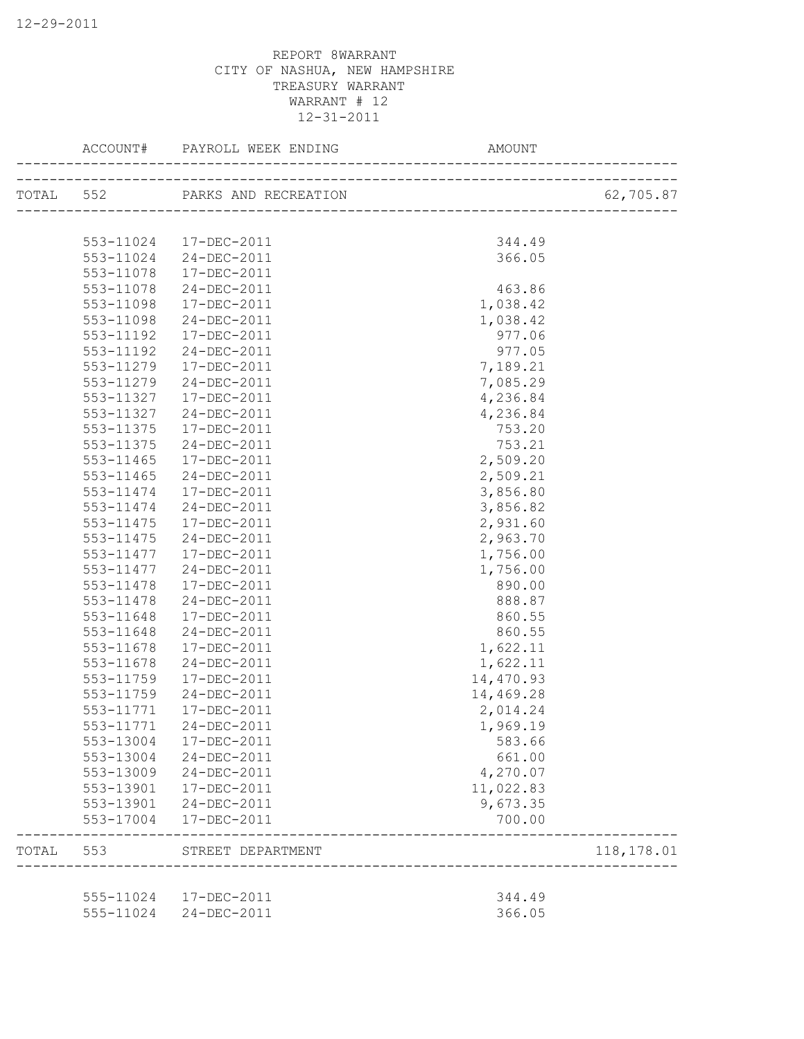REPORT 8WARRANT
CITY OF NASHUA, NEW HAMPSHIRE
TREASURY WARRANT
WARRANT # 12
12-31-2011

| | ACCOUNT# | PAYROLL WEEK ENDING | AMOUNT | |
|---|---|---|---|---|
| TOTAL | 552 | PARKS AND RECREATION | | 62,705.87 |
| | 553-11024 | 17-DEC-2011 | 344.49 | |
| | 553-11024 | 24-DEC-2011 | 366.05 | |
| | 553-11078 | 17-DEC-2011 | | |
| | 553-11078 | 24-DEC-2011 | 463.86 | |
| | 553-11098 | 17-DEC-2011 | 1,038.42 | |
| | 553-11098 | 24-DEC-2011 | 1,038.42 | |
| | 553-11192 | 17-DEC-2011 | 977.06 | |
| | 553-11192 | 24-DEC-2011 | 977.05 | |
| | 553-11279 | 17-DEC-2011 | 7,189.21 | |
| | 553-11279 | 24-DEC-2011 | 7,085.29 | |
| | 553-11327 | 17-DEC-2011 | 4,236.84 | |
| | 553-11327 | 24-DEC-2011 | 4,236.84 | |
| | 553-11375 | 17-DEC-2011 | 753.20 | |
| | 553-11375 | 24-DEC-2011 | 753.21 | |
| | 553-11465 | 17-DEC-2011 | 2,509.20 | |
| | 553-11465 | 24-DEC-2011 | 2,509.21 | |
| | 553-11474 | 17-DEC-2011 | 3,856.80 | |
| | 553-11474 | 24-DEC-2011 | 3,856.82 | |
| | 553-11475 | 17-DEC-2011 | 2,931.60 | |
| | 553-11475 | 24-DEC-2011 | 2,963.70 | |
| | 553-11477 | 17-DEC-2011 | 1,756.00 | |
| | 553-11477 | 24-DEC-2011 | 1,756.00 | |
| | 553-11478 | 17-DEC-2011 | 890.00 | |
| | 553-11478 | 24-DEC-2011 | 888.87 | |
| | 553-11648 | 17-DEC-2011 | 860.55 | |
| | 553-11648 | 24-DEC-2011 | 860.55 | |
| | 553-11678 | 17-DEC-2011 | 1,622.11 | |
| | 553-11678 | 24-DEC-2011 | 1,622.11 | |
| | 553-11759 | 17-DEC-2011 | 14,470.93 | |
| | 553-11759 | 24-DEC-2011 | 14,469.28 | |
| | 553-11771 | 17-DEC-2011 | 2,014.24 | |
| | 553-11771 | 24-DEC-2011 | 1,969.19 | |
| | 553-13004 | 17-DEC-2011 | 583.66 | |
| | 553-13004 | 24-DEC-2011 | 661.00 | |
| | 553-13009 | 24-DEC-2011 | 4,270.07 | |
| | 553-13901 | 17-DEC-2011 | 11,022.83 | |
| | 553-13901 | 24-DEC-2011 | 9,673.35 | |
| | 553-17004 | 17-DEC-2011 | 700.00 | |
| TOTAL | 553 | STREET DEPARTMENT | | 118,178.01 |
| | 555-11024 | 17-DEC-2011 | 344.49 | |
| | 555-11024 | 24-DEC-2011 | 366.05 | |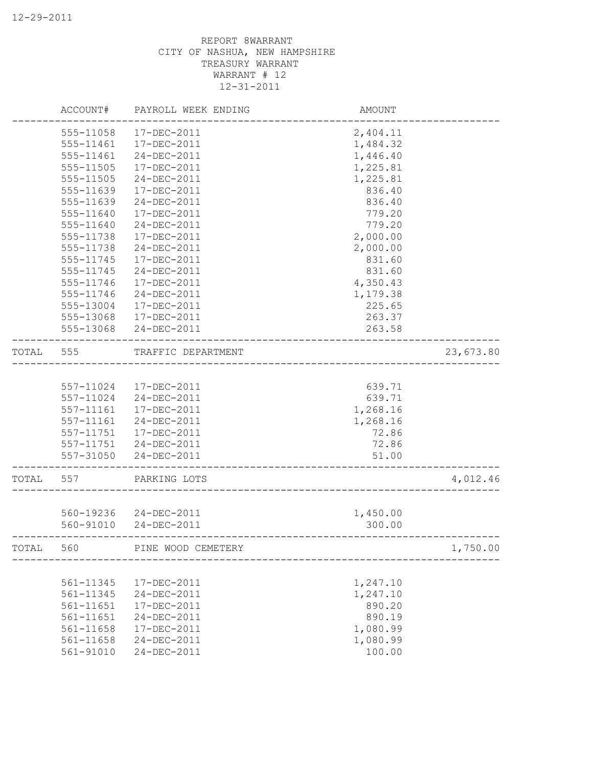REPORT 8WARRANT
CITY OF NASHUA, NEW HAMPSHIRE
TREASURY WARRANT
WARRANT # 12
12-31-2011

| ACCOUNT# | PAYROLL WEEK ENDING | AMOUNT | |
|---|---|---|---|
| 555-11058 | 17-DEC-2011 | 2,404.11 | |
| 555-11461 | 17-DEC-2011 | 1,484.32 | |
| 555-11461 | 24-DEC-2011 | 1,446.40 | |
| 555-11505 | 17-DEC-2011 | 1,225.81 | |
| 555-11505 | 24-DEC-2011 | 1,225.81 | |
| 555-11639 | 17-DEC-2011 | 836.40 | |
| 555-11639 | 24-DEC-2011 | 836.40 | |
| 555-11640 | 17-DEC-2011 | 779.20 | |
| 555-11640 | 24-DEC-2011 | 779.20 | |
| 555-11738 | 17-DEC-2011 | 2,000.00 | |
| 555-11738 | 24-DEC-2011 | 2,000.00 | |
| 555-11745 | 17-DEC-2011 | 831.60 | |
| 555-11745 | 24-DEC-2011 | 831.60 | |
| 555-11746 | 17-DEC-2011 | 4,350.43 | |
| 555-11746 | 24-DEC-2011 | 1,179.38 | |
| 555-13004 | 17-DEC-2011 | 225.65 | |
| 555-13068 | 17-DEC-2011 | 263.37 | |
| 555-13068 | 24-DEC-2011 | 263.58 | |
| TOTAL 555 | TRAFFIC DEPARTMENT | | 23,673.80 |
| 557-11024 | 17-DEC-2011 | 639.71 | |
| 557-11024 | 24-DEC-2011 | 639.71 | |
| 557-11161 | 17-DEC-2011 | 1,268.16 | |
| 557-11161 | 24-DEC-2011 | 1,268.16 | |
| 557-11751 | 17-DEC-2011 | 72.86 | |
| 557-11751 | 24-DEC-2011 | 72.86 | |
| 557-31050 | 24-DEC-2011 | 51.00 | |
| TOTAL 557 | PARKING LOTS | | 4,012.46 |
| 560-19236 | 24-DEC-2011 | 1,450.00 | |
| 560-91010 | 24-DEC-2011 | 300.00 | |
| TOTAL 560 | PINE WOOD CEMETERY | | 1,750.00 |
| 561-11345 | 17-DEC-2011 | 1,247.10 | |
| 561-11345 | 24-DEC-2011 | 1,247.10 | |
| 561-11651 | 17-DEC-2011 | 890.20 | |
| 561-11651 | 24-DEC-2011 | 890.19 | |
| 561-11658 | 17-DEC-2011 | 1,080.99 | |
| 561-11658 | 24-DEC-2011 | 1,080.99 | |
| 561-91010 | 24-DEC-2011 | 100.00 | |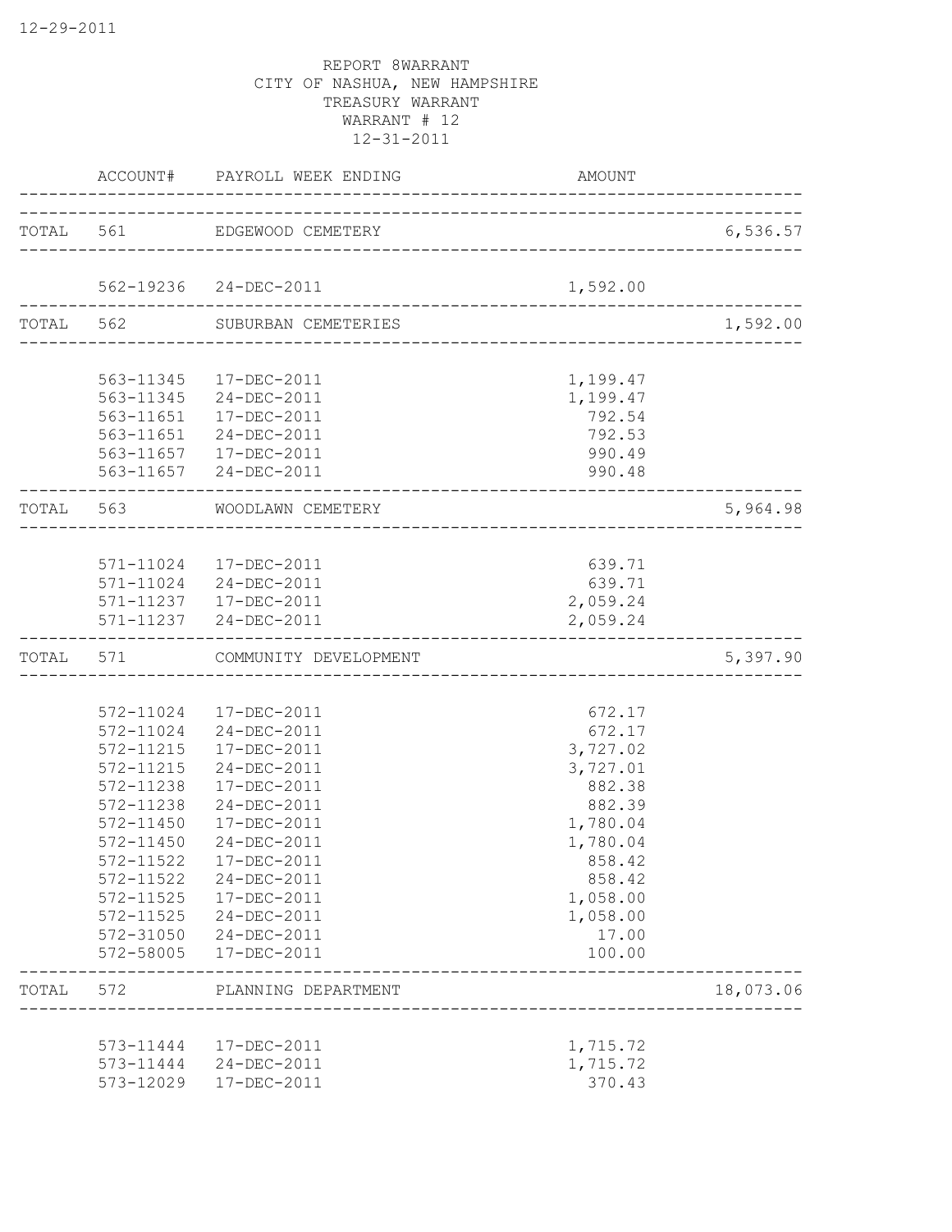REPORT 8WARRANT
CITY OF NASHUA, NEW HAMPSHIRE
TREASURY WARRANT
WARRANT # 12
12-31-2011

| | ACCOUNT# | PAYROLL WEEK ENDING | AMOUNT | |
|---|---|---|---|---|
| TOTAL | 561 | EDGEWOOD CEMETERY | | 6,536.57 |
| | 562-19236 | 24-DEC-2011 | 1,592.00 | |
| TOTAL | 562 | SUBURBAN CEMETERIES | | 1,592.00 |
| | 563-11345 | 17-DEC-2011 | 1,199.47 | |
| | 563-11345 | 24-DEC-2011 | 1,199.47 | |
| | 563-11651 | 17-DEC-2011 | 792.54 | |
| | 563-11651 | 24-DEC-2011 | 792.53 | |
| | 563-11657 | 17-DEC-2011 | 990.49 | |
| | 563-11657 | 24-DEC-2011 | 990.48 | |
| TOTAL | 563 | WOODLAWN CEMETERY | | 5,964.98 |
| | 571-11024 | 17-DEC-2011 | 639.71 | |
| | 571-11024 | 24-DEC-2011 | 639.71 | |
| | 571-11237 | 17-DEC-2011 | 2,059.24 | |
| | 571-11237 | 24-DEC-2011 | 2,059.24 | |
| TOTAL | 571 | COMMUNITY DEVELOPMENT | | 5,397.90 |
| | 572-11024 | 17-DEC-2011 | 672.17 | |
| | 572-11024 | 24-DEC-2011 | 672.17 | |
| | 572-11215 | 17-DEC-2011 | 3,727.02 | |
| | 572-11215 | 24-DEC-2011 | 3,727.01 | |
| | 572-11238 | 17-DEC-2011 | 882.38 | |
| | 572-11238 | 24-DEC-2011 | 882.39 | |
| | 572-11450 | 17-DEC-2011 | 1,780.04 | |
| | 572-11450 | 24-DEC-2011 | 1,780.04 | |
| | 572-11522 | 17-DEC-2011 | 858.42 | |
| | 572-11522 | 24-DEC-2011 | 858.42 | |
| | 572-11525 | 17-DEC-2011 | 1,058.00 | |
| | 572-11525 | 24-DEC-2011 | 1,058.00 | |
| | 572-31050 | 24-DEC-2011 | 17.00 | |
| | 572-58005 | 17-DEC-2011 | 100.00 | |
| TOTAL | 572 | PLANNING DEPARTMENT | | 18,073.06 |
| | 573-11444 | 17-DEC-2011 | 1,715.72 | |
| | 573-11444 | 24-DEC-2011 | 1,715.72 | |
| | 573-12029 | 17-DEC-2011 | 370.43 | |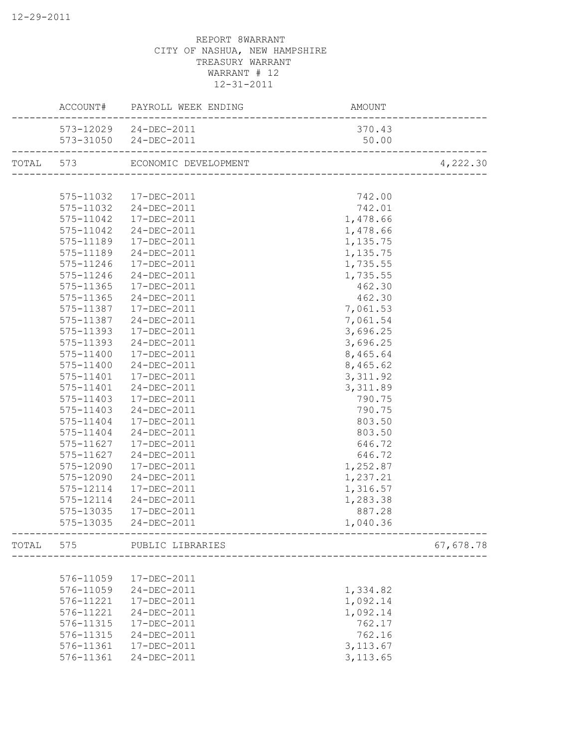REPORT 8WARRANT
CITY OF NASHUA, NEW HAMPSHIRE
TREASURY WARRANT
WARRANT # 12
12-31-2011

| | ACCOUNT# | PAYROLL WEEK ENDING | AMOUNT | |
|---|---|---|---|---|
| | 573-12029 | 24-DEC-2011 | 370.43 | |
| | 573-31050 | 24-DEC-2011 | 50.00 | |
| TOTAL | 573 | ECONOMIC DEVELOPMENT | | 4,222.30 |
| | 575-11032 | 17-DEC-2011 | 742.00 | |
| | 575-11032 | 24-DEC-2011 | 742.01 | |
| | 575-11042 | 17-DEC-2011 | 1,478.66 | |
| | 575-11042 | 24-DEC-2011 | 1,478.66 | |
| | 575-11189 | 17-DEC-2011 | 1,135.75 | |
| | 575-11189 | 24-DEC-2011 | 1,135.75 | |
| | 575-11246 | 17-DEC-2011 | 1,735.55 | |
| | 575-11246 | 24-DEC-2011 | 1,735.55 | |
| | 575-11365 | 17-DEC-2011 | 462.30 | |
| | 575-11365 | 24-DEC-2011 | 462.30 | |
| | 575-11387 | 17-DEC-2011 | 7,061.53 | |
| | 575-11387 | 24-DEC-2011 | 7,061.54 | |
| | 575-11393 | 17-DEC-2011 | 3,696.25 | |
| | 575-11393 | 24-DEC-2011 | 3,696.25 | |
| | 575-11400 | 17-DEC-2011 | 8,465.64 | |
| | 575-11400 | 24-DEC-2011 | 8,465.62 | |
| | 575-11401 | 17-DEC-2011 | 3,311.92 | |
| | 575-11401 | 24-DEC-2011 | 3,311.89 | |
| | 575-11403 | 17-DEC-2011 | 790.75 | |
| | 575-11403 | 24-DEC-2011 | 790.75 | |
| | 575-11404 | 17-DEC-2011 | 803.50 | |
| | 575-11404 | 24-DEC-2011 | 803.50 | |
| | 575-11627 | 17-DEC-2011 | 646.72 | |
| | 575-11627 | 24-DEC-2011 | 646.72 | |
| | 575-12090 | 17-DEC-2011 | 1,252.87 | |
| | 575-12090 | 24-DEC-2011 | 1,237.21 | |
| | 575-12114 | 17-DEC-2011 | 1,316.57 | |
| | 575-12114 | 24-DEC-2011 | 1,283.38 | |
| | 575-13035 | 17-DEC-2011 | 887.28 | |
| | 575-13035 | 24-DEC-2011 | 1,040.36 | |
| TOTAL | 575 | PUBLIC LIBRARIES | | 67,678.78 |
| | 576-11059 | 17-DEC-2011 | | |
| | 576-11059 | 24-DEC-2011 | 1,334.82 | |
| | 576-11221 | 17-DEC-2011 | 1,092.14 | |
| | 576-11221 | 24-DEC-2011 | 1,092.14 | |
| | 576-11315 | 17-DEC-2011 | 762.17 | |
| | 576-11315 | 24-DEC-2011 | 762.16 | |
| | 576-11361 | 17-DEC-2011 | 3,113.67 | |
| | 576-11361 | 24-DEC-2011 | 3,113.65 | |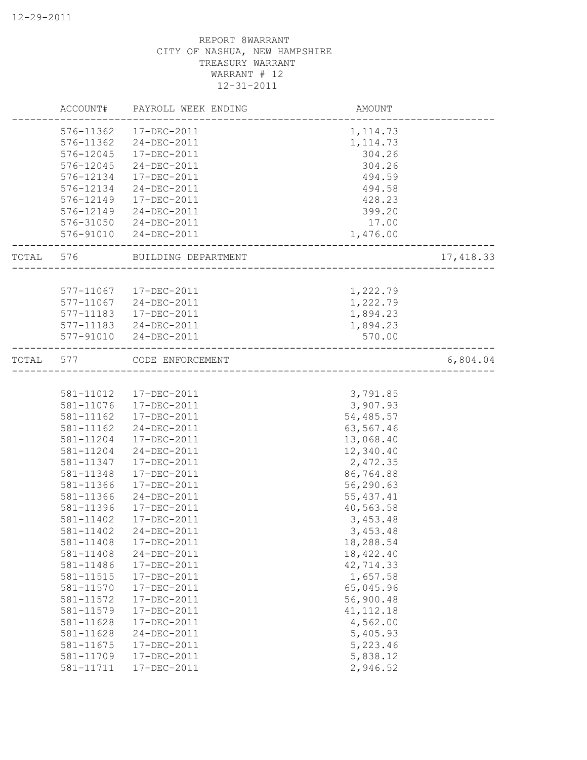REPORT 8WARRANT
CITY OF NASHUA, NEW HAMPSHIRE
TREASURY WARRANT
WARRANT # 12
12-31-2011

| | ACCOUNT# | PAYROLL WEEK ENDING | AMOUNT | |
|---|---|---|---|---|
| | 576-11362 | 17-DEC-2011 | 1,114.73 | |
| | 576-11362 | 24-DEC-2011 | 1,114.73 | |
| | 576-12045 | 17-DEC-2011 | 304.26 | |
| | 576-12045 | 24-DEC-2011 | 304.26 | |
| | 576-12134 | 17-DEC-2011 | 494.59 | |
| | 576-12134 | 24-DEC-2011 | 494.58 | |
| | 576-12149 | 17-DEC-2011 | 428.23 | |
| | 576-12149 | 24-DEC-2011 | 399.20 | |
| | 576-31050 | 24-DEC-2011 | 17.00 | |
| | 576-91010 | 24-DEC-2011 | 1,476.00 | |
| TOTAL | 576 | BUILDING DEPARTMENT | | 17,418.33 |
| | 577-11067 | 17-DEC-2011 | 1,222.79 | |
| | 577-11067 | 24-DEC-2011 | 1,222.79 | |
| | 577-11183 | 17-DEC-2011 | 1,894.23 | |
| | 577-11183 | 24-DEC-2011 | 1,894.23 | |
| | 577-91010 | 24-DEC-2011 | 570.00 | |
| TOTAL | 577 | CODE ENFORCEMENT | | 6,804.04 |
| | 581-11012 | 17-DEC-2011 | 3,791.85 | |
| | 581-11076 | 17-DEC-2011 | 3,907.93 | |
| | 581-11162 | 17-DEC-2011 | 54,485.57 | |
| | 581-11162 | 24-DEC-2011 | 63,567.46 | |
| | 581-11204 | 17-DEC-2011 | 13,068.40 | |
| | 581-11204 | 24-DEC-2011 | 12,340.40 | |
| | 581-11347 | 17-DEC-2011 | 2,472.35 | |
| | 581-11348 | 17-DEC-2011 | 86,764.88 | |
| | 581-11366 | 17-DEC-2011 | 56,290.63 | |
| | 581-11366 | 24-DEC-2011 | 55,437.41 | |
| | 581-11396 | 17-DEC-2011 | 40,563.58 | |
| | 581-11402 | 17-DEC-2011 | 3,453.48 | |
| | 581-11402 | 24-DEC-2011 | 3,453.48 | |
| | 581-11408 | 17-DEC-2011 | 18,288.54 | |
| | 581-11408 | 24-DEC-2011 | 18,422.40 | |
| | 581-11486 | 17-DEC-2011 | 42,714.33 | |
| | 581-11515 | 17-DEC-2011 | 1,657.58 | |
| | 581-11570 | 17-DEC-2011 | 65,045.96 | |
| | 581-11572 | 17-DEC-2011 | 56,900.48 | |
| | 581-11579 | 17-DEC-2011 | 41,112.18 | |
| | 581-11628 | 17-DEC-2011 | 4,562.00 | |
| | 581-11628 | 24-DEC-2011 | 5,405.93 | |
| | 581-11675 | 17-DEC-2011 | 5,223.46 | |
| | 581-11709 | 17-DEC-2011 | 5,838.12 | |
| | 581-11711 | 17-DEC-2011 | 2,946.52 | |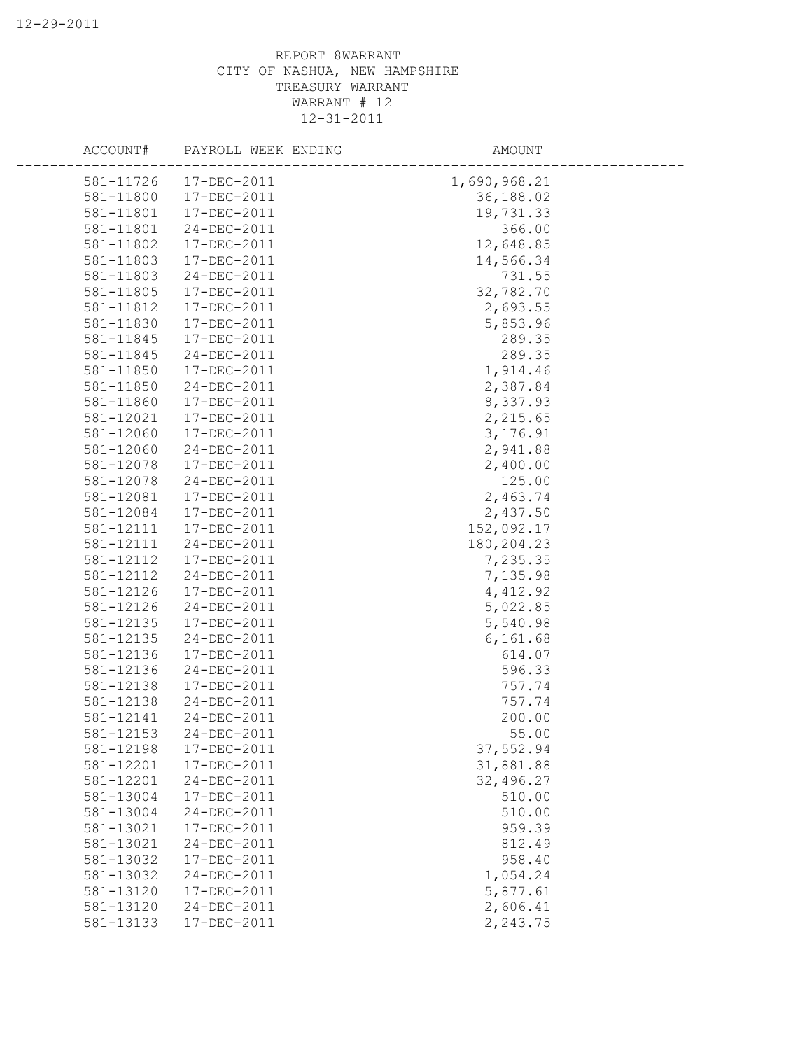REPORT 8WARRANT
CITY OF NASHUA, NEW HAMPSHIRE
TREASURY WARRANT
WARRANT # 12
12-31-2011

| ACCOUNT# | PAYROLL WEEK ENDING | AMOUNT |
|---|---|---|
| 581-11726 | 17-DEC-2011 | 1,690,968.21 |
| 581-11800 | 17-DEC-2011 | 36,188.02 |
| 581-11801 | 17-DEC-2011 | 19,731.33 |
| 581-11801 | 24-DEC-2011 | 366.00 |
| 581-11802 | 17-DEC-2011 | 12,648.85 |
| 581-11803 | 17-DEC-2011 | 14,566.34 |
| 581-11803 | 24-DEC-2011 | 731.55 |
| 581-11805 | 17-DEC-2011 | 32,782.70 |
| 581-11812 | 17-DEC-2011 | 2,693.55 |
| 581-11830 | 17-DEC-2011 | 5,853.96 |
| 581-11845 | 17-DEC-2011 | 289.35 |
| 581-11845 | 24-DEC-2011 | 289.35 |
| 581-11850 | 17-DEC-2011 | 1,914.46 |
| 581-11850 | 24-DEC-2011 | 2,387.84 |
| 581-11860 | 17-DEC-2011 | 8,337.93 |
| 581-12021 | 17-DEC-2011 | 2,215.65 |
| 581-12060 | 17-DEC-2011 | 3,176.91 |
| 581-12060 | 24-DEC-2011 | 2,941.88 |
| 581-12078 | 17-DEC-2011 | 2,400.00 |
| 581-12078 | 24-DEC-2011 | 125.00 |
| 581-12081 | 17-DEC-2011 | 2,463.74 |
| 581-12084 | 17-DEC-2011 | 2,437.50 |
| 581-12111 | 17-DEC-2011 | 152,092.17 |
| 581-12111 | 24-DEC-2011 | 180,204.23 |
| 581-12112 | 17-DEC-2011 | 7,235.35 |
| 581-12112 | 24-DEC-2011 | 7,135.98 |
| 581-12126 | 17-DEC-2011 | 4,412.92 |
| 581-12126 | 24-DEC-2011 | 5,022.85 |
| 581-12135 | 17-DEC-2011 | 5,540.98 |
| 581-12135 | 24-DEC-2011 | 6,161.68 |
| 581-12136 | 17-DEC-2011 | 614.07 |
| 581-12136 | 24-DEC-2011 | 596.33 |
| 581-12138 | 17-DEC-2011 | 757.74 |
| 581-12138 | 24-DEC-2011 | 757.74 |
| 581-12141 | 24-DEC-2011 | 200.00 |
| 581-12153 | 24-DEC-2011 | 55.00 |
| 581-12198 | 17-DEC-2011 | 37,552.94 |
| 581-12201 | 17-DEC-2011 | 31,881.88 |
| 581-12201 | 24-DEC-2011 | 32,496.27 |
| 581-13004 | 17-DEC-2011 | 510.00 |
| 581-13004 | 24-DEC-2011 | 510.00 |
| 581-13021 | 17-DEC-2011 | 959.39 |
| 581-13021 | 24-DEC-2011 | 812.49 |
| 581-13032 | 17-DEC-2011 | 958.40 |
| 581-13032 | 24-DEC-2011 | 1,054.24 |
| 581-13120 | 17-DEC-2011 | 5,877.61 |
| 581-13120 | 24-DEC-2011 | 2,606.41 |
| 581-13133 | 17-DEC-2011 | 2,243.75 |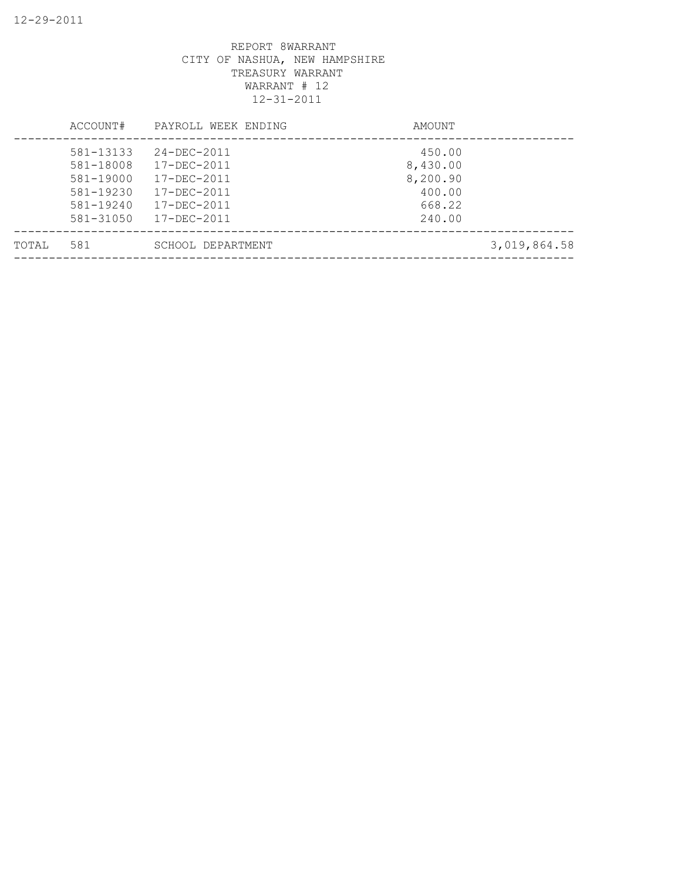REPORT 8WARRANT
CITY OF NASHUA, NEW HAMPSHIRE
TREASURY WARRANT
WARRANT # 12
12-31-2011

| | ACCOUNT# | PAYROLL WEEK ENDING | AMOUNT | |
|---|---|---|---|---|
| | 581-13133 | 24-DEC-2011 | 450.00 | |
| | 581-18008 | 17-DEC-2011 | 8,430.00 | |
| | 581-19000 | 17-DEC-2011 | 8,200.90 | |
| | 581-19230 | 17-DEC-2011 | 400.00 | |
| | 581-19240 | 17-DEC-2011 | 668.22 | |
| | 581-31050 | 17-DEC-2011 | 240.00 | |
| TOTAL | 581 | SCHOOL DEPARTMENT | | 3,019,864.58 |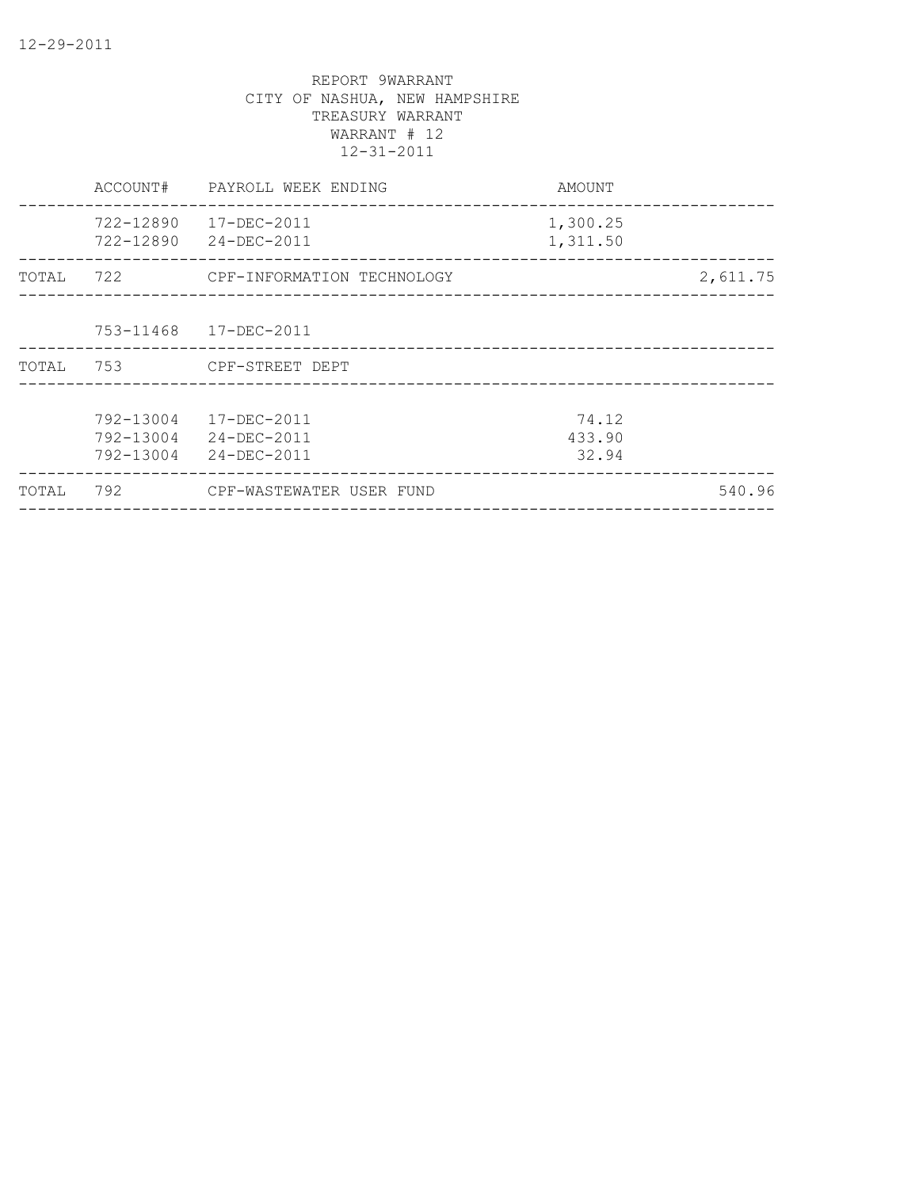12-29-2011

REPORT 9WARRANT
CITY OF NASHUA, NEW HAMPSHIRE
TREASURY WARRANT
WARRANT # 12
12-31-2011

| | ACCOUNT# | PAYROLL WEEK ENDING | AMOUNT | |
|---|---|---|---|---|
| | 722-12890 | 17-DEC-2011 | 1,300.25 | |
| | 722-12890 | 24-DEC-2011 | 1,311.50 | |
| TOTAL | 722 | CPF-INFORMATION TECHNOLOGY | | 2,611.75 |
| | 753-11468 | 17-DEC-2011 | | |
| TOTAL | 753 | CPF-STREET DEPT | | |
| | 792-13004 | 17-DEC-2011 | 74.12 | |
| | 792-13004 | 24-DEC-2011 | 433.90 | |
| | 792-13004 | 24-DEC-2011 | 32.94 | |
| TOTAL | 792 | CPF-WASTEWATER USER FUND | | 540.96 |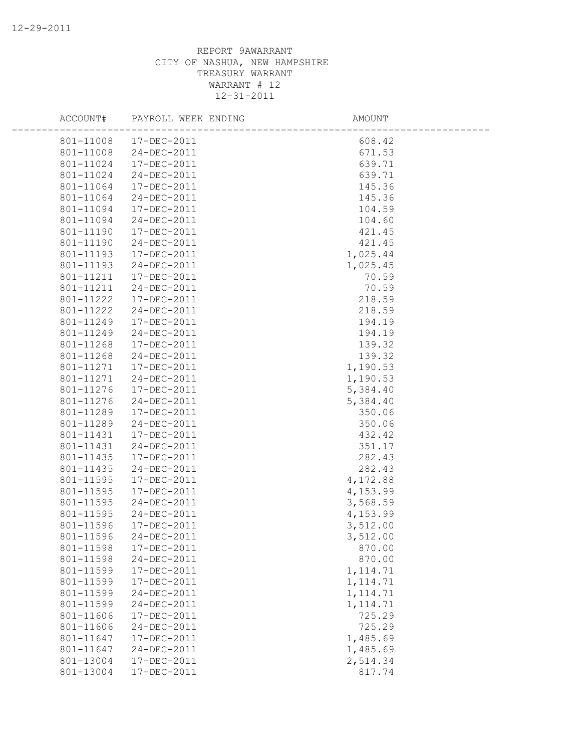12-29-2011

REPORT 9AWARRANT
CITY OF NASHUA, NEW HAMPSHIRE
TREASURY WARRANT
WARRANT # 12
12-31-2011

| ACCOUNT# | PAYROLL WEEK ENDING | AMOUNT |
|---|---|---|
| 801-11008 | 17-DEC-2011 | 608.42 |
| 801-11008 | 24-DEC-2011 | 671.53 |
| 801-11024 | 17-DEC-2011 | 639.71 |
| 801-11024 | 24-DEC-2011 | 639.71 |
| 801-11064 | 17-DEC-2011 | 145.36 |
| 801-11064 | 24-DEC-2011 | 145.36 |
| 801-11094 | 17-DEC-2011 | 104.59 |
| 801-11094 | 24-DEC-2011 | 104.60 |
| 801-11190 | 17-DEC-2011 | 421.45 |
| 801-11190 | 24-DEC-2011 | 421.45 |
| 801-11193 | 17-DEC-2011 | 1,025.44 |
| 801-11193 | 24-DEC-2011 | 1,025.45 |
| 801-11211 | 17-DEC-2011 | 70.59 |
| 801-11211 | 24-DEC-2011 | 70.59 |
| 801-11222 | 17-DEC-2011 | 218.59 |
| 801-11222 | 24-DEC-2011 | 218.59 |
| 801-11249 | 17-DEC-2011 | 194.19 |
| 801-11249 | 24-DEC-2011 | 194.19 |
| 801-11268 | 17-DEC-2011 | 139.32 |
| 801-11268 | 24-DEC-2011 | 139.32 |
| 801-11271 | 17-DEC-2011 | 1,190.53 |
| 801-11271 | 24-DEC-2011 | 1,190.53 |
| 801-11276 | 17-DEC-2011 | 5,384.40 |
| 801-11276 | 24-DEC-2011 | 5,384.40 |
| 801-11289 | 17-DEC-2011 | 350.06 |
| 801-11289 | 24-DEC-2011 | 350.06 |
| 801-11431 | 17-DEC-2011 | 432.42 |
| 801-11431 | 24-DEC-2011 | 351.17 |
| 801-11435 | 17-DEC-2011 | 282.43 |
| 801-11435 | 24-DEC-2011 | 282.43 |
| 801-11595 | 17-DEC-2011 | 4,172.88 |
| 801-11595 | 17-DEC-2011 | 4,153.99 |
| 801-11595 | 24-DEC-2011 | 3,568.59 |
| 801-11595 | 24-DEC-2011 | 4,153.99 |
| 801-11596 | 17-DEC-2011 | 3,512.00 |
| 801-11596 | 24-DEC-2011 | 3,512.00 |
| 801-11598 | 17-DEC-2011 | 870.00 |
| 801-11598 | 24-DEC-2011 | 870.00 |
| 801-11599 | 17-DEC-2011 | 1,114.71 |
| 801-11599 | 17-DEC-2011 | 1,114.71 |
| 801-11599 | 24-DEC-2011 | 1,114.71 |
| 801-11599 | 24-DEC-2011 | 1,114.71 |
| 801-11606 | 17-DEC-2011 | 725.29 |
| 801-11606 | 24-DEC-2011 | 725.29 |
| 801-11647 | 17-DEC-2011 | 1,485.69 |
| 801-11647 | 24-DEC-2011 | 1,485.69 |
| 801-13004 | 17-DEC-2011 | 2,514.34 |
| 801-13004 | 17-DEC-2011 | 817.74 |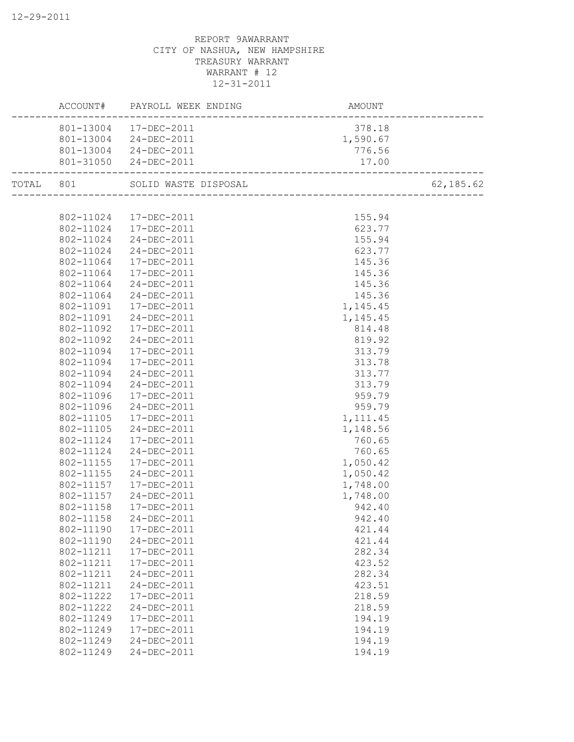REPORT 9AWARRANT
CITY OF NASHUA, NEW HAMPSHIRE
TREASURY WARRANT
WARRANT # 12
12-31-2011

| | ACCOUNT# | PAYROLL WEEK ENDING | AMOUNT | |
|---|---|---|---|---|
| | 801-13004 | 17-DEC-2011 | 378.18 | |
| | 801-13004 | 24-DEC-2011 | 1,590.67 | |
| | 801-13004 | 24-DEC-2011 | 776.56 | |
| | 801-31050 | 24-DEC-2011 | 17.00 | |
| TOTAL | 801 | SOLID WASTE DISPOSAL | | 62,185.62 |
| | 802-11024 | 17-DEC-2011 | 155.94 | |
| | 802-11024 | 17-DEC-2011 | 623.77 | |
| | 802-11024 | 24-DEC-2011 | 155.94 | |
| | 802-11024 | 24-DEC-2011 | 623.77 | |
| | 802-11064 | 17-DEC-2011 | 145.36 | |
| | 802-11064 | 17-DEC-2011 | 145.36 | |
| | 802-11064 | 24-DEC-2011 | 145.36 | |
| | 802-11064 | 24-DEC-2011 | 145.36 | |
| | 802-11091 | 17-DEC-2011 | 1,145.45 | |
| | 802-11091 | 24-DEC-2011 | 1,145.45 | |
| | 802-11092 | 17-DEC-2011 | 814.48 | |
| | 802-11092 | 24-DEC-2011 | 819.92 | |
| | 802-11094 | 17-DEC-2011 | 313.79 | |
| | 802-11094 | 17-DEC-2011 | 313.78 | |
| | 802-11094 | 24-DEC-2011 | 313.77 | |
| | 802-11094 | 24-DEC-2011 | 313.79 | |
| | 802-11096 | 17-DEC-2011 | 959.79 | |
| | 802-11096 | 24-DEC-2011 | 959.79 | |
| | 802-11105 | 17-DEC-2011 | 1,111.45 | |
| | 802-11105 | 24-DEC-2011 | 1,148.56 | |
| | 802-11124 | 17-DEC-2011 | 760.65 | |
| | 802-11124 | 24-DEC-2011 | 760.65 | |
| | 802-11155 | 17-DEC-2011 | 1,050.42 | |
| | 802-11155 | 24-DEC-2011 | 1,050.42 | |
| | 802-11157 | 17-DEC-2011 | 1,748.00 | |
| | 802-11157 | 24-DEC-2011 | 1,748.00 | |
| | 802-11158 | 17-DEC-2011 | 942.40 | |
| | 802-11158 | 24-DEC-2011 | 942.40 | |
| | 802-11190 | 17-DEC-2011 | 421.44 | |
| | 802-11190 | 24-DEC-2011 | 421.44 | |
| | 802-11211 | 17-DEC-2011 | 282.34 | |
| | 802-11211 | 17-DEC-2011 | 423.52 | |
| | 802-11211 | 24-DEC-2011 | 282.34 | |
| | 802-11211 | 24-DEC-2011 | 423.51 | |
| | 802-11222 | 17-DEC-2011 | 218.59 | |
| | 802-11222 | 24-DEC-2011 | 218.59 | |
| | 802-11249 | 17-DEC-2011 | 194.19 | |
| | 802-11249 | 17-DEC-2011 | 194.19 | |
| | 802-11249 | 24-DEC-2011 | 194.19 | |
| | 802-11249 | 24-DEC-2011 | 194.19 | |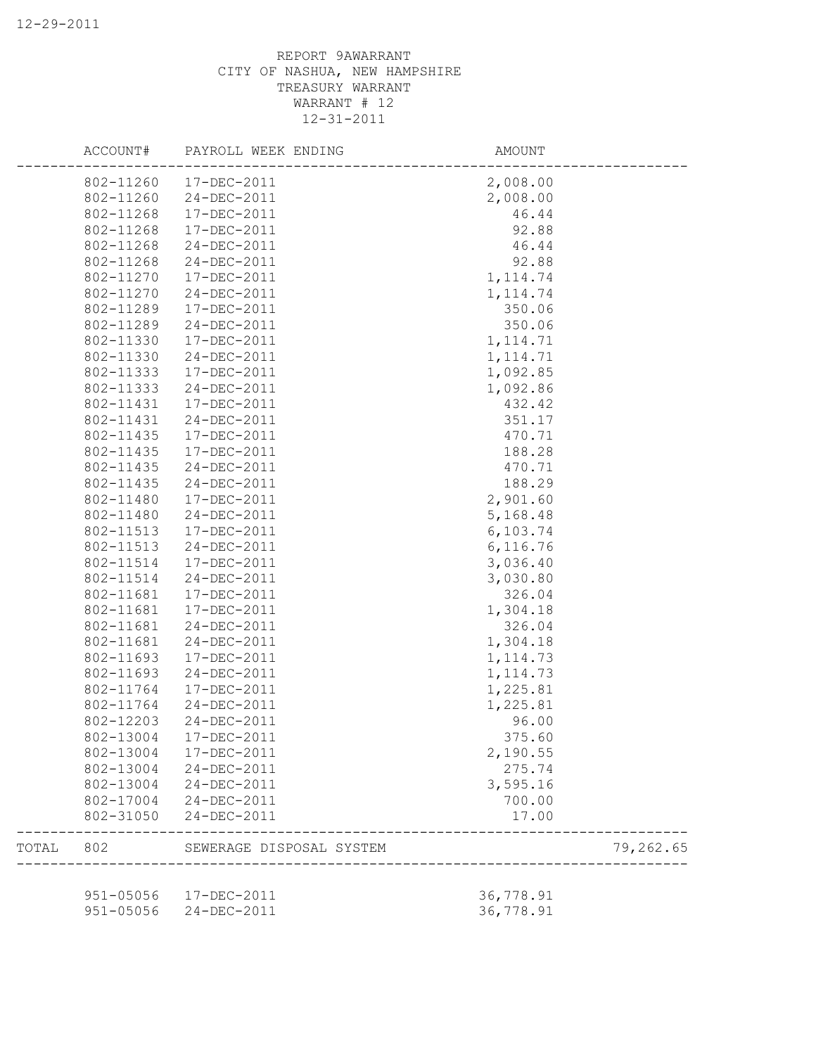REPORT 9AWARRANT
CITY OF NASHUA, NEW HAMPSHIRE
TREASURY WARRANT
WARRANT # 12
12-31-2011

| ACCOUNT# | PAYROLL WEEK ENDING | AMOUNT | |
|---|---|---|---|
| 802-11260 | 17-DEC-2011 | 2,008.00 | |
| 802-11260 | 24-DEC-2011 | 2,008.00 | |
| 802-11268 | 17-DEC-2011 | 46.44 | |
| 802-11268 | 17-DEC-2011 | 92.88 | |
| 802-11268 | 24-DEC-2011 | 46.44 | |
| 802-11268 | 24-DEC-2011 | 92.88 | |
| 802-11270 | 17-DEC-2011 | 1,114.74 | |
| 802-11270 | 24-DEC-2011 | 1,114.74 | |
| 802-11289 | 17-DEC-2011 | 350.06 | |
| 802-11289 | 24-DEC-2011 | 350.06 | |
| 802-11330 | 17-DEC-2011 | 1,114.71 | |
| 802-11330 | 24-DEC-2011 | 1,114.71 | |
| 802-11333 | 17-DEC-2011 | 1,092.85 | |
| 802-11333 | 24-DEC-2011 | 1,092.86 | |
| 802-11431 | 17-DEC-2011 | 432.42 | |
| 802-11431 | 24-DEC-2011 | 351.17 | |
| 802-11435 | 17-DEC-2011 | 470.71 | |
| 802-11435 | 17-DEC-2011 | 188.28 | |
| 802-11435 | 24-DEC-2011 | 470.71 | |
| 802-11435 | 24-DEC-2011 | 188.29 | |
| 802-11480 | 17-DEC-2011 | 2,901.60 | |
| 802-11480 | 24-DEC-2011 | 5,168.48 | |
| 802-11513 | 17-DEC-2011 | 6,103.74 | |
| 802-11513 | 24-DEC-2011 | 6,116.76 | |
| 802-11514 | 17-DEC-2011 | 3,036.40 | |
| 802-11514 | 24-DEC-2011 | 3,030.80 | |
| 802-11681 | 17-DEC-2011 | 326.04 | |
| 802-11681 | 17-DEC-2011 | 1,304.18 | |
| 802-11681 | 24-DEC-2011 | 326.04 | |
| 802-11681 | 24-DEC-2011 | 1,304.18 | |
| 802-11693 | 17-DEC-2011 | 1,114.73 | |
| 802-11693 | 24-DEC-2011 | 1,114.73 | |
| 802-11764 | 17-DEC-2011 | 1,225.81 | |
| 802-11764 | 24-DEC-2011 | 1,225.81 | |
| 802-12203 | 24-DEC-2011 | 96.00 | |
| 802-13004 | 17-DEC-2011 | 375.60 | |
| 802-13004 | 17-DEC-2011 | 2,190.55 | |
| 802-13004 | 24-DEC-2011 | 275.74 | |
| 802-13004 | 24-DEC-2011 | 3,595.16 | |
| 802-17004 | 24-DEC-2011 | 700.00 | |
| 802-31050 | 24-DEC-2011 | 17.00 | |
| TOTAL 802 | SEWERAGE DISPOSAL SYSTEM | | 79,262.65 |
| 951-05056 | 17-DEC-2011 | 36,778.91 | |
| 951-05056 | 24-DEC-2011 | 36,778.91 | |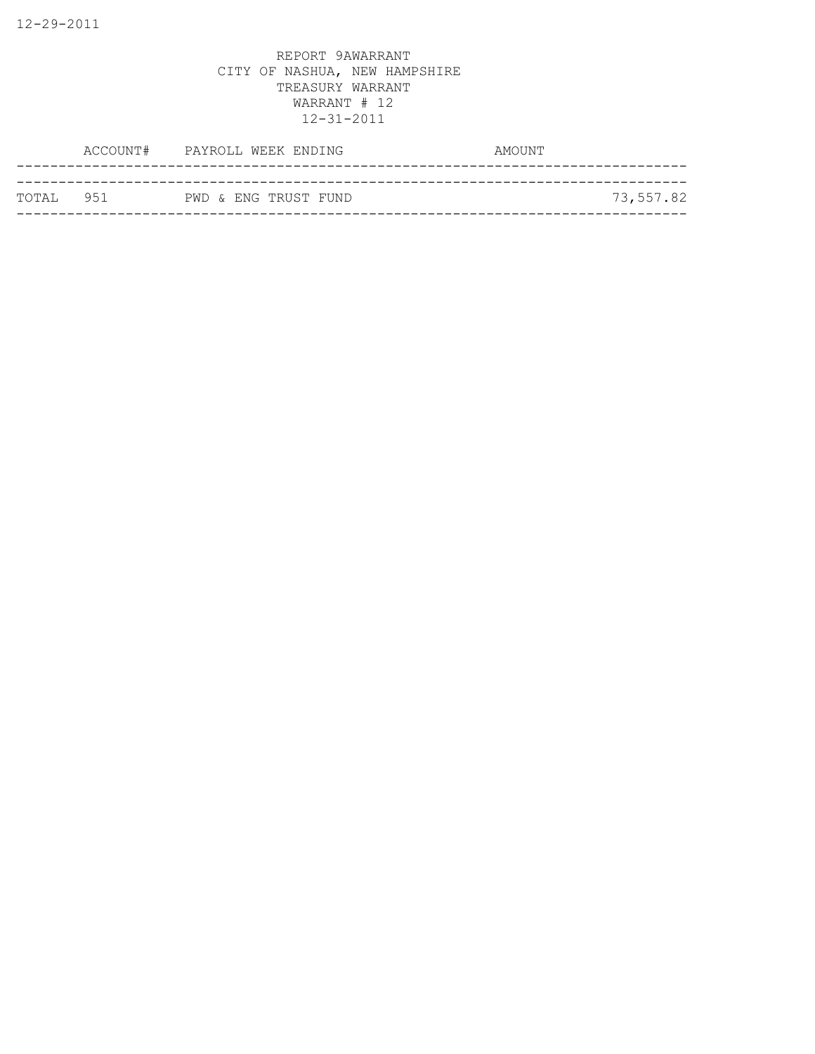REPORT 9AWARRANT
CITY OF NASHUA, NEW HAMPSHIRE
TREASURY WARRANT
WARRANT # 12
12-31-2011

| | ACCOUNT# | PAYROLL WEEK ENDING | AMOUNT |
|---|---|---|---|
| TOTAL | 951 | PWD & ENG TRUST FUND | 73,557.82 |